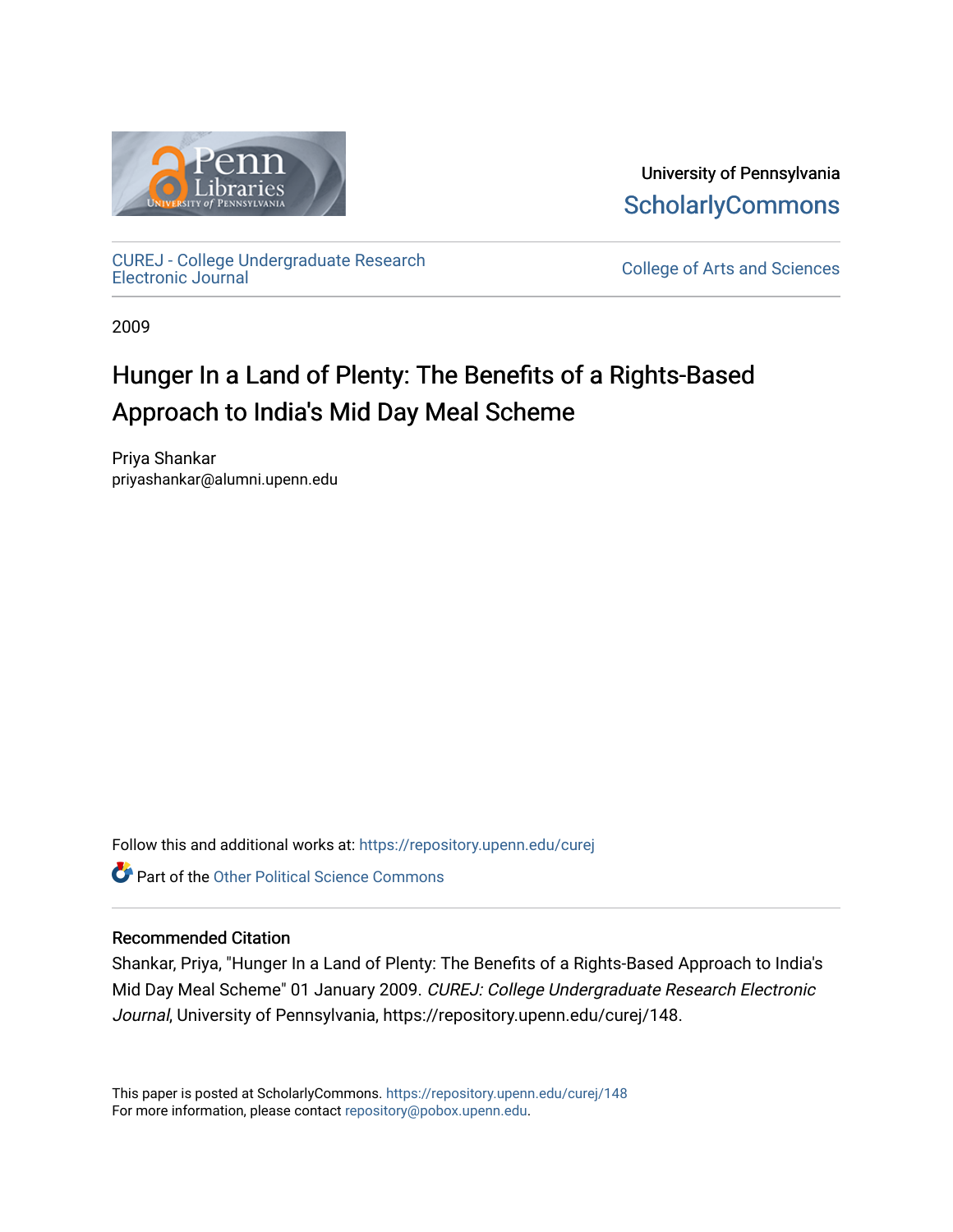University of Pennsylvania
ScholarlyCommons

CUREJ - College Undergraduate Research Electronic Journal

College of Arts and Sciences

2009

# Hunger In a Land of Plenty: The Benefits of a Rights-Based Approach to India's Mid Day Meal Scheme

Priya Shankar
priyashankar@alumni.upenn.edu

Follow this and additional works at: https://repository.upenn.edu/curej

Part of the Other Political Science Commons

## Recommended Citation

Shankar, Priya, "Hunger In a Land of Plenty: The Benefits of a Rights-Based Approach to India's Mid Day Meal Scheme" 01 January 2009. *CUREJ: College Undergraduate Research Electronic Journal*, University of Pennsylvania, https://repository.upenn.edu/curej/148.

This paper is posted at ScholarlyCommons. https://repository.upenn.edu/curej/148
For more information, please contact repository@pobox.upenn.edu.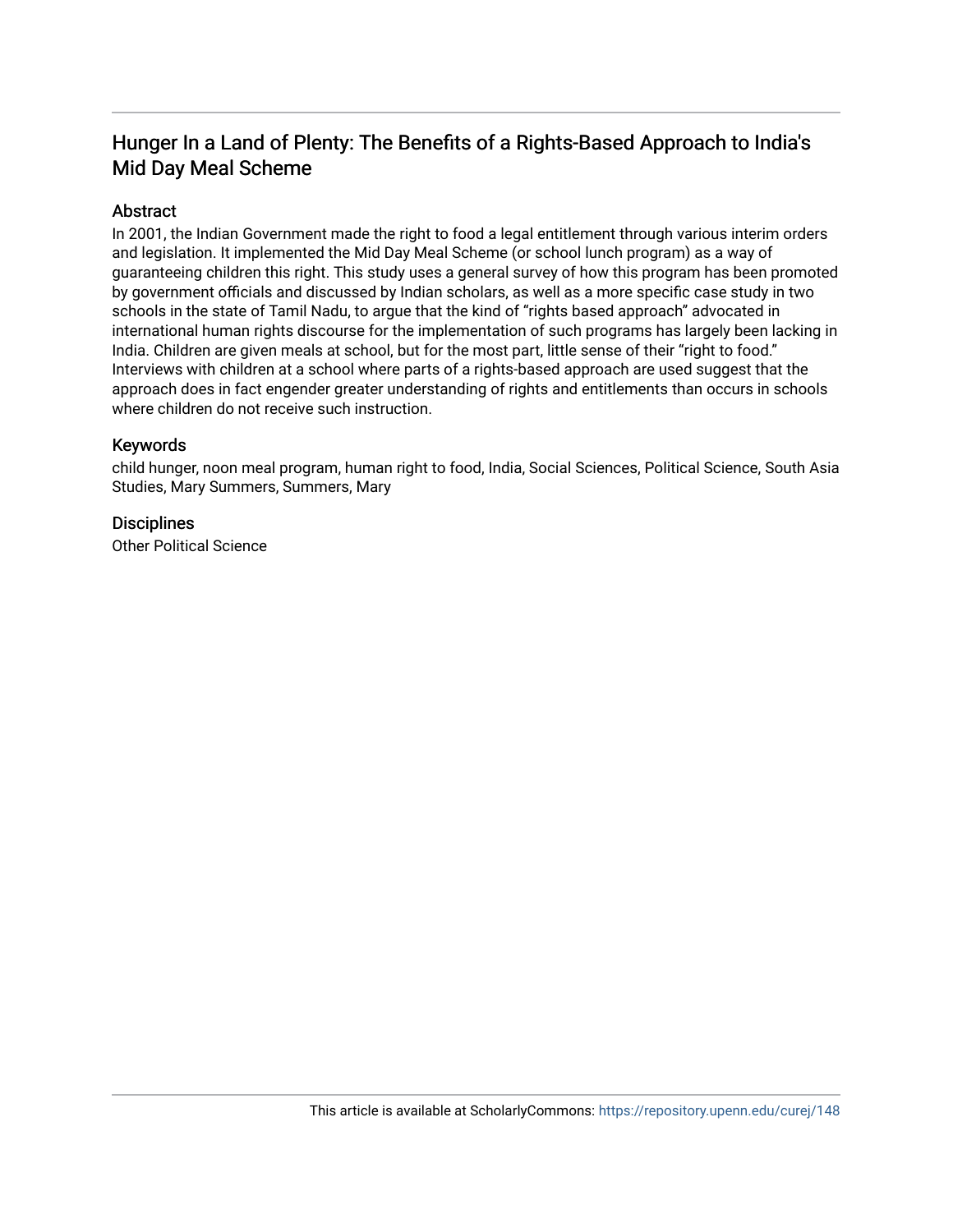## Hunger In a Land of Plenty: The Benefits of a Rights-Based Approach to India's Mid Day Meal Scheme

### Abstract

In 2001, the Indian Government made the right to food a legal entitlement through various interim orders and legislation. It implemented the Mid Day Meal Scheme (or school lunch program) as a way of guaranteeing children this right. This study uses a general survey of how this program has been promoted by government officials and discussed by Indian scholars, as well as a more specific case study in two schools in the state of Tamil Nadu, to argue that the kind of "rights based approach" advocated in international human rights discourse for the implementation of such programs has largely been lacking in India. Children are given meals at school, but for the most part, little sense of their "right to food." Interviews with children at a school where parts of a rights-based approach are used suggest that the approach does in fact engender greater understanding of rights and entitlements than occurs in schools where children do not receive such instruction.

### Keywords

child hunger, noon meal program, human right to food, India, Social Sciences, Political Science, South Asia Studies, Mary Summers, Summers, Mary

### Disciplines

Other Political Science

This article is available at ScholarlyCommons: https://repository.upenn.edu/curej/148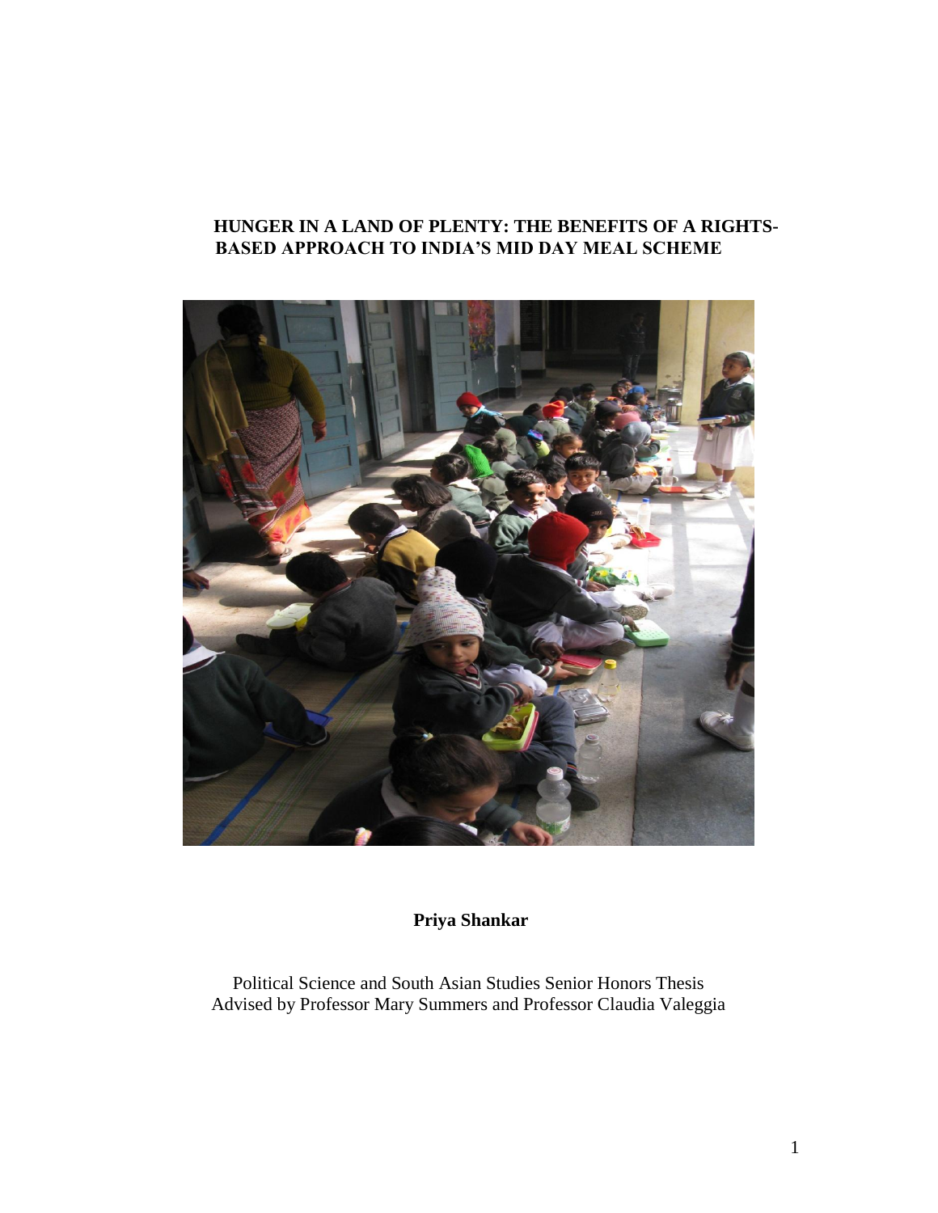# HUNGER IN A LAND OF PLENTY: THE BENEFITS OF A RIGHTS-BASED APPROACH TO INDIA'S MID DAY MEAL SCHEME

**Priya Shankar**

Political Science and South Asian Studies Senior Honors Thesis
Advised by Professor Mary Summers and Professor Claudia Valeggia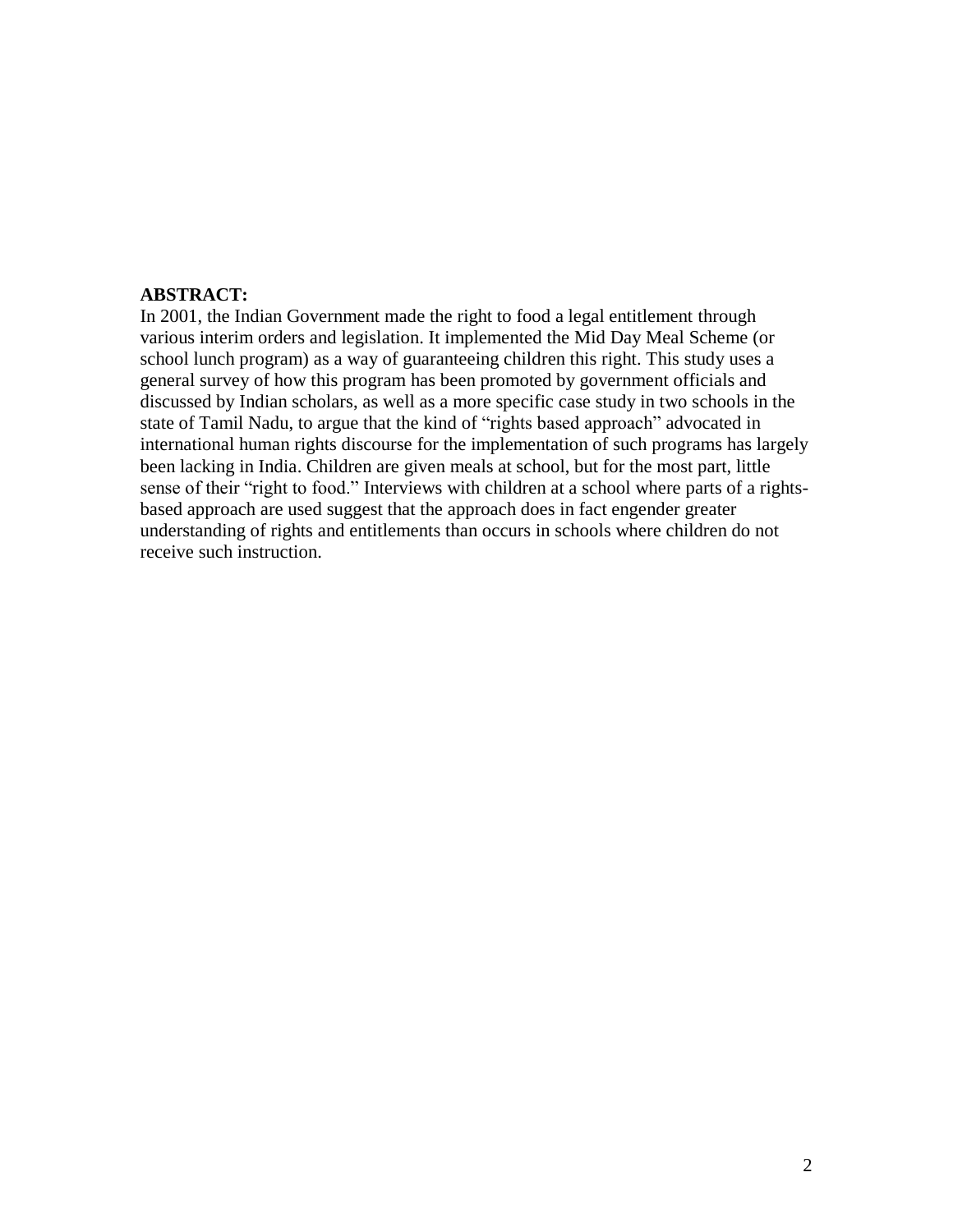**ABSTRACT:**

In 2001, the Indian Government made the right to food a legal entitlement through various interim orders and legislation. It implemented the Mid Day Meal Scheme (or school lunch program) as a way of guaranteeing children this right. This study uses a general survey of how this program has been promoted by government officials and discussed by Indian scholars, as well as a more specific case study in two schools in the state of Tamil Nadu, to argue that the kind of "rights based approach" advocated in international human rights discourse for the implementation of such programs has largely been lacking in India. Children are given meals at school, but for the most part, little sense of their "right to food." Interviews with children at a school where parts of a rights-based approach are used suggest that the approach does in fact engender greater understanding of rights and entitlements than occurs in schools where children do not receive such instruction.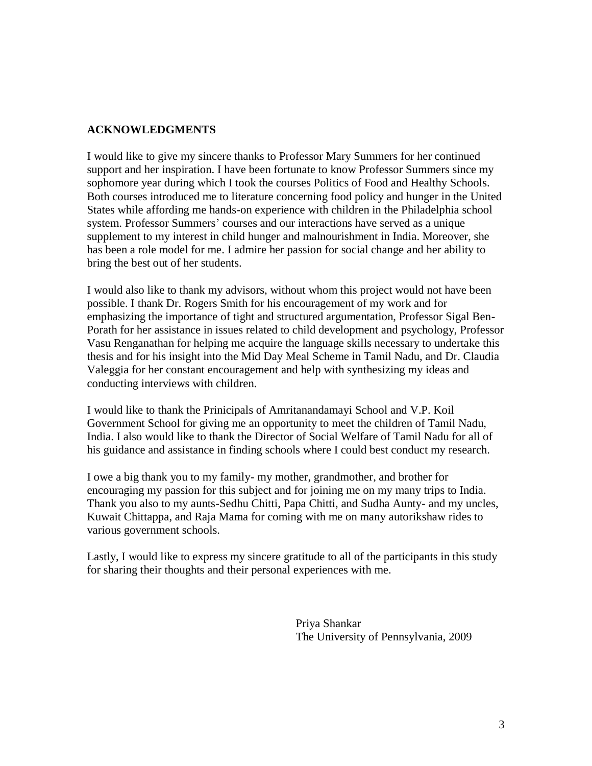**ACKNOWLEDGMENTS**

I would like to give my sincere thanks to Professor Mary Summers for her continued support and her inspiration. I have been fortunate to know Professor Summers since my sophomore year during which I took the courses Politics of Food and Healthy Schools. Both courses introduced me to literature concerning food policy and hunger in the United States while affording me hands-on experience with children in the Philadelphia school system. Professor Summers' courses and our interactions have served as a unique supplement to my interest in child hunger and malnourishment in India. Moreover, she has been a role model for me. I admire her passion for social change and her ability to bring the best out of her students.

I would also like to thank my advisors, without whom this project would not have been possible. I thank Dr. Rogers Smith for his encouragement of my work and for emphasizing the importance of tight and structured argumentation, Professor Sigal Ben-Porath for her assistance in issues related to child development and psychology, Professor Vasu Renganathan for helping me acquire the language skills necessary to undertake this thesis and for his insight into the Mid Day Meal Scheme in Tamil Nadu, and Dr. Claudia Valeggia for her constant encouragement and help with synthesizing my ideas and conducting interviews with children.

I would like to thank the Prinicipals of Amritanandamayi School and V.P. Koil Government School for giving me an opportunity to meet the children of Tamil Nadu, India. I also would like to thank the Director of Social Welfare of Tamil Nadu for all of his guidance and assistance in finding schools where I could best conduct my research.

I owe a big thank you to my family- my mother, grandmother, and brother for encouraging my passion for this subject and for joining me on my many trips to India. Thank you also to my aunts-Sedhu Chitti, Papa Chitti, and Sudha Aunty- and my uncles, Kuwait Chittappa, and Raja Mama for coming with me on many autorikshaw rides to various government schools.

Lastly, I would like to express my sincere gratitude to all of the participants in this study for sharing their thoughts and their personal experiences with me.

Priya Shankar
The University of Pennsylvania, 2009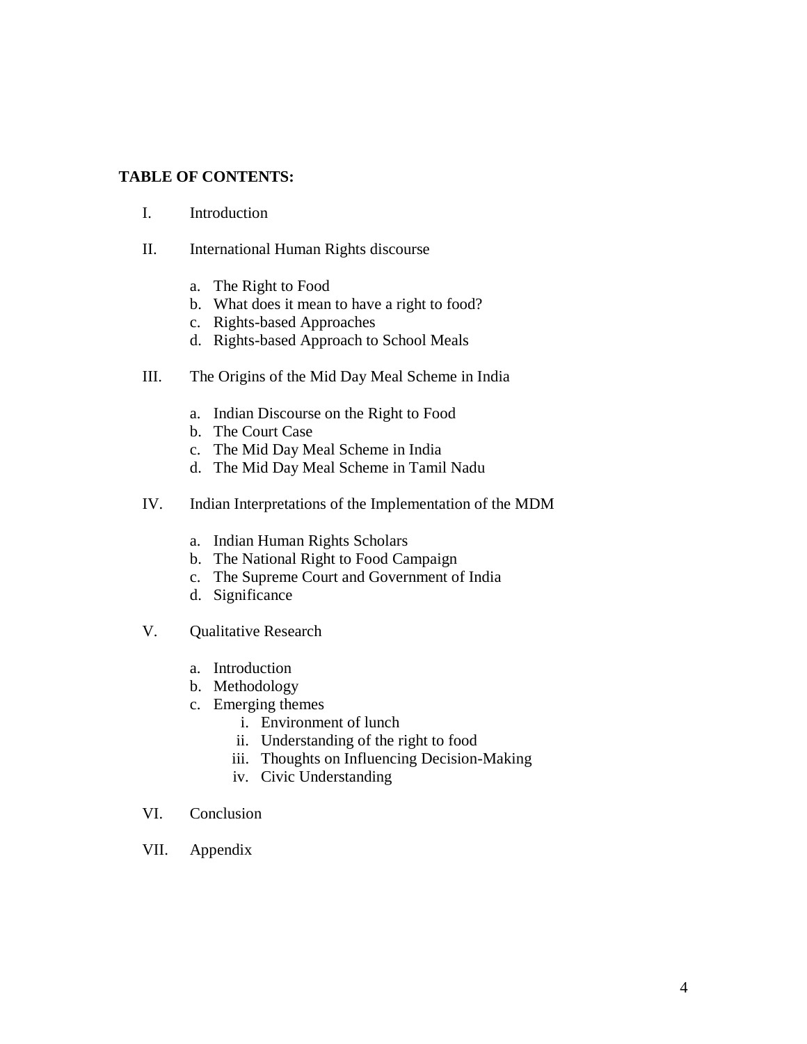**TABLE OF CONTENTS:**

I. Introduction

II. International Human Rights discourse

   a. The Right to Food
   b. What does it mean to have a right to food?
   c. Rights-based Approaches
   d. Rights-based Approach to School Meals

III. The Origins of the Mid Day Meal Scheme in India

   a. Indian Discourse on the Right to Food
   b. The Court Case
   c. The Mid Day Meal Scheme in India
   d. The Mid Day Meal Scheme in Tamil Nadu

IV. Indian Interpretations of the Implementation of the MDM

   a. Indian Human Rights Scholars
   b. The National Right to Food Campaign
   c. The Supreme Court and Government of India
   d. Significance

V. Qualitative Research

   a. Introduction
   b. Methodology
   c. Emerging themes
      i. Environment of lunch
      ii. Understanding of the right to food
      iii. Thoughts on Influencing Decision-Making
      iv. Civic Understanding

VI. Conclusion

VII. Appendix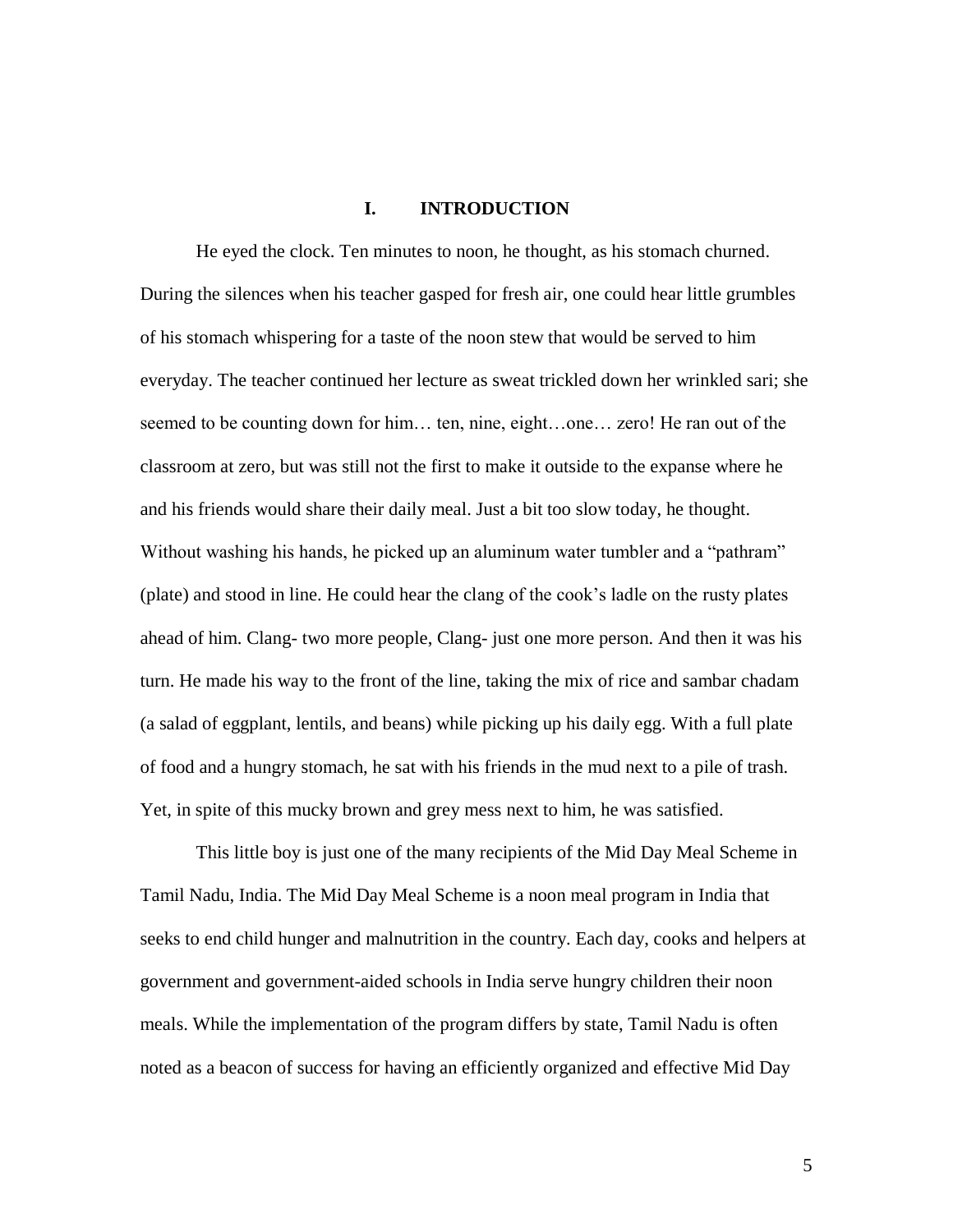# I. INTRODUCTION

He eyed the clock. Ten minutes to noon, he thought, as his stomach churned. During the silences when his teacher gasped for fresh air, one could hear little grumbles of his stomach whispering for a taste of the noon stew that would be served to him everyday. The teacher continued her lecture as sweat trickled down her wrinkled sari; she seemed to be counting down for him… ten, nine, eight…one… zero! He ran out of the classroom at zero, but was still not the first to make it outside to the expanse where he and his friends would share their daily meal. Just a bit too slow today, he thought. Without washing his hands, he picked up an aluminum water tumbler and a "pathram" (plate) and stood in line. He could hear the clang of the cook's ladle on the rusty plates ahead of him. Clang- two more people, Clang- just one more person. And then it was his turn. He made his way to the front of the line, taking the mix of rice and sambar chadam (a salad of eggplant, lentils, and beans) while picking up his daily egg. With a full plate of food and a hungry stomach, he sat with his friends in the mud next to a pile of trash. Yet, in spite of this mucky brown and grey mess next to him, he was satisfied.

This little boy is just one of the many recipients of the Mid Day Meal Scheme in Tamil Nadu, India. The Mid Day Meal Scheme is a noon meal program in India that seeks to end child hunger and malnutrition in the country. Each day, cooks and helpers at government and government-aided schools in India serve hungry children their noon meals. While the implementation of the program differs by state, Tamil Nadu is often noted as a beacon of success for having an efficiently organized and effective Mid Day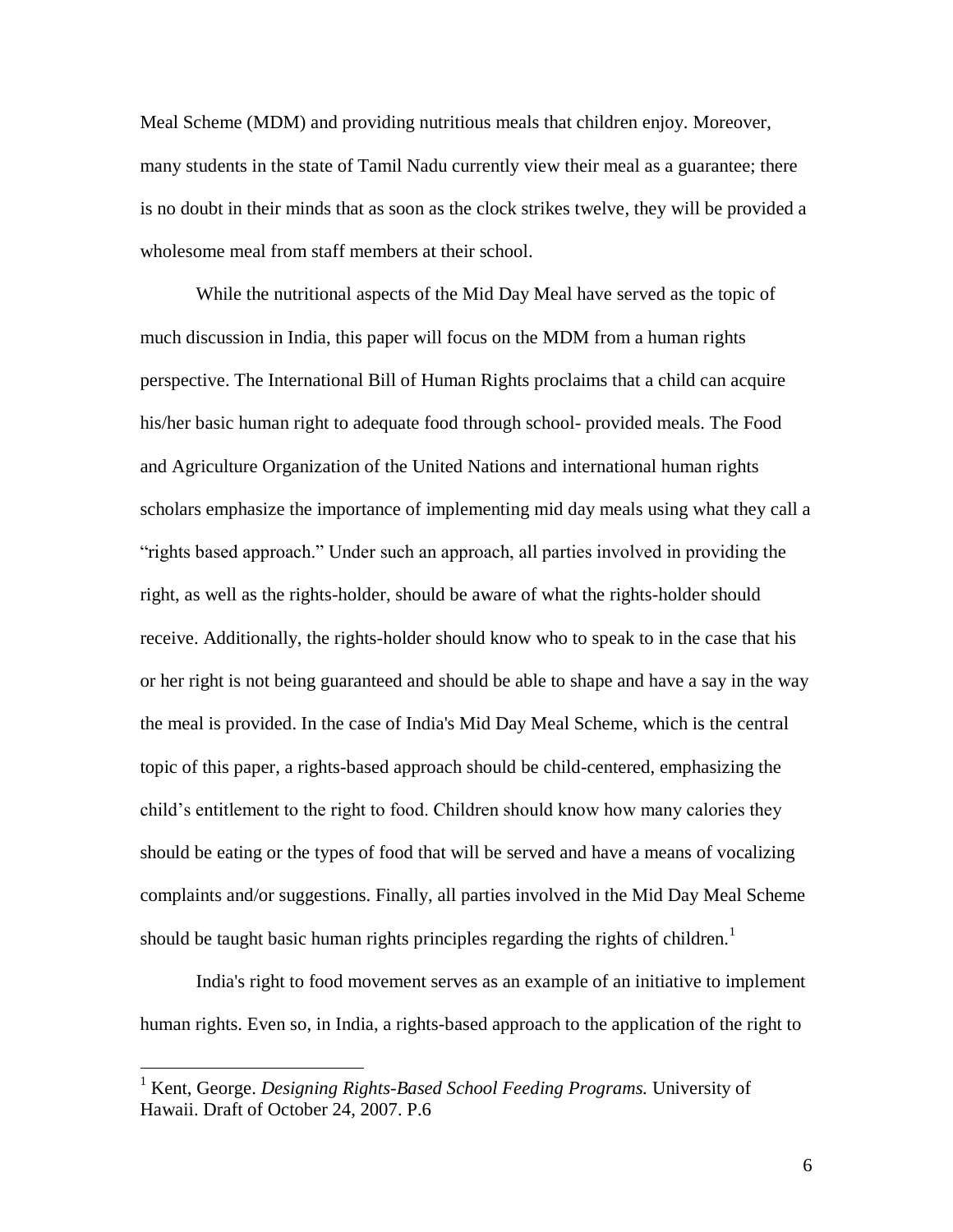Meal Scheme (MDM) and providing nutritious meals that children enjoy. Moreover, many students in the state of Tamil Nadu currently view their meal as a guarantee; there is no doubt in their minds that as soon as the clock strikes twelve, they will be provided a wholesome meal from staff members at their school.

While the nutritional aspects of the Mid Day Meal have served as the topic of much discussion in India, this paper will focus on the MDM from a human rights perspective. The International Bill of Human Rights proclaims that a child can acquire his/her basic human right to adequate food through school- provided meals. The Food and Agriculture Organization of the United Nations and international human rights scholars emphasize the importance of implementing mid day meals using what they call a "rights based approach." Under such an approach, all parties involved in providing the right, as well as the rights-holder, should be aware of what the rights-holder should receive. Additionally, the rights-holder should know who to speak to in the case that his or her right is not being guaranteed and should be able to shape and have a say in the way the meal is provided. In the case of India's Mid Day Meal Scheme, which is the central topic of this paper, a rights-based approach should be child-centered, emphasizing the child's entitlement to the right to food. Children should know how many calories they should be eating or the types of food that will be served and have a means of vocalizing complaints and/or suggestions. Finally, all parties involved in the Mid Day Meal Scheme should be taught basic human rights principles regarding the rights of children.[1]

India's right to food movement serves as an example of an initiative to implement human rights. Even so, in India, a rights-based approach to the application of the right to

[1] Kent, George. *Designing Rights-Based School Feeding Programs.* University of Hawaii. Draft of October 24, 2007. P.6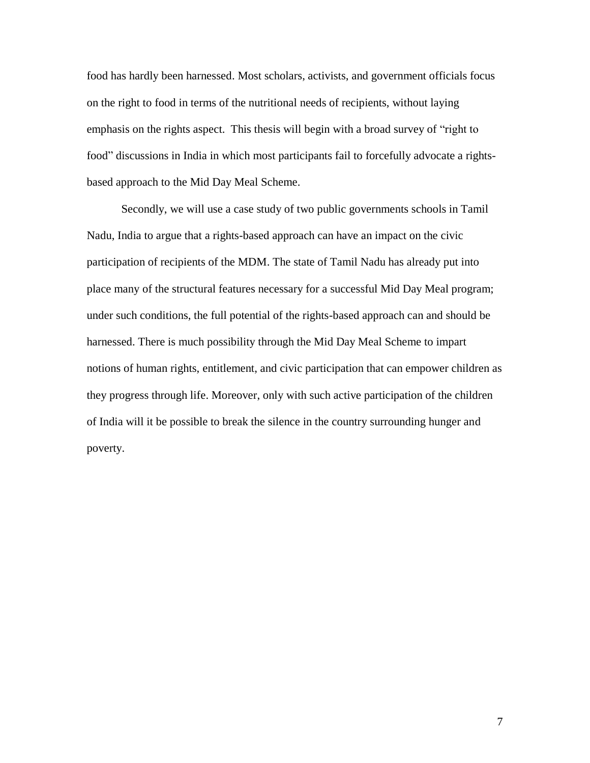food has hardly been harnessed. Most scholars, activists, and government officials focus on the right to food in terms of the nutritional needs of recipients, without laying emphasis on the rights aspect. This thesis will begin with a broad survey of "right to food" discussions in India in which most participants fail to forcefully advocate a rights-based approach to the Mid Day Meal Scheme.

Secondly, we will use a case study of two public governments schools in Tamil Nadu, India to argue that a rights-based approach can have an impact on the civic participation of recipients of the MDM. The state of Tamil Nadu has already put into place many of the structural features necessary for a successful Mid Day Meal program; under such conditions, the full potential of the rights-based approach can and should be harnessed. There is much possibility through the Mid Day Meal Scheme to impart notions of human rights, entitlement, and civic participation that can empower children as they progress through life. Moreover, only with such active participation of the children of India will it be possible to break the silence in the country surrounding hunger and poverty.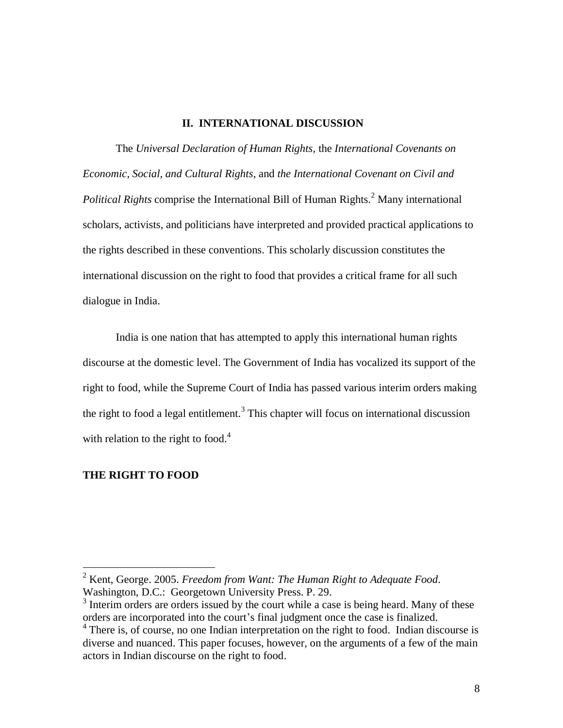## II. INTERNATIONAL DISCUSSION

The *Universal Declaration of Human Rights,* the *International Covenants on Economic, Social, and Cultural Rights,* and *the International Covenant on Civil and Political Rights* comprise the International Bill of Human Rights.[2] Many international scholars, activists, and politicians have interpreted and provided practical applications to the rights described in these conventions. This scholarly discussion constitutes the international discussion on the right to food that provides a critical frame for all such dialogue in India.

India is one nation that has attempted to apply this international human rights discourse at the domestic level. The Government of India has vocalized its support of the right to food, while the Supreme Court of India has passed various interim orders making the right to food a legal entitlement.[3] This chapter will focus on international discussion with relation to the right to food.[4]

### THE RIGHT TO FOOD

---

[2] Kent, George. 2005. *Freedom from Want: The Human Right to Adequate Food*. Washington, D.C.: Georgetown University Press. P. 29.

[3] Interim orders are orders issued by the court while a case is being heard. Many of these orders are incorporated into the court's final judgment once the case is finalized.

[4] There is, of course, no one Indian interpretation on the right to food. Indian discourse is diverse and nuanced. This paper focuses, however, on the arguments of a few of the main actors in Indian discourse on the right to food.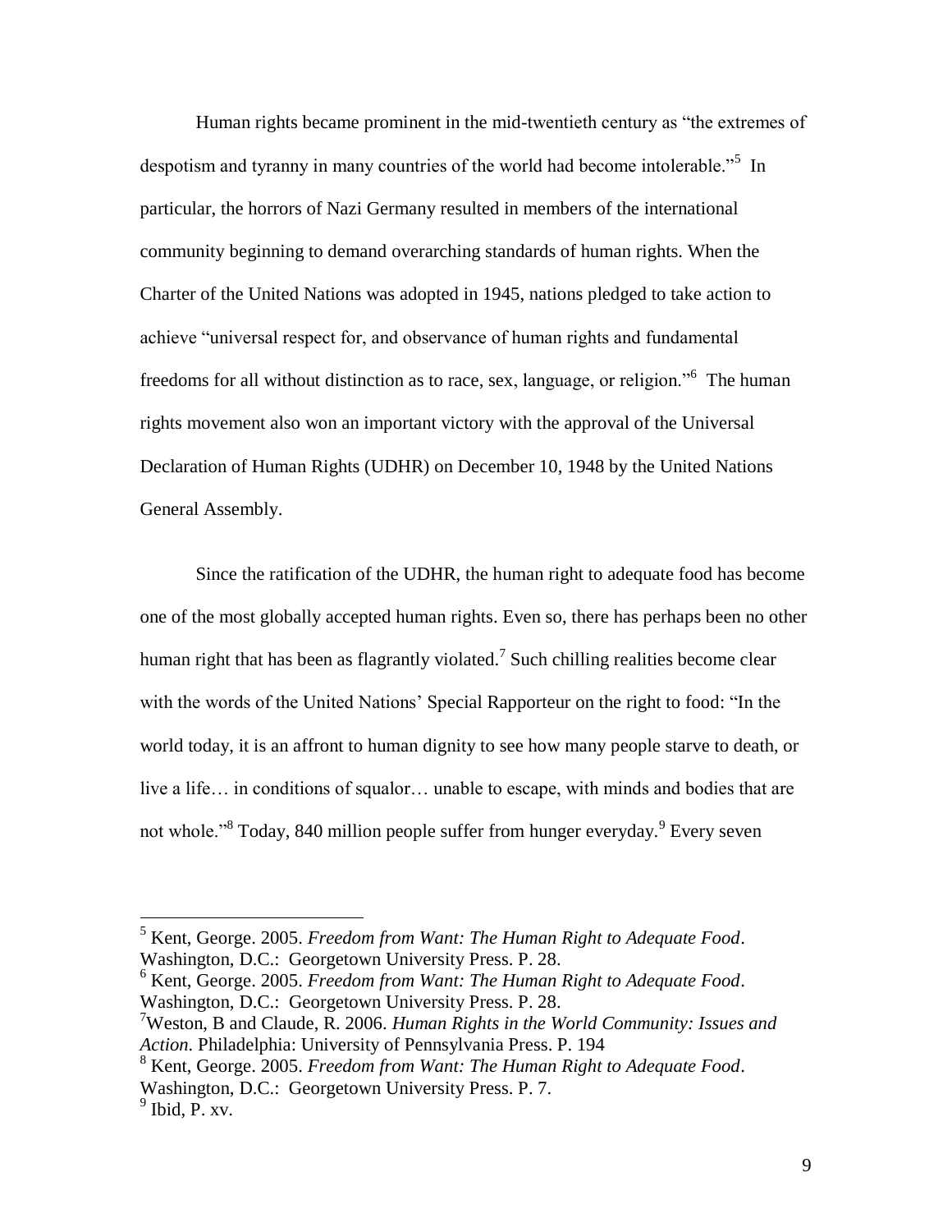Human rights became prominent in the mid-twentieth century as "the extremes of despotism and tyranny in many countries of the world had become intolerable."[5] In particular, the horrors of Nazi Germany resulted in members of the international community beginning to demand overarching standards of human rights. When the Charter of the United Nations was adopted in 1945, nations pledged to take action to achieve "universal respect for, and observance of human rights and fundamental freedoms for all without distinction as to race, sex, language, or religion."[6] The human rights movement also won an important victory with the approval of the Universal Declaration of Human Rights (UDHR) on December 10, 1948 by the United Nations General Assembly.

Since the ratification of the UDHR, the human right to adequate food has become one of the most globally accepted human rights. Even so, there has perhaps been no other human right that has been as flagrantly violated.[7] Such chilling realities become clear with the words of the United Nations' Special Rapporteur on the right to food: "In the world today, it is an affront to human dignity to see how many people starve to death, or live a life… in conditions of squalor… unable to escape, with minds and bodies that are not whole."[8] Today, 840 million people suffer from hunger everyday.[9] Every seven

---

[5] Kent, George. 2005. *Freedom from Want: The Human Right to Adequate Food*. Washington, D.C.: Georgetown University Press. P. 28.

[6] Kent, George. 2005. *Freedom from Want: The Human Right to Adequate Food*. Washington, D.C.: Georgetown University Press. P. 28.

[7] Weston, B and Claude, R. 2006. *Human Rights in the World Community: Issues and Action*. Philadelphia: University of Pennsylvania Press. P. 194

[8] Kent, George. 2005. *Freedom from Want: The Human Right to Adequate Food*. Washington, D.C.: Georgetown University Press. P. 7.

[9] Ibid, P. xv.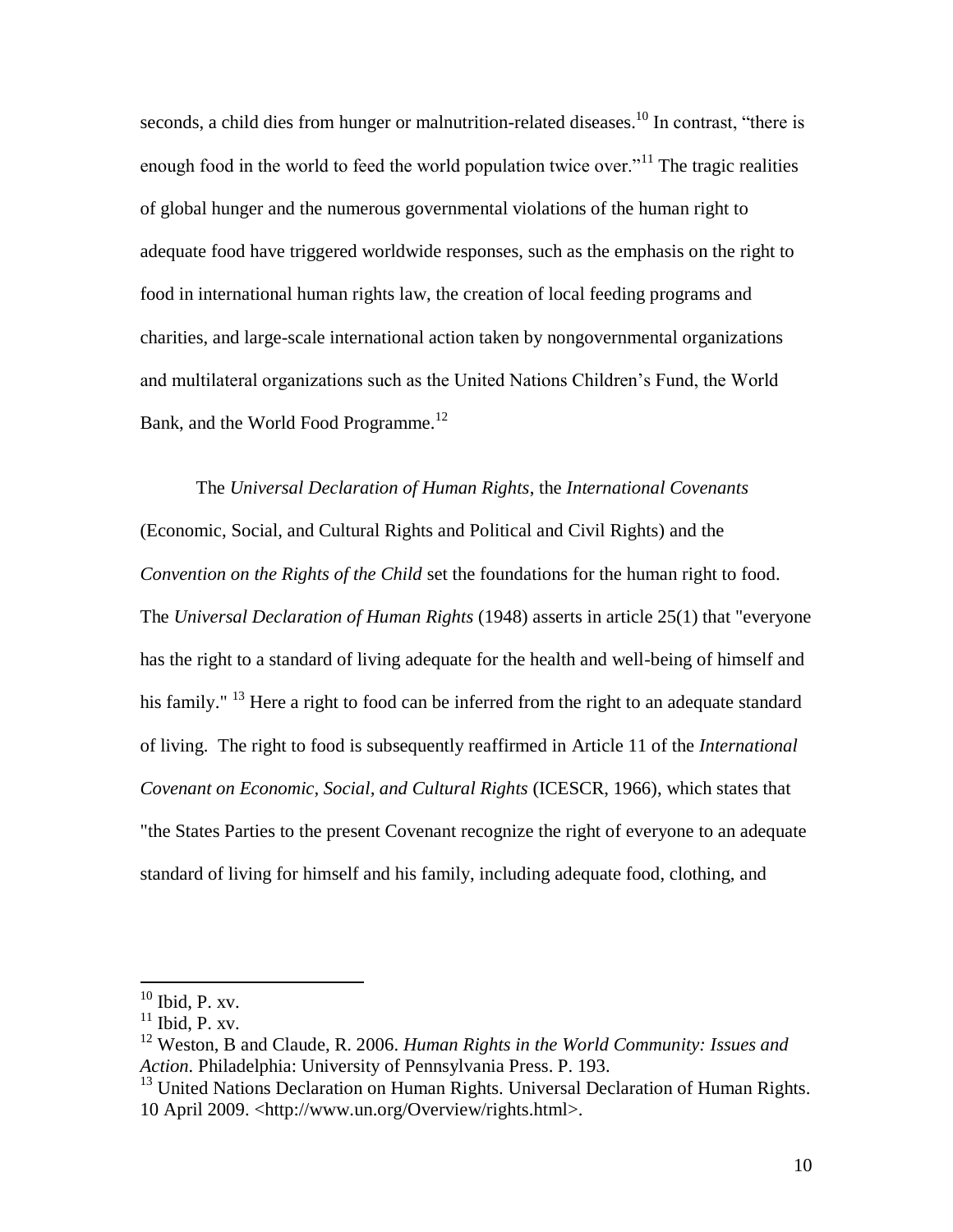seconds, a child dies from hunger or malnutrition-related diseases.[10] In contrast, “there is enough food in the world to feed the world population twice over.”[11] The tragic realities of global hunger and the numerous governmental violations of the human right to adequate food have triggered worldwide responses, such as the emphasis on the right to food in international human rights law, the creation of local feeding programs and charities, and large-scale international action taken by nongovernmental organizations and multilateral organizations such as the United Nations Children’s Fund, the World Bank, and the World Food Programme.[12]

The *Universal Declaration of Human Rights*, the *International Covenants* (Economic, Social, and Cultural Rights and Political and Civil Rights) and the *Convention on the Rights of the Child* set the foundations for the human right to food. The *Universal Declaration of Human Rights* (1948) asserts in article 25(1) that "everyone has the right to a standard of living adequate for the health and well-being of himself and his family." [13] Here a right to food can be inferred from the right to an adequate standard of living. The right to food is subsequently reaffirmed in Article 11 of the *International Covenant on Economic, Social, and Cultural Rights* (ICESCR, 1966), which states that "the States Parties to the present Covenant recognize the right of everyone to an adequate standard of living for himself and his family, including adequate food, clothing, and

---

[10] Ibid, P. xv.

[11] Ibid, P. xv.

[12] Weston, B and Claude, R. 2006. *Human Rights in the World Community: Issues and Action*. Philadelphia: University of Pennsylvania Press. P. 193.

[13] United Nations Declaration on Human Rights. Universal Declaration of Human Rights. 10 April 2009. <http://www.un.org/Overview/rights.html>.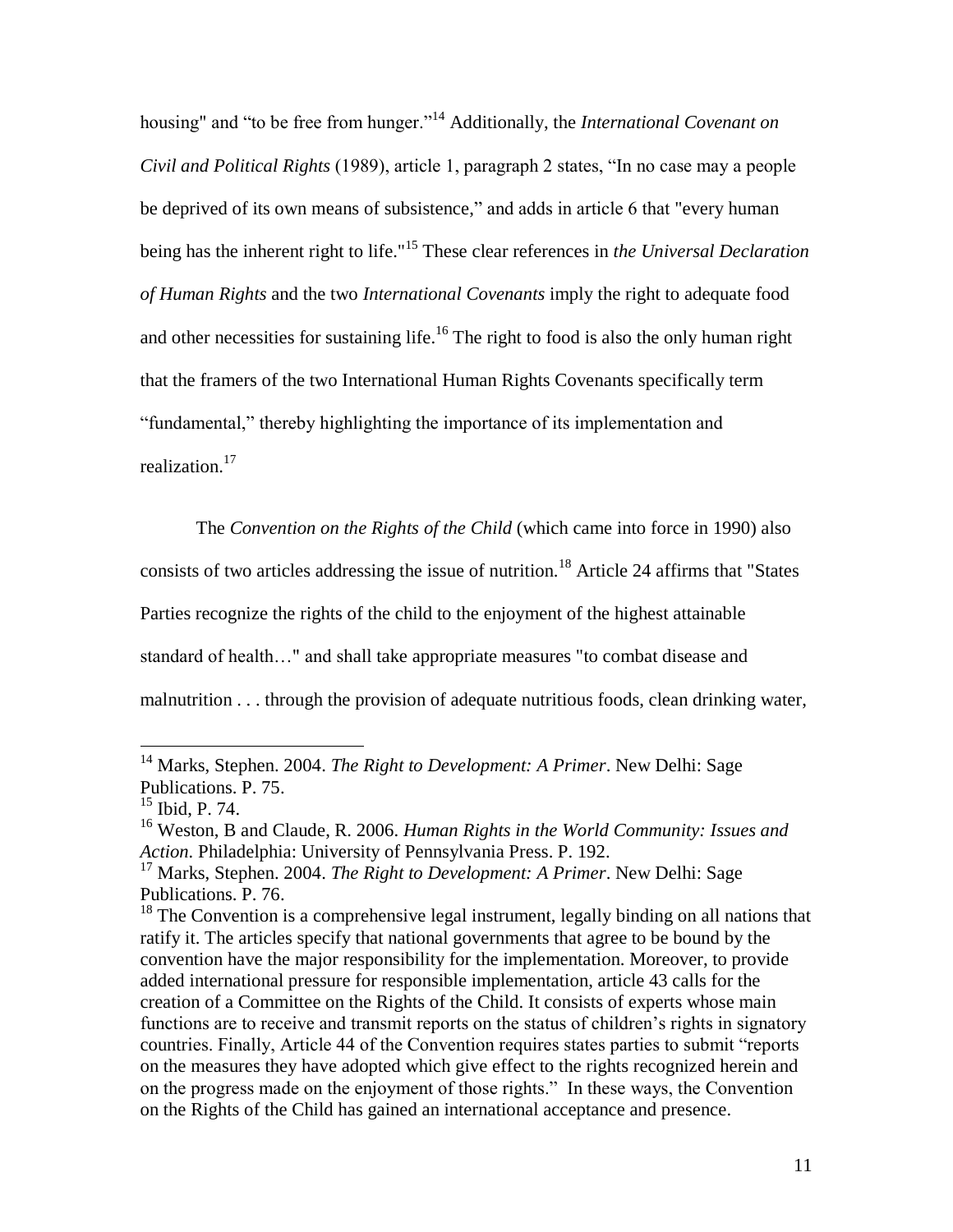housing" and "to be free from hunger."[14] Additionally, the *International Covenant on Civil and Political Rights* (1989), article 1, paragraph 2 states, "In no case may a people be deprived of its own means of subsistence," and adds in article 6 that "every human being has the inherent right to life."[15] These clear references in *the Universal Declaration of Human Rights* and the two *International Covenants* imply the right to adequate food and other necessities for sustaining life.[16] The right to food is also the only human right that the framers of the two International Human Rights Covenants specifically term "fundamental," thereby highlighting the importance of its implementation and realization.[17]

The *Convention on the Rights of the Child* (which came into force in 1990) also consists of two articles addressing the issue of nutrition.[18] Article 24 affirms that "States Parties recognize the rights of the child to the enjoyment of the highest attainable standard of health…" and shall take appropriate measures "to combat disease and malnutrition . . . through the provision of adequate nutritious foods, clean drinking water,

---

[14] Marks, Stephen. 2004. *The Right to Development: A Primer*. New Delhi: Sage Publications. P. 75.

[15] Ibid, P. 74.

[16] Weston, B and Claude, R. 2006. *Human Rights in the World Community: Issues and Action*. Philadelphia: University of Pennsylvania Press. P. 192.

[17] Marks, Stephen. 2004. *The Right to Development: A Primer*. New Delhi: Sage Publications. P. 76.

[18] The Convention is a comprehensive legal instrument, legally binding on all nations that ratify it. The articles specify that national governments that agree to be bound by the convention have the major responsibility for the implementation. Moreover, to provide added international pressure for responsible implementation, article 43 calls for the creation of a Committee on the Rights of the Child. It consists of experts whose main functions are to receive and transmit reports on the status of children's rights in signatory countries. Finally, Article 44 of the Convention requires states parties to submit "reports on the measures they have adopted which give effect to the rights recognized herein and on the progress made on the enjoyment of those rights." In these ways, the Convention on the Rights of the Child has gained an international acceptance and presence.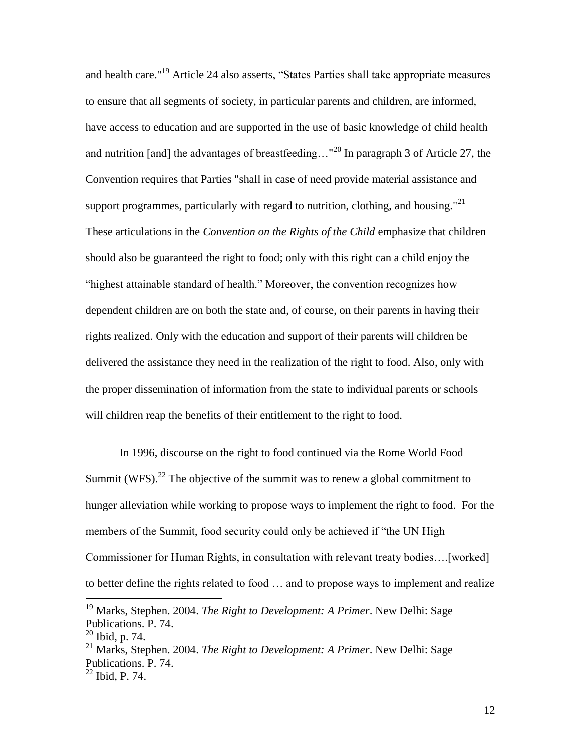and health care."[19] Article 24 also asserts, "States Parties shall take appropriate measures to ensure that all segments of society, in particular parents and children, are informed, have access to education and are supported in the use of basic knowledge of child health and nutrition [and] the advantages of breastfeeding…"[20] In paragraph 3 of Article 27, the Convention requires that Parties "shall in case of need provide material assistance and support programmes, particularly with regard to nutrition, clothing, and housing."[21] These articulations in the *Convention on the Rights of the Child* emphasize that children should also be guaranteed the right to food; only with this right can a child enjoy the "highest attainable standard of health." Moreover, the convention recognizes how dependent children are on both the state and, of course, on their parents in having their rights realized. Only with the education and support of their parents will children be delivered the assistance they need in the realization of the right to food. Also, only with the proper dissemination of information from the state to individual parents or schools will children reap the benefits of their entitlement to the right to food.

In 1996, discourse on the right to food continued via the Rome World Food Summit (WFS).[22] The objective of the summit was to renew a global commitment to hunger alleviation while working to propose ways to implement the right to food. For the members of the Summit, food security could only be achieved if "the UN High Commissioner for Human Rights, in consultation with relevant treaty bodies….[worked] to better define the rights related to food … and to propose ways to implement and realize

---

[19] Marks, Stephen. 2004. *The Right to Development: A Primer*. New Delhi: Sage Publications. P. 74.

[20] Ibid, p. 74.

[21] Marks, Stephen. 2004. *The Right to Development: A Primer*. New Delhi: Sage Publications. P. 74.

[22] Ibid, P. 74.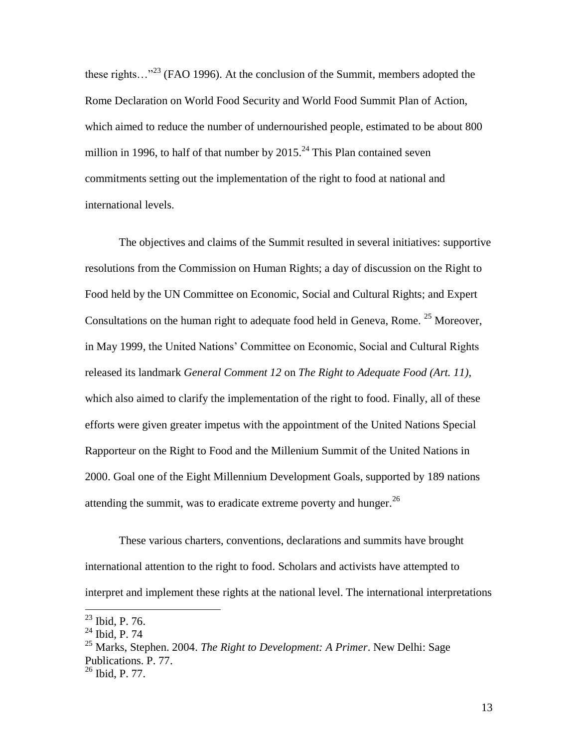these rights…"[23] (FAO 1996). At the conclusion of the Summit, members adopted the Rome Declaration on World Food Security and World Food Summit Plan of Action, which aimed to reduce the number of undernourished people, estimated to be about 800 million in 1996, to half of that number by 2015.[24] This Plan contained seven commitments setting out the implementation of the right to food at national and international levels.

The objectives and claims of the Summit resulted in several initiatives: supportive resolutions from the Commission on Human Rights; a day of discussion on the Right to Food held by the UN Committee on Economic, Social and Cultural Rights; and Expert Consultations on the human right to adequate food held in Geneva, Rome. [25] Moreover, in May 1999, the United Nations' Committee on Economic, Social and Cultural Rights released its landmark *General Comment 12* on *The Right to Adequate Food (Art. 11),* which also aimed to clarify the implementation of the right to food. Finally, all of these efforts were given greater impetus with the appointment of the United Nations Special Rapporteur on the Right to Food and the Millenium Summit of the United Nations in 2000. Goal one of the Eight Millennium Development Goals, supported by 189 nations attending the summit, was to eradicate extreme poverty and hunger.[26]

These various charters, conventions, declarations and summits have brought international attention to the right to food. Scholars and activists have attempted to interpret and implement these rights at the national level. The international interpretations

---

[23] Ibid, P. 76.

[24] Ibid, P. 74

[25] Marks, Stephen. 2004. *The Right to Development: A Primer*. New Delhi: Sage Publications. P. 77.

[26] Ibid, P. 77.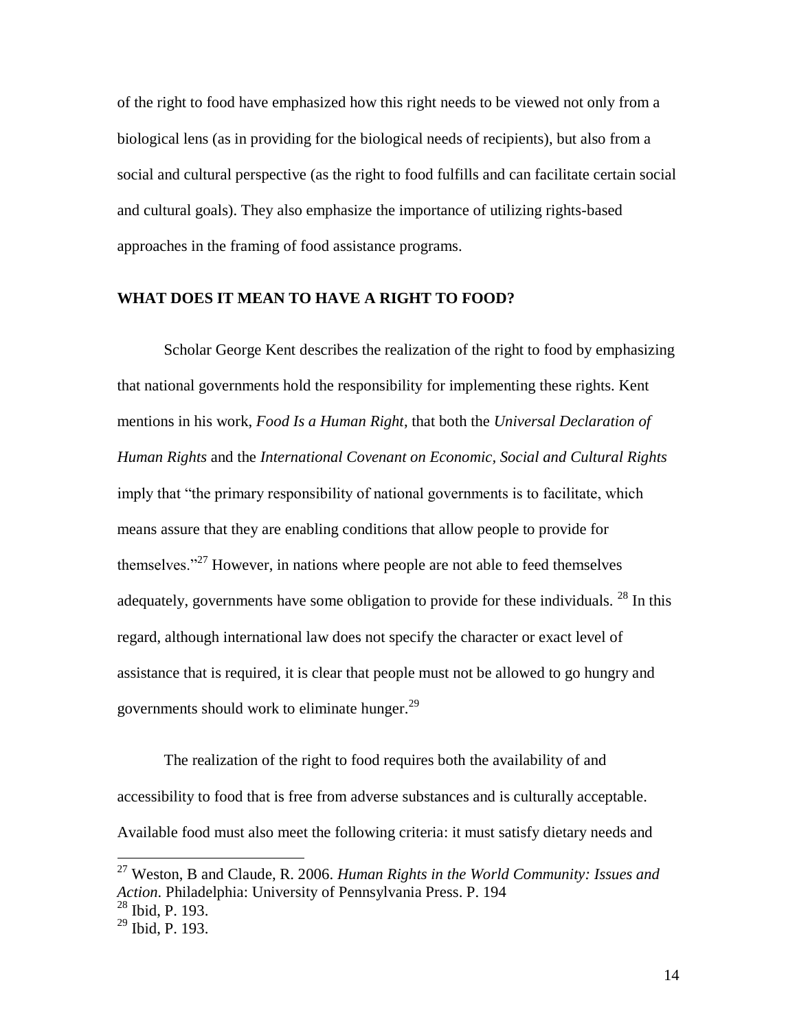of the right to food have emphasized how this right needs to be viewed not only from a biological lens (as in providing for the biological needs of recipients), but also from a social and cultural perspective (as the right to food fulfills and can facilitate certain social and cultural goals). They also emphasize the importance of utilizing rights-based approaches in the framing of food assistance programs.

## WHAT DOES IT MEAN TO HAVE A RIGHT TO FOOD?

Scholar George Kent describes the realization of the right to food by emphasizing that national governments hold the responsibility for implementing these rights. Kent mentions in his work, *Food Is a Human Right*, that both the *Universal Declaration of Human Rights* and the *International Covenant on Economic, Social and Cultural Rights* imply that "the primary responsibility of national governments is to facilitate, which means assure that they are enabling conditions that allow people to provide for themselves."[27] However, in nations where people are not able to feed themselves adequately, governments have some obligation to provide for these individuals. [28] In this regard, although international law does not specify the character or exact level of assistance that is required, it is clear that people must not be allowed to go hungry and governments should work to eliminate hunger.[29]

The realization of the right to food requires both the availability of and accessibility to food that is free from adverse substances and is culturally acceptable. Available food must also meet the following criteria: it must satisfy dietary needs and

---

[27] Weston, B and Claude, R. 2006. *Human Rights in the World Community: Issues and Action*. Philadelphia: University of Pennsylvania Press. P. 194

[28] Ibid, P. 193.

[29] Ibid, P. 193.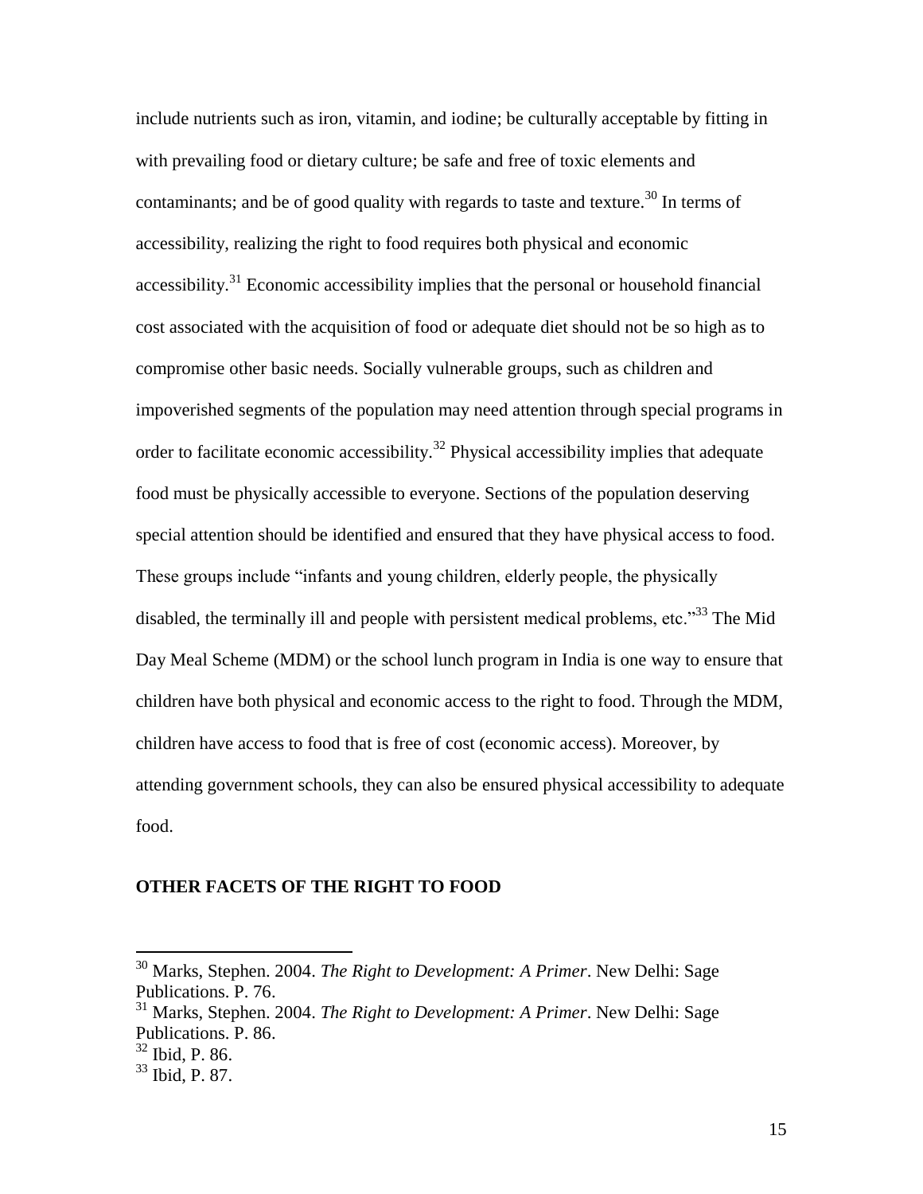include nutrients such as iron, vitamin, and iodine; be culturally acceptable by fitting in with prevailing food or dietary culture; be safe and free of toxic elements and contaminants; and be of good quality with regards to taste and texture.[30] In terms of accessibility, realizing the right to food requires both physical and economic accessibility.[31] Economic accessibility implies that the personal or household financial cost associated with the acquisition of food or adequate diet should not be so high as to compromise other basic needs. Socially vulnerable groups, such as children and impoverished segments of the population may need attention through special programs in order to facilitate economic accessibility.[32] Physical accessibility implies that adequate food must be physically accessible to everyone. Sections of the population deserving special attention should be identified and ensured that they have physical access to food. These groups include "infants and young children, elderly people, the physically disabled, the terminally ill and people with persistent medical problems, etc."[33] The Mid Day Meal Scheme (MDM) or the school lunch program in India is one way to ensure that children have both physical and economic access to the right to food. Through the MDM, children have access to food that is free of cost (economic access). Moreover, by attending government schools, they can also be ensured physical accessibility to adequate food.

**OTHER FACETS OF THE RIGHT TO FOOD**

---

[30] Marks, Stephen. 2004. *The Right to Development: A Primer*. New Delhi: Sage Publications. P. 76.

[31] Marks, Stephen. 2004. *The Right to Development: A Primer*. New Delhi: Sage Publications. P. 86.

[32] Ibid, P. 86.

[33] Ibid, P. 87.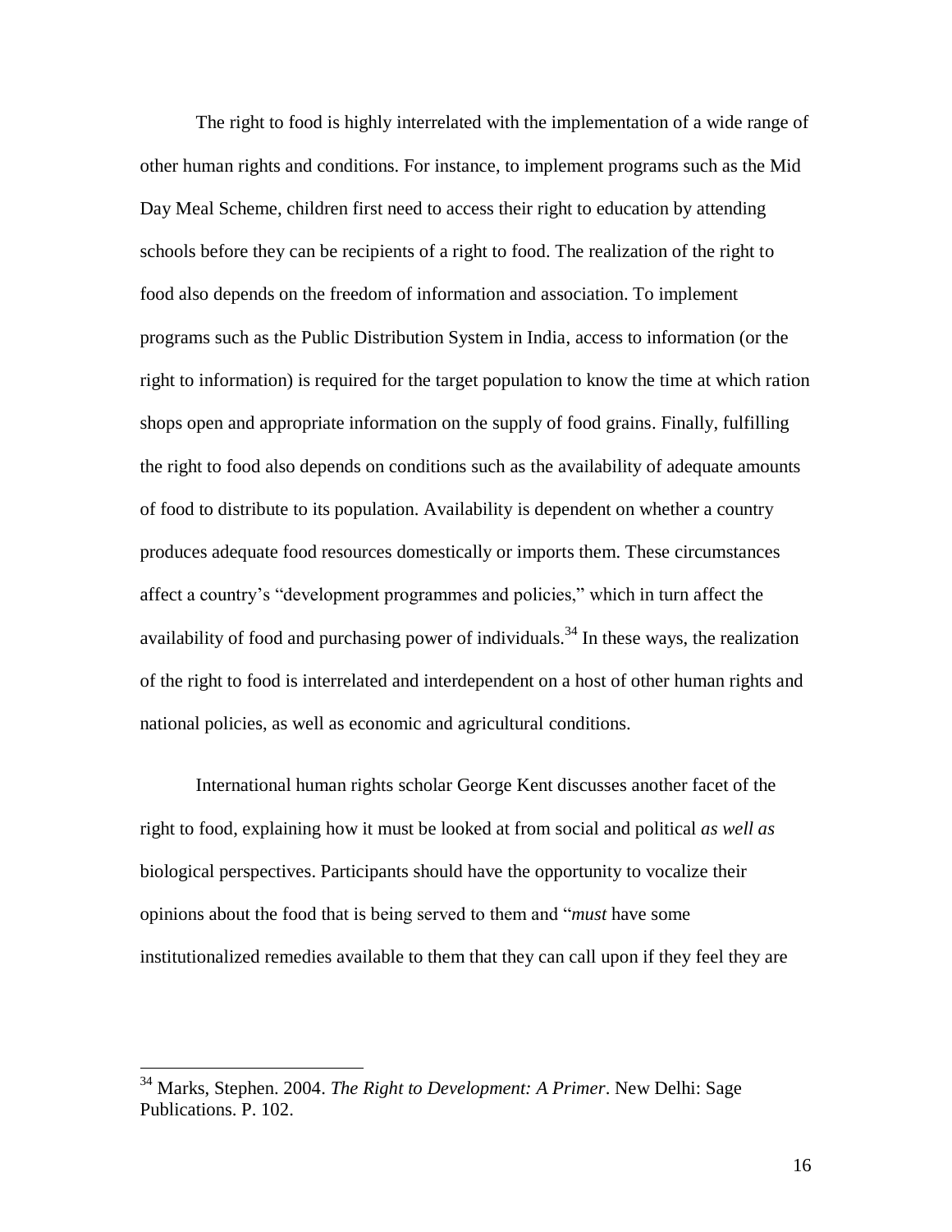The right to food is highly interrelated with the implementation of a wide range of other human rights and conditions. For instance, to implement programs such as the Mid Day Meal Scheme, children first need to access their right to education by attending schools before they can be recipients of a right to food. The realization of the right to food also depends on the freedom of information and association. To implement programs such as the Public Distribution System in India, access to information (or the right to information) is required for the target population to know the time at which ration shops open and appropriate information on the supply of food grains. Finally, fulfilling the right to food also depends on conditions such as the availability of adequate amounts of food to distribute to its population. Availability is dependent on whether a country produces adequate food resources domestically or imports them. These circumstances affect a country's "development programmes and policies," which in turn affect the availability of food and purchasing power of individuals.[34] In these ways, the realization of the right to food is interrelated and interdependent on a host of other human rights and national policies, as well as economic and agricultural conditions.

International human rights scholar George Kent discusses another facet of the right to food, explaining how it must be looked at from social and political *as well as* biological perspectives. Participants should have the opportunity to vocalize their opinions about the food that is being served to them and "*must* have some institutionalized remedies available to them that they can call upon if they feel they are

---

[34] Marks, Stephen. 2004. *The Right to Development: A Primer*. New Delhi: Sage Publications. P. 102.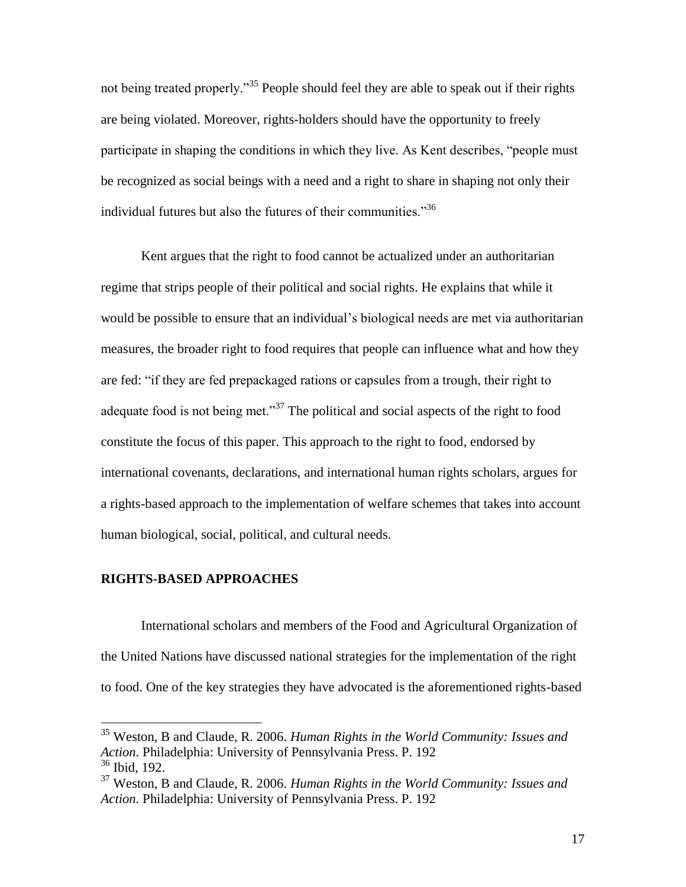not being treated properly."[35] People should feel they are able to speak out if their rights are being violated. Moreover, rights-holders should have the opportunity to freely participate in shaping the conditions in which they live. As Kent describes, "people must be recognized as social beings with a need and a right to share in shaping not only their individual futures but also the futures of their communities."[36]

Kent argues that the right to food cannot be actualized under an authoritarian regime that strips people of their political and social rights. He explains that while it would be possible to ensure that an individual's biological needs are met via authoritarian measures, the broader right to food requires that people can influence what and how they are fed: "if they are fed prepackaged rations or capsules from a trough, their right to adequate food is not being met."[37] The political and social aspects of the right to food constitute the focus of this paper. This approach to the right to food, endorsed by international covenants, declarations, and international human rights scholars, argues for a rights-based approach to the implementation of welfare schemes that takes into account human biological, social, political, and cultural needs.

## RIGHTS-BASED APPROACHES

International scholars and members of the Food and Agricultural Organization of the United Nations have discussed national strategies for the implementation of the right to food. One of the key strategies they have advocated is the aforementioned rights-based

---

[35] Weston, B and Claude, R. 2006. *Human Rights in the World Community: Issues and Action*. Philadelphia: University of Pennsylvania Press. P. 192

[36] Ibid, 192.

[37] Weston, B and Claude, R. 2006. *Human Rights in the World Community: Issues and Action*. Philadelphia: University of Pennsylvania Press. P. 192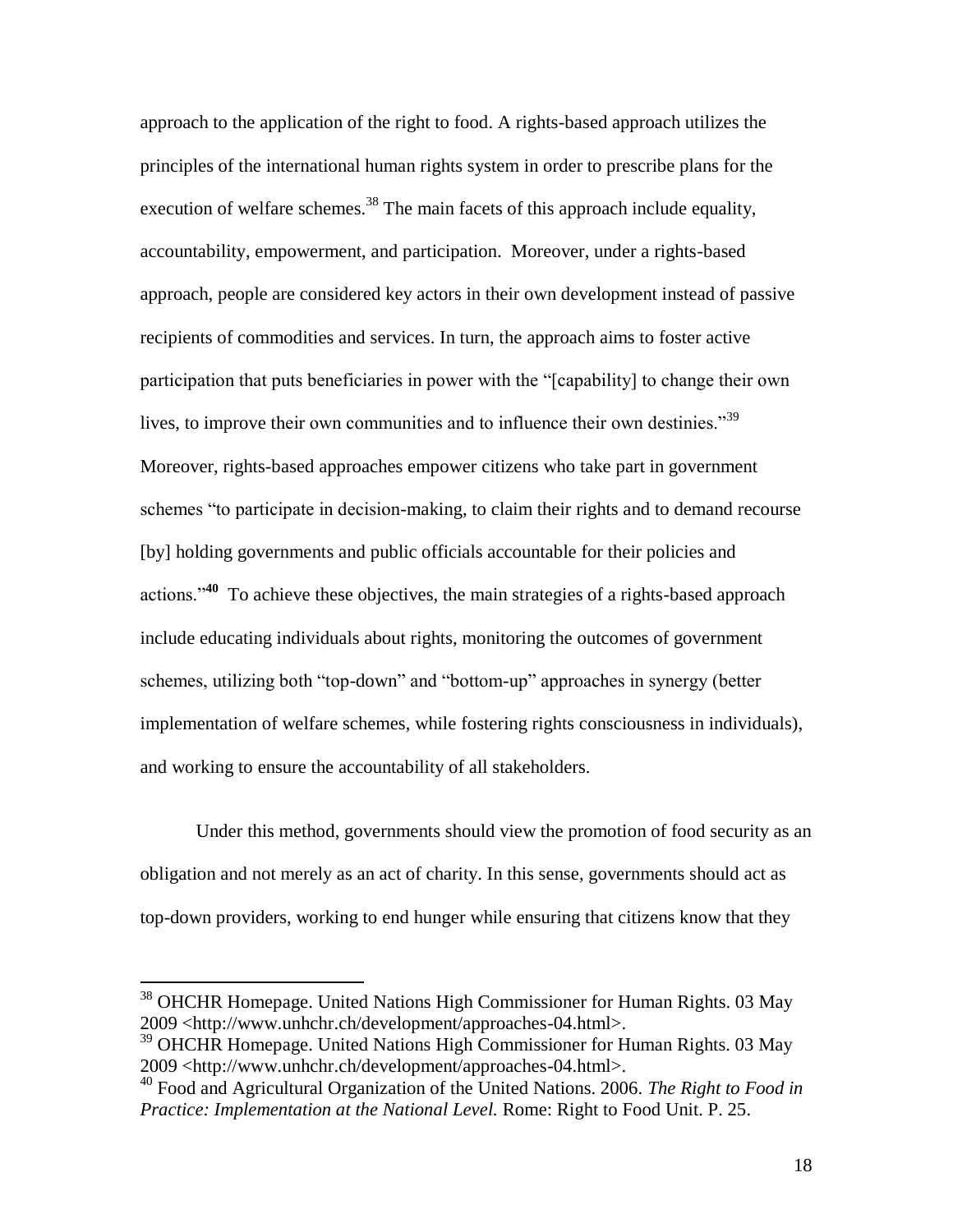approach to the application of the right to food. A rights-based approach utilizes the principles of the international human rights system in order to prescribe plans for the execution of welfare schemes.[38] The main facets of this approach include equality, accountability, empowerment, and participation. Moreover, under a rights-based approach, people are considered key actors in their own development instead of passive recipients of commodities and services. In turn, the approach aims to foster active participation that puts beneficiaries in power with the "[capability] to change their own lives, to improve their own communities and to influence their own destinies."[39] Moreover, rights-based approaches empower citizens who take part in government schemes "to participate in decision-making, to claim their rights and to demand recourse [by] holding governments and public officials accountable for their policies and actions."[40] To achieve these objectives, the main strategies of a rights-based approach include educating individuals about rights, monitoring the outcomes of government schemes, utilizing both "top-down" and "bottom-up" approaches in synergy (better implementation of welfare schemes, while fostering rights consciousness in individuals), and working to ensure the accountability of all stakeholders.

Under this method, governments should view the promotion of food security as an obligation and not merely as an act of charity. In this sense, governments should act as top-down providers, working to end hunger while ensuring that citizens know that they

---

[38] OHCHR Homepage. United Nations High Commissioner for Human Rights. 03 May 2009 <http://www.unhchr.ch/development/approaches-04.html>.

[39] OHCHR Homepage. United Nations High Commissioner for Human Rights. 03 May 2009 <http://www.unhchr.ch/development/approaches-04.html>.

[40] Food and Agricultural Organization of the United Nations. 2006. *The Right to Food in Practice: Implementation at the National Level.* Rome: Right to Food Unit. P. 25.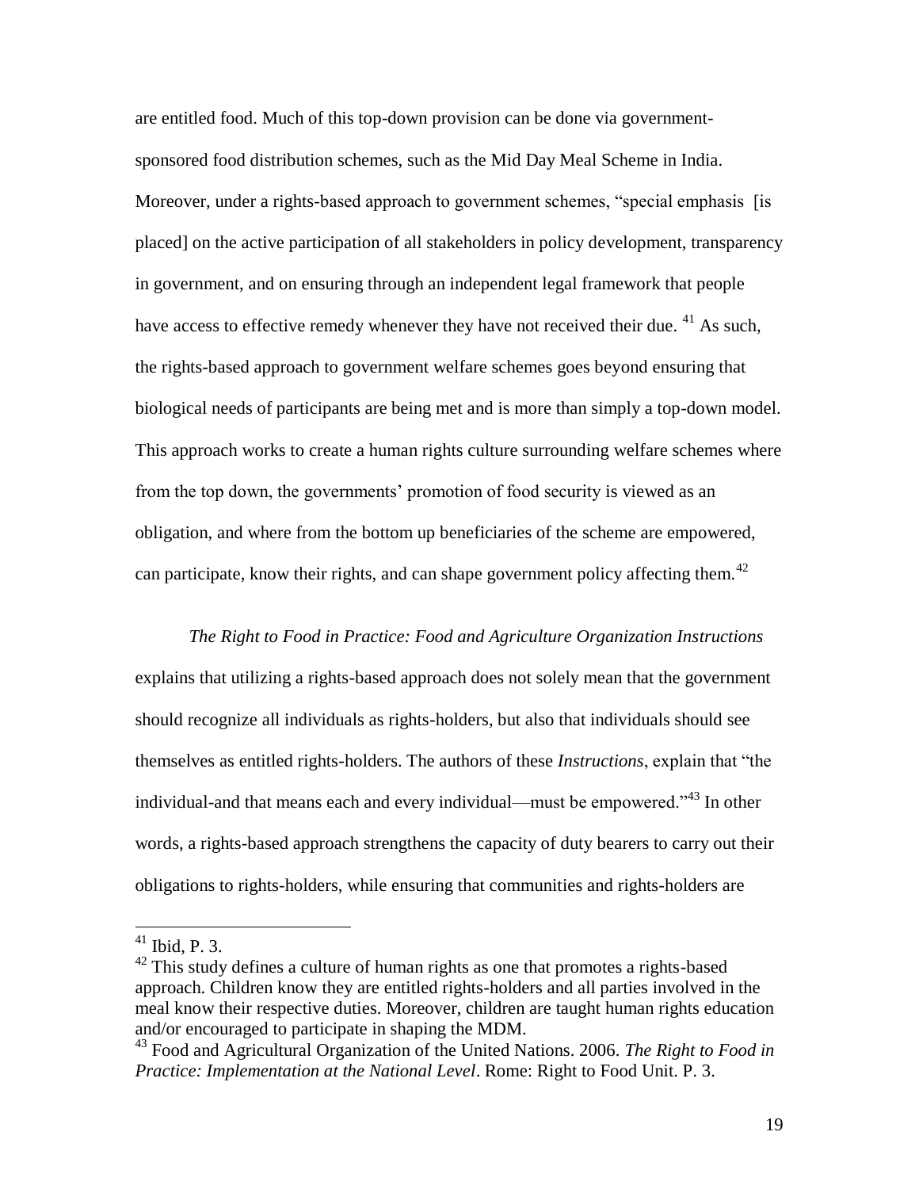are entitled food. Much of this top-down provision can be done via government-sponsored food distribution schemes, such as the Mid Day Meal Scheme in India. Moreover, under a rights-based approach to government schemes, "special emphasis [is placed] on the active participation of all stakeholders in policy development, transparency in government, and on ensuring through an independent legal framework that people have access to effective remedy whenever they have not received their due. [41] As such, the rights-based approach to government welfare schemes goes beyond ensuring that biological needs of participants are being met and is more than simply a top-down model. This approach works to create a human rights culture surrounding welfare schemes where from the top down, the governments' promotion of food security is viewed as an obligation, and where from the bottom up beneficiaries of the scheme are empowered, can participate, know their rights, and can shape government policy affecting them.[42]

*The Right to Food in Practice: Food and Agriculture Organization Instructions* explains that utilizing a rights-based approach does not solely mean that the government should recognize all individuals as rights-holders, but also that individuals should see themselves as entitled rights-holders. The authors of these *Instructions*, explain that "the individual-and that means each and every individual—must be empowered."[43] In other words, a rights-based approach strengthens the capacity of duty bearers to carry out their obligations to rights-holders, while ensuring that communities and rights-holders are

---

[41] Ibid, P. 3.

[42] This study defines a culture of human rights as one that promotes a rights-based approach. Children know they are entitled rights-holders and all parties involved in the meal know their respective duties. Moreover, children are taught human rights education and/or encouraged to participate in shaping the MDM.

[43] Food and Agricultural Organization of the United Nations. 2006. *The Right to Food in Practice: Implementation at the National Level*. Rome: Right to Food Unit. P. 3.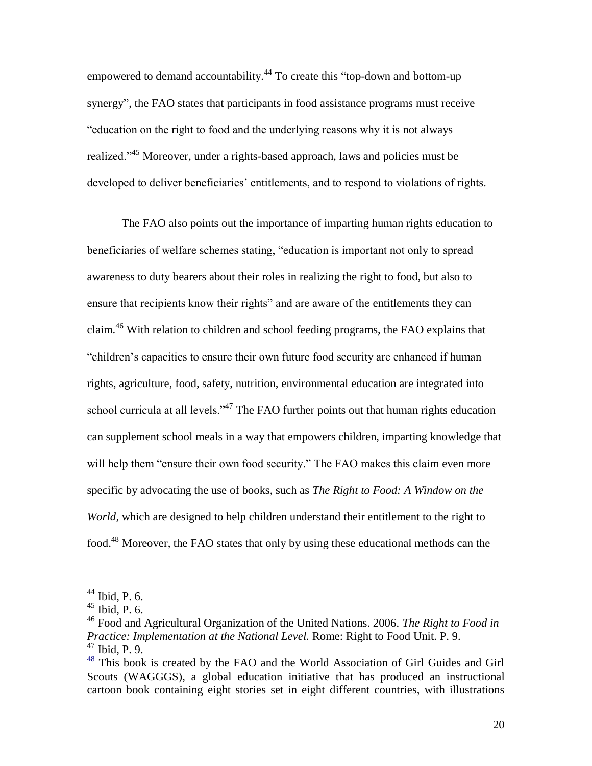empowered to demand accountability.[44] To create this "top-down and bottom-up synergy", the FAO states that participants in food assistance programs must receive "education on the right to food and the underlying reasons why it is not always realized."[45] Moreover, under a rights-based approach, laws and policies must be developed to deliver beneficiaries' entitlements, and to respond to violations of rights.

The FAO also points out the importance of imparting human rights education to beneficiaries of welfare schemes stating, "education is important not only to spread awareness to duty bearers about their roles in realizing the right to food, but also to ensure that recipients know their rights" and are aware of the entitlements they can claim.[46] With relation to children and school feeding programs, the FAO explains that "children's capacities to ensure their own future food security are enhanced if human rights, agriculture, food, safety, nutrition, environmental education are integrated into school curricula at all levels."[47] The FAO further points out that human rights education can supplement school meals in a way that empowers children, imparting knowledge that will help them "ensure their own food security." The FAO makes this claim even more specific by advocating the use of books, such as *The Right to Food: A Window on the World*, which are designed to help children understand their entitlement to the right to food.[48] Moreover, the FAO states that only by using these educational methods can the

---

[44] Ibid, P. 6.

[45] Ibid, P. 6.

[46] Food and Agricultural Organization of the United Nations. 2006. *The Right to Food in Practice: Implementation at the National Level.* Rome: Right to Food Unit. P. 9.

[47] Ibid, P. 9.

[48] This book is created by the FAO and the World Association of Girl Guides and Girl Scouts (WAGGGS), a global education initiative that has produced an instructional cartoon book containing eight stories set in eight different countries, with illustrations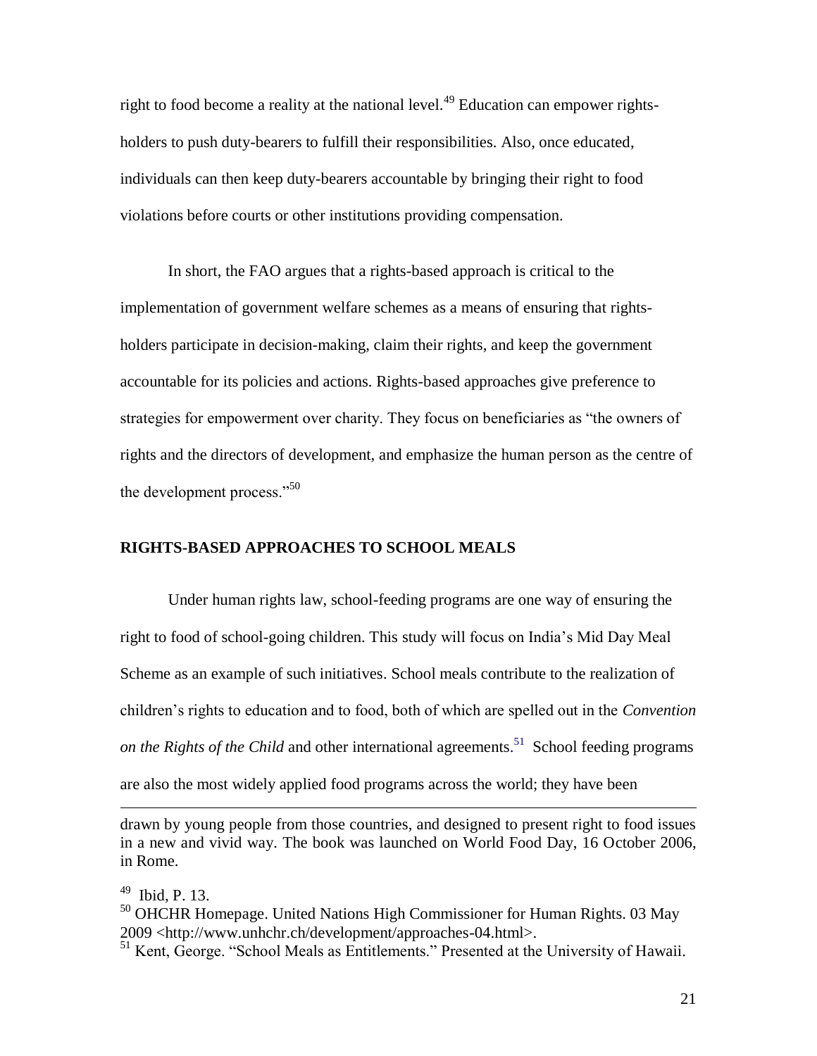right to food become a reality at the national level.[49] Education can empower rights-holders to push duty-bearers to fulfill their responsibilities. Also, once educated, individuals can then keep duty-bearers accountable by bringing their right to food violations before courts or other institutions providing compensation.

In short, the FAO argues that a rights-based approach is critical to the implementation of government welfare schemes as a means of ensuring that rights-holders participate in decision-making, claim their rights, and keep the government accountable for its policies and actions. Rights-based approaches give preference to strategies for empowerment over charity. They focus on beneficiaries as "the owners of rights and the directors of development, and emphasize the human person as the centre of the development process."[50]

## RIGHTS-BASED APPROACHES TO SCHOOL MEALS

Under human rights law, school-feeding programs are one way of ensuring the right to food of school-going children. This study will focus on India's Mid Day Meal Scheme as an example of such initiatives. School meals contribute to the realization of children's rights to education and to food, both of which are spelled out in the *Convention on the Rights of the Child* and other international agreements.[51] School feeding programs are also the most widely applied food programs across the world; they have been

---

drawn by young people from those countries, and designed to present right to food issues in a new and vivid way. The book was launched on World Food Day, 16 October 2006, in Rome.

[49] Ibid, P. 13.

[50] OHCHR Homepage. United Nations High Commissioner for Human Rights. 03 May 2009 <http://www.unhchr.ch/development/approaches-04.html>.

[51] Kent, George. "School Meals as Entitlements." Presented at the University of Hawaii.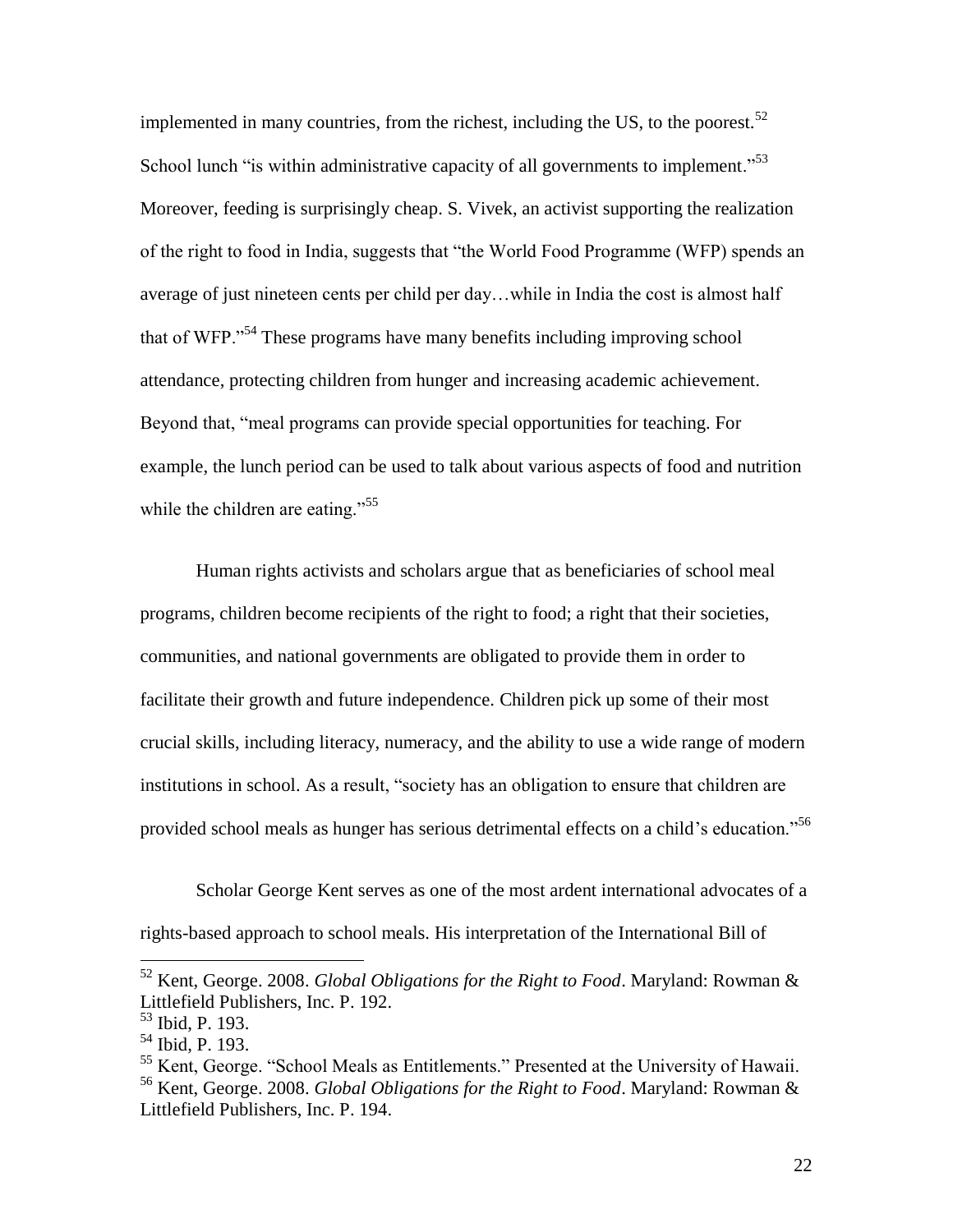implemented in many countries, from the richest, including the US, to the poorest.[52] School lunch "is within administrative capacity of all governments to implement."[53] Moreover, feeding is surprisingly cheap. S. Vivek, an activist supporting the realization of the right to food in India, suggests that "the World Food Programme (WFP) spends an average of just nineteen cents per child per day…while in India the cost is almost half that of WFP."[54] These programs have many benefits including improving school attendance, protecting children from hunger and increasing academic achievement. Beyond that, "meal programs can provide special opportunities for teaching. For example, the lunch period can be used to talk about various aspects of food and nutrition while the children are eating."[55]

Human rights activists and scholars argue that as beneficiaries of school meal programs, children become recipients of the right to food; a right that their societies, communities, and national governments are obligated to provide them in order to facilitate their growth and future independence. Children pick up some of their most crucial skills, including literacy, numeracy, and the ability to use a wide range of modern institutions in school. As a result, "society has an obligation to ensure that children are provided school meals as hunger has serious detrimental effects on a child's education."[56]

Scholar George Kent serves as one of the most ardent international advocates of a rights-based approach to school meals. His interpretation of the International Bill of

---

[52] Kent, George. 2008. *Global Obligations for the Right to Food*. Maryland: Rowman & Littlefield Publishers, Inc. P. 192.

[53] Ibid, P. 193.

[54] Ibid, P. 193.

[55] Kent, George. "School Meals as Entitlements." Presented at the University of Hawaii.

[56] Kent, George. 2008. *Global Obligations for the Right to Food*. Maryland: Rowman & Littlefield Publishers, Inc. P. 194.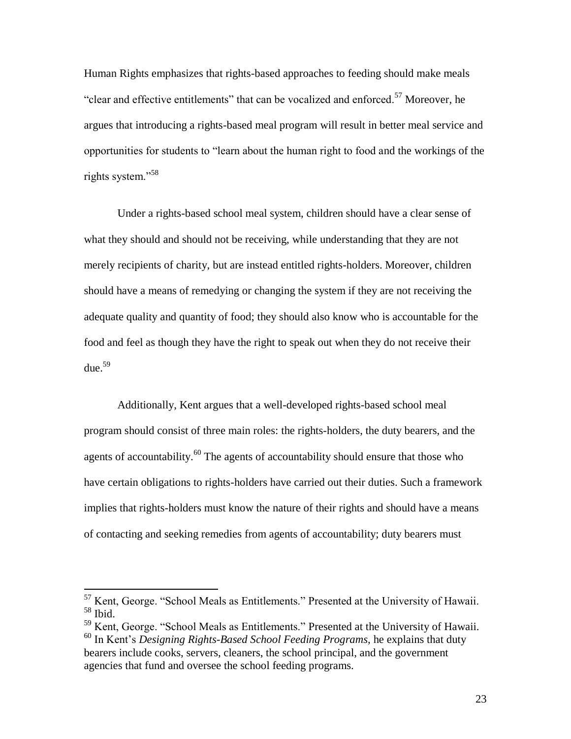Human Rights emphasizes that rights-based approaches to feeding should make meals "clear and effective entitlements" that can be vocalized and enforced.[57] Moreover, he argues that introducing a rights-based meal program will result in better meal service and opportunities for students to "learn about the human right to food and the workings of the rights system."[58]

Under a rights-based school meal system, children should have a clear sense of what they should and should not be receiving, while understanding that they are not merely recipients of charity, but are instead entitled rights-holders. Moreover, children should have a means of remedying or changing the system if they are not receiving the adequate quality and quantity of food; they should also know who is accountable for the food and feel as though they have the right to speak out when they do not receive their due.[59]

Additionally, Kent argues that a well-developed rights-based school meal program should consist of three main roles: the rights-holders, the duty bearers, and the agents of accountability.[60] The agents of accountability should ensure that those who have certain obligations to rights-holders have carried out their duties. Such a framework implies that rights-holders must know the nature of their rights and should have a means of contacting and seeking remedies from agents of accountability; duty bearers must

---

[57] Kent, George. "School Meals as Entitlements." Presented at the University of Hawaii.
[58] Ibid.
[59] Kent, George. "School Meals as Entitlements." Presented at the University of Hawaii.
[60] In Kent's *Designing Rights-Based School Feeding Programs,* he explains that duty bearers include cooks, servers, cleaners, the school principal, and the government agencies that fund and oversee the school feeding programs.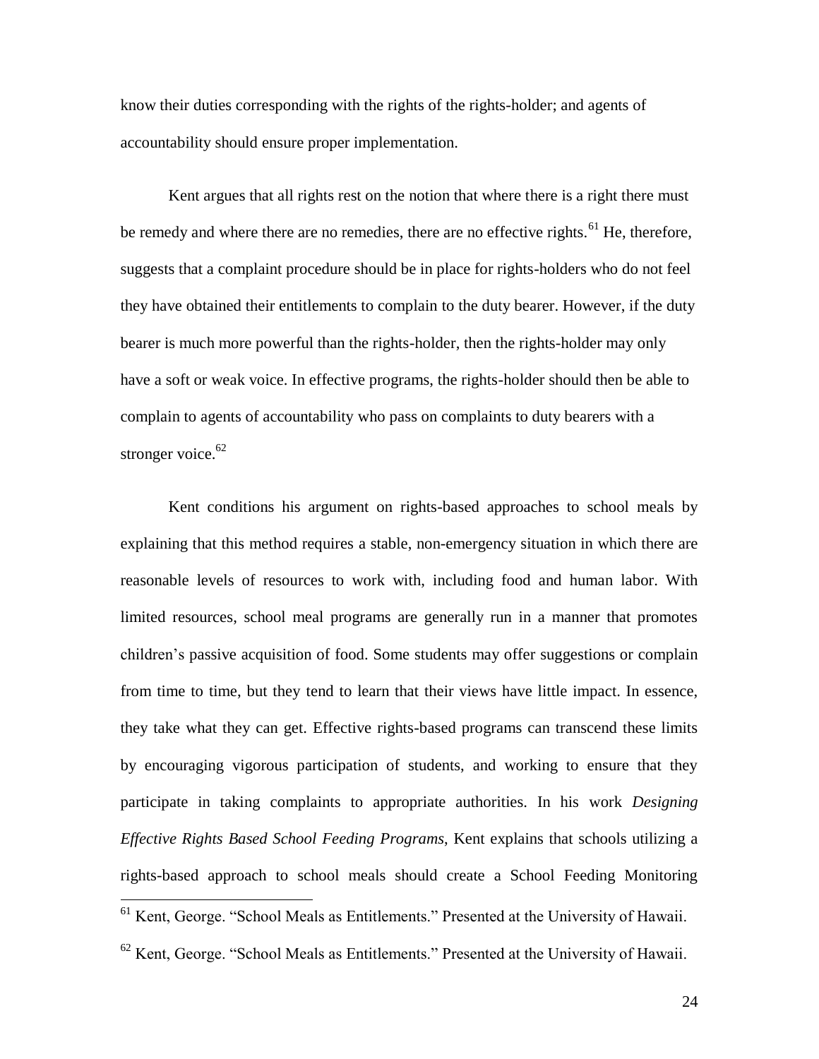know their duties corresponding with the rights of the rights-holder; and agents of accountability should ensure proper implementation.

Kent argues that all rights rest on the notion that where there is a right there must be remedy and where there are no remedies, there are no effective rights.[61] He, therefore, suggests that a complaint procedure should be in place for rights-holders who do not feel they have obtained their entitlements to complain to the duty bearer. However, if the duty bearer is much more powerful than the rights-holder, then the rights-holder may only have a soft or weak voice. In effective programs, the rights-holder should then be able to complain to agents of accountability who pass on complaints to duty bearers with a stronger voice.[62]

Kent conditions his argument on rights-based approaches to school meals by explaining that this method requires a stable, non-emergency situation in which there are reasonable levels of resources to work with, including food and human labor. With limited resources, school meal programs are generally run in a manner that promotes children's passive acquisition of food. Some students may offer suggestions or complain from time to time, but they tend to learn that their views have little impact. In essence, they take what they can get. Effective rights-based programs can transcend these limits by encouraging vigorous participation of students, and working to ensure that they participate in taking complaints to appropriate authorities. In his work *Designing Effective Rights Based School Feeding Programs*, Kent explains that schools utilizing a rights-based approach to school meals should create a School Feeding Monitoring

[61] Kent, George. "School Meals as Entitlements." Presented at the University of Hawaii.

[62] Kent, George. "School Meals as Entitlements." Presented at the University of Hawaii.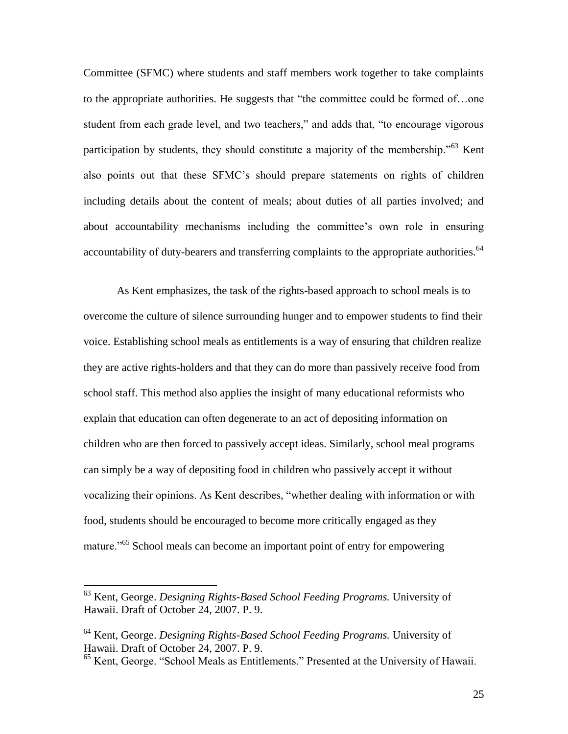Committee (SFMC) where students and staff members work together to take complaints to the appropriate authorities. He suggests that "the committee could be formed of…one student from each grade level, and two teachers," and adds that, "to encourage vigorous participation by students, they should constitute a majority of the membership."[63] Kent also points out that these SFMC's should prepare statements on rights of children including details about the content of meals; about duties of all parties involved; and about accountability mechanisms including the committee's own role in ensuring accountability of duty-bearers and transferring complaints to the appropriate authorities.[64]

As Kent emphasizes, the task of the rights-based approach to school meals is to overcome the culture of silence surrounding hunger and to empower students to find their voice. Establishing school meals as entitlements is a way of ensuring that children realize they are active rights-holders and that they can do more than passively receive food from school staff. This method also applies the insight of many educational reformists who explain that education can often degenerate to an act of depositing information on children who are then forced to passively accept ideas. Similarly, school meal programs can simply be a way of depositing food in children who passively accept it without vocalizing their opinions. As Kent describes, "whether dealing with information or with food, students should be encouraged to become more critically engaged as they mature."[65] School meals can become an important point of entry for empowering

---

[63] Kent, George. *Designing Rights-Based School Feeding Programs.* University of Hawaii. Draft of October 24, 2007. P. 9.

[64] Kent, George. *Designing Rights-Based School Feeding Programs.* University of Hawaii. Draft of October 24, 2007. P. 9.

[65] Kent, George. "School Meals as Entitlements." Presented at the University of Hawaii.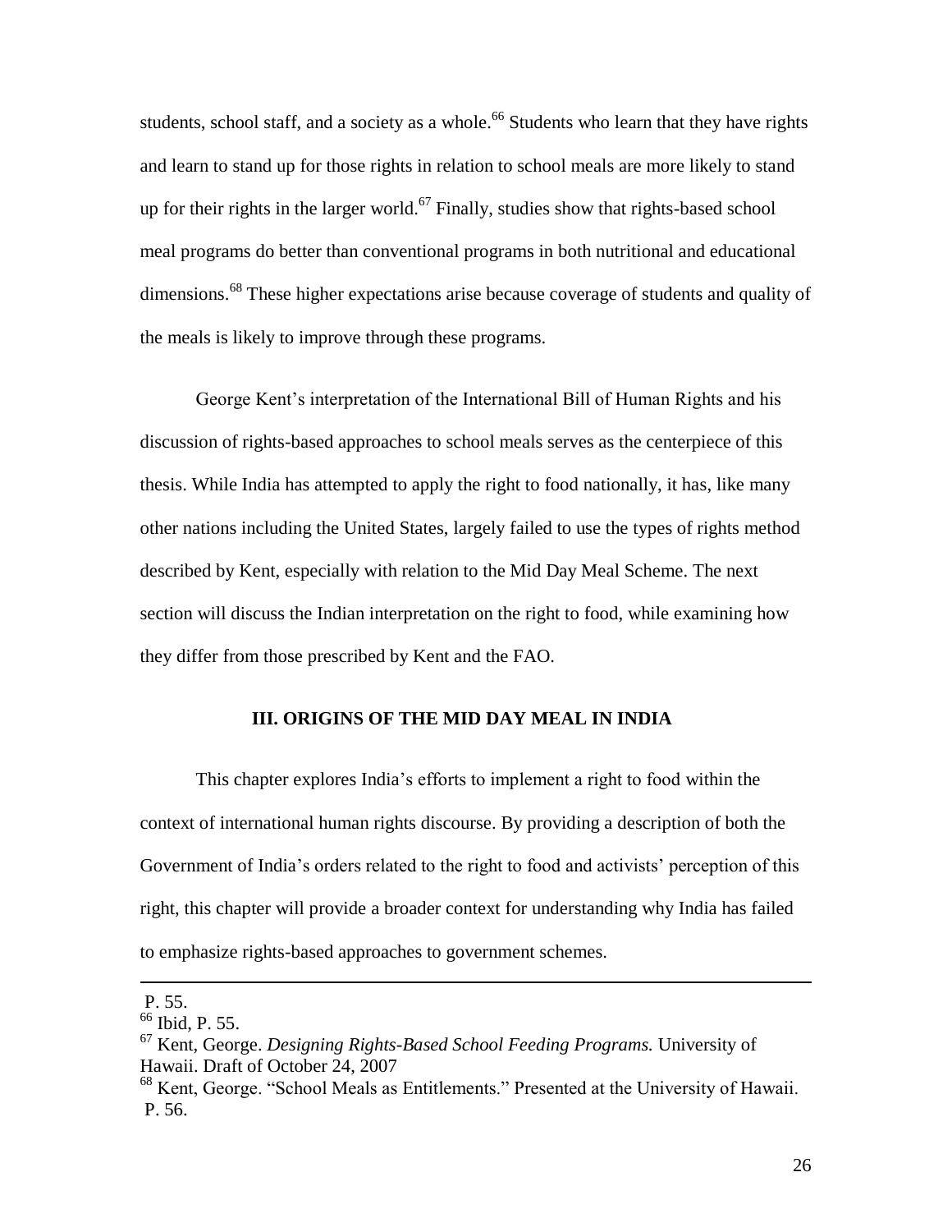students, school staff, and a society as a whole.[66] Students who learn that they have rights and learn to stand up for those rights in relation to school meals are more likely to stand up for their rights in the larger world.[67] Finally, studies show that rights-based school meal programs do better than conventional programs in both nutritional and educational dimensions.[68] These higher expectations arise because coverage of students and quality of the meals is likely to improve through these programs.

George Kent's interpretation of the International Bill of Human Rights and his discussion of rights-based approaches to school meals serves as the centerpiece of this thesis. While India has attempted to apply the right to food nationally, it has, like many other nations including the United States, largely failed to use the types of rights method described by Kent, especially with relation to the Mid Day Meal Scheme. The next section will discuss the Indian interpretation on the right to food, while examining how they differ from those prescribed by Kent and the FAO.

## III. ORIGINS OF THE MID DAY MEAL IN INDIA

This chapter explores India's efforts to implement a right to food within the context of international human rights discourse. By providing a description of both the Government of India's orders related to the right to food and activists' perception of this right, this chapter will provide a broader context for understanding why India has failed to emphasize rights-based approaches to government schemes.

---

P. 55.

[66] Ibid, P. 55.

[67] Kent, George. *Designing Rights-Based School Feeding Programs.* University of Hawaii. Draft of October 24, 2007

[68] Kent, George. "School Meals as Entitlements." Presented at the University of Hawaii. P. 56.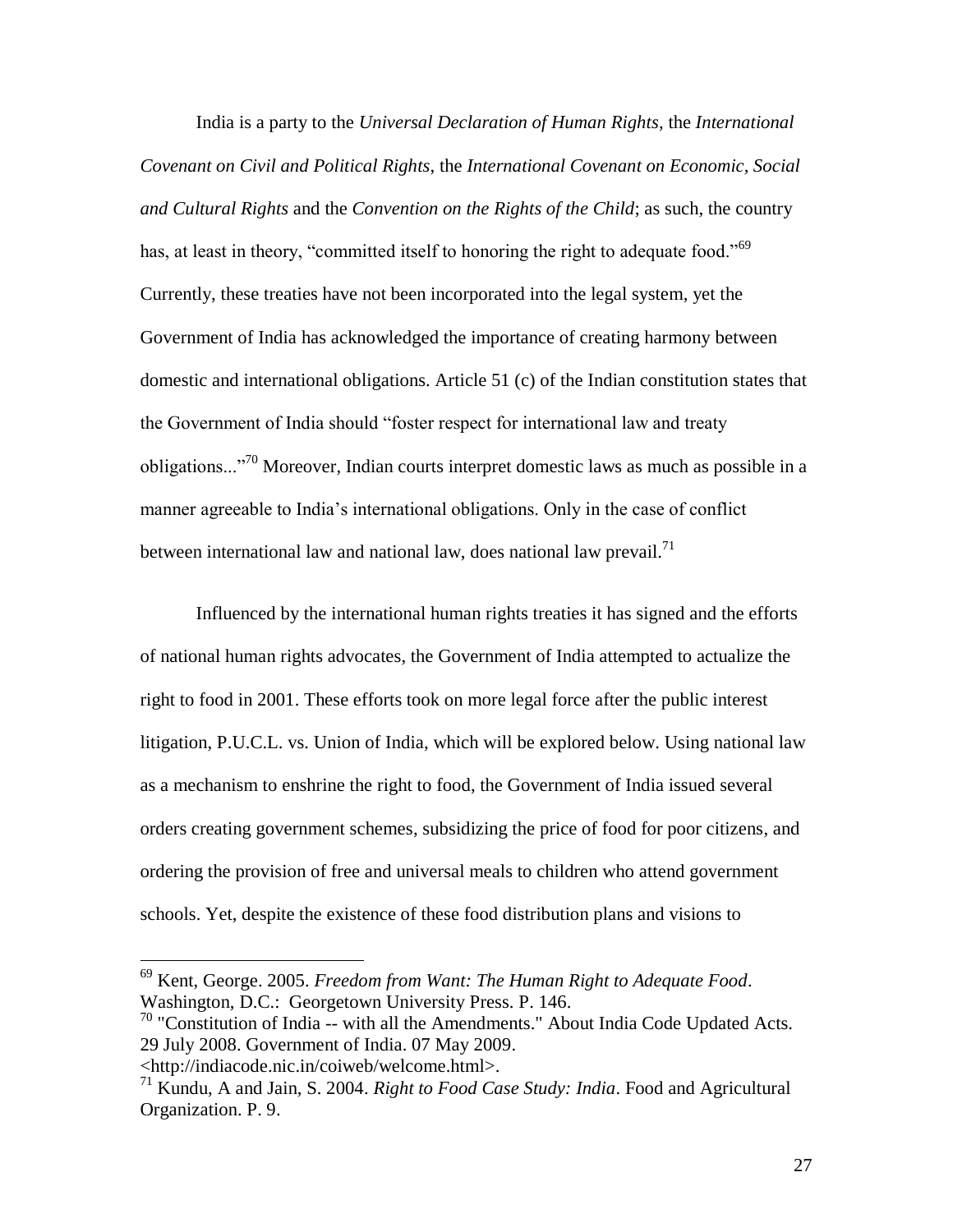India is a party to the *Universal Declaration of Human Rights*, the *International Covenant on Civil and Political Rights*, the *International Covenant on Economic, Social and Cultural Rights* and the *Convention on the Rights of the Child*; as such, the country has, at least in theory, "committed itself to honoring the right to adequate food."[69] Currently, these treaties have not been incorporated into the legal system, yet the Government of India has acknowledged the importance of creating harmony between domestic and international obligations. Article 51 (c) of the Indian constitution states that the Government of India should "foster respect for international law and treaty obligations..."[70] Moreover, Indian courts interpret domestic laws as much as possible in a manner agreeable to India's international obligations. Only in the case of conflict between international law and national law, does national law prevail.[71]

Influenced by the international human rights treaties it has signed and the efforts of national human rights advocates, the Government of India attempted to actualize the right to food in 2001. These efforts took on more legal force after the public interest litigation, P.U.C.L. vs. Union of India, which will be explored below. Using national law as a mechanism to enshrine the right to food, the Government of India issued several orders creating government schemes, subsidizing the price of food for poor citizens, and ordering the provision of free and universal meals to children who attend government schools. Yet, despite the existence of these food distribution plans and visions to

---

[69] Kent, George. 2005. *Freedom from Want: The Human Right to Adequate Food*. Washington, D.C.: Georgetown University Press. P. 146.

[70] "Constitution of India -- with all the Amendments." About India Code Updated Acts. 29 July 2008. Government of India. 07 May 2009. <http://indiacode.nic.in/coiweb/welcome.html>.

[71] Kundu, A and Jain, S. 2004. *Right to Food Case Study: India*. Food and Agricultural Organization. P. 9.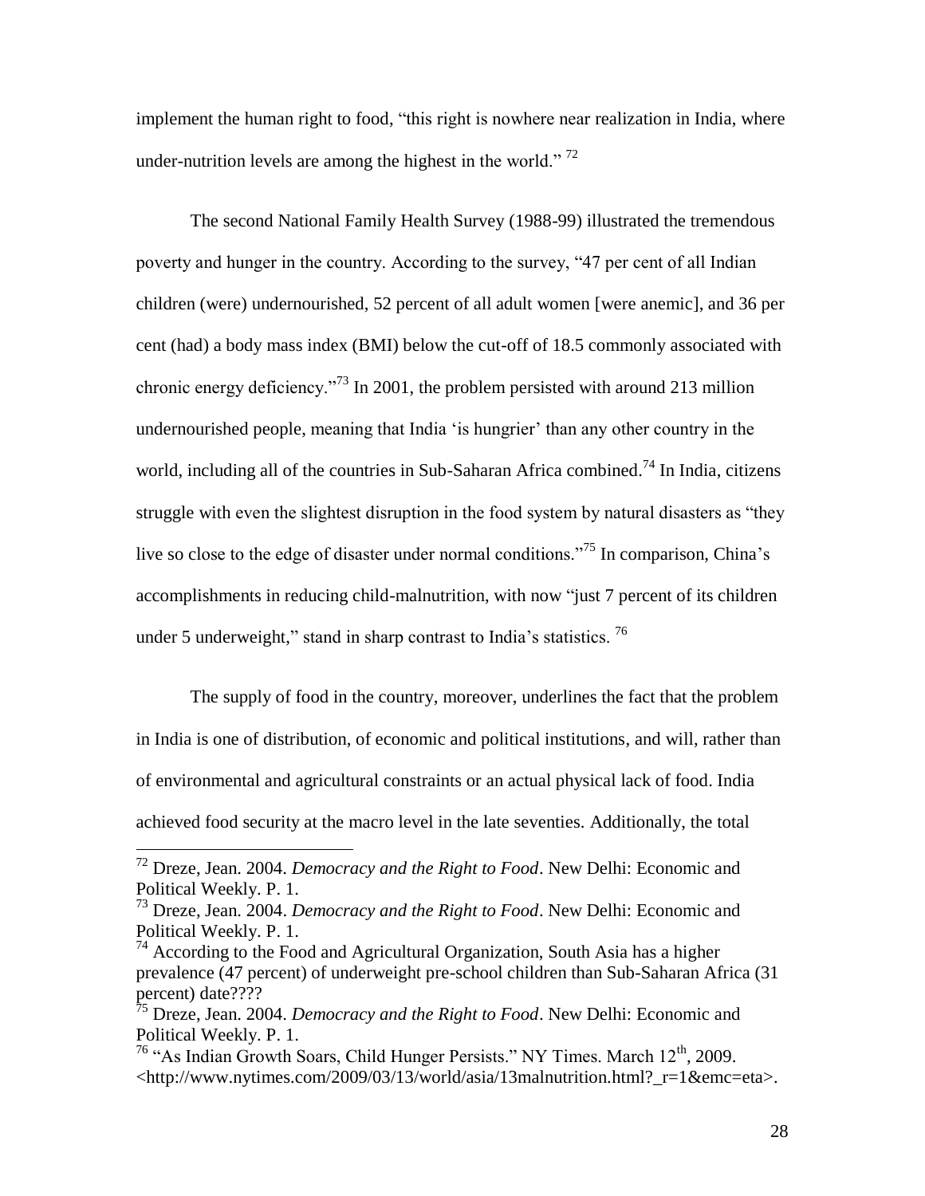implement the human right to food, "this right is nowhere near realization in India, where under-nutrition levels are among the highest in the world." [72]

The second National Family Health Survey (1988-99) illustrated the tremendous poverty and hunger in the country. According to the survey, "47 per cent of all Indian children (were) undernourished, 52 percent of all adult women [were anemic], and 36 per cent (had) a body mass index (BMI) below the cut-off of 18.5 commonly associated with chronic energy deficiency."[73] In 2001, the problem persisted with around 213 million undernourished people, meaning that India 'is hungrier' than any other country in the world, including all of the countries in Sub-Saharan Africa combined.[74] In India, citizens struggle with even the slightest disruption in the food system by natural disasters as "they live so close to the edge of disaster under normal conditions."[75] In comparison, China's accomplishments in reducing child-malnutrition, with now "just 7 percent of its children under 5 underweight," stand in sharp contrast to India's statistics. [76]

The supply of food in the country, moreover, underlines the fact that the problem in India is one of distribution, of economic and political institutions, and will, rather than of environmental and agricultural constraints or an actual physical lack of food. India achieved food security at the macro level in the late seventies. Additionally, the total

---

[72] Dreze, Jean. 2004. *Democracy and the Right to Food*. New Delhi: Economic and Political Weekly. P. 1.

[73] Dreze, Jean. 2004. *Democracy and the Right to Food*. New Delhi: Economic and Political Weekly. P. 1.

[74] According to the Food and Agricultural Organization, South Asia has a higher prevalence (47 percent) of underweight pre-school children than Sub-Saharan Africa (31 percent) date????

[75] Dreze, Jean. 2004. *Democracy and the Right to Food*. New Delhi: Economic and Political Weekly. P. 1.

[76] "As Indian Growth Soars, Child Hunger Persists." NY Times. March 12th, 2009. <http://www.nytimes.com/2009/03/13/world/asia/13malnutrition.html?_r=1&emc=eta>.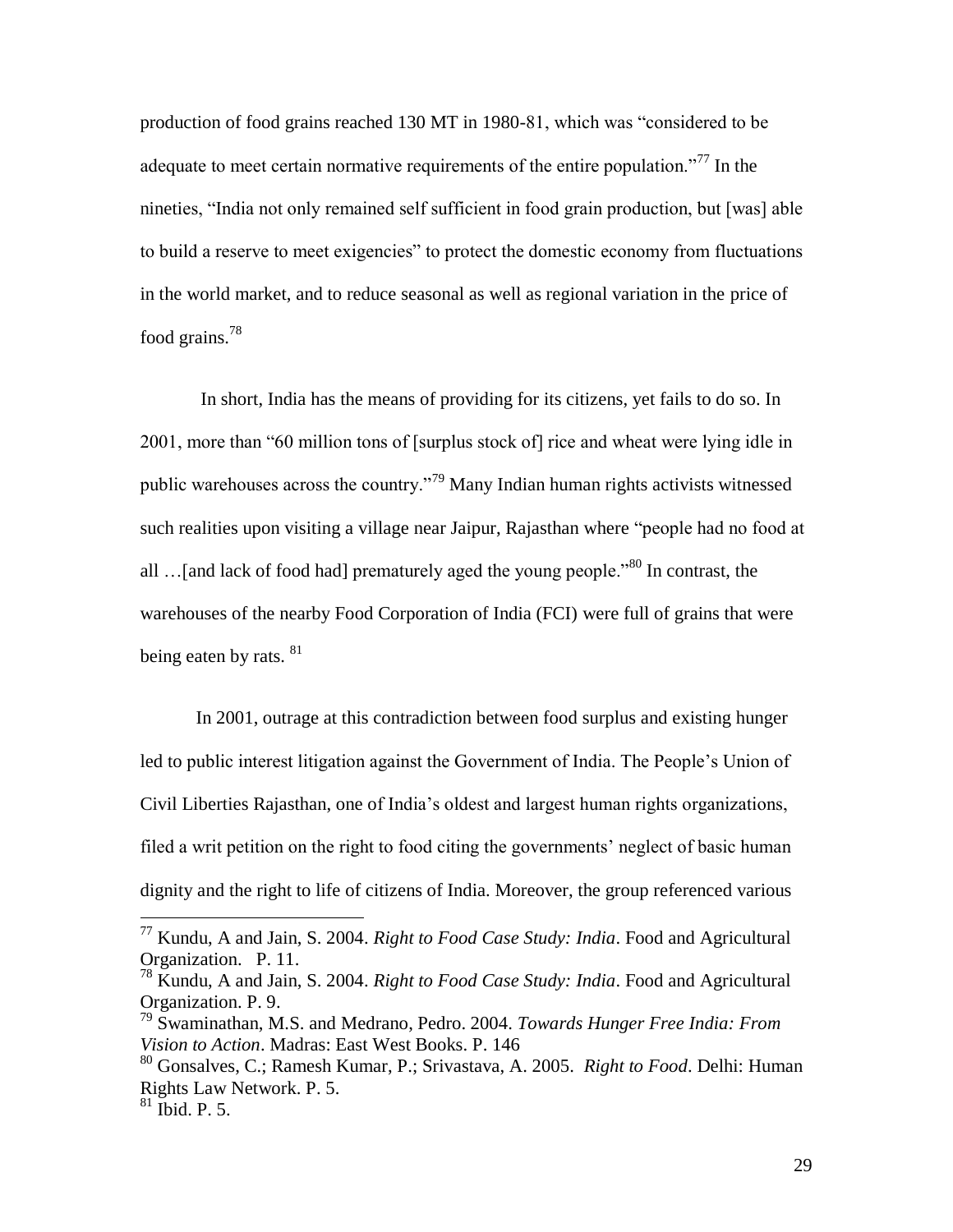production of food grains reached 130 MT in 1980-81, which was "considered to be adequate to meet certain normative requirements of the entire population."[77] In the nineties, "India not only remained self sufficient in food grain production, but [was] able to build a reserve to meet exigencies" to protect the domestic economy from fluctuations in the world market, and to reduce seasonal as well as regional variation in the price of food grains.[78]

In short, India has the means of providing for its citizens, yet fails to do so. In 2001, more than "60 million tons of [surplus stock of] rice and wheat were lying idle in public warehouses across the country."[79] Many Indian human rights activists witnessed such realities upon visiting a village near Jaipur, Rajasthan where "people had no food at all …[and lack of food had] prematurely aged the young people."[80] In contrast, the warehouses of the nearby Food Corporation of India (FCI) were full of grains that were being eaten by rats. [81]

In 2001, outrage at this contradiction between food surplus and existing hunger led to public interest litigation against the Government of India. The People's Union of Civil Liberties Rajasthan, one of India's oldest and largest human rights organizations, filed a writ petition on the right to food citing the governments' neglect of basic human dignity and the right to life of citizens of India. Moreover, the group referenced various

---

[77] Kundu, A and Jain, S. 2004. *Right to Food Case Study: India*. Food and Agricultural Organization. P. 11.

[78] Kundu, A and Jain, S. 2004. *Right to Food Case Study: India*. Food and Agricultural Organization. P. 9.

[79] Swaminathan, M.S. and Medrano, Pedro. 2004. *Towards Hunger Free India: From Vision to Action*. Madras: East West Books. P. 146

[80] Gonsalves, C.; Ramesh Kumar, P.; Srivastava, A. 2005. *Right to Food*. Delhi: Human Rights Law Network. P. 5.

[81] Ibid. P. 5.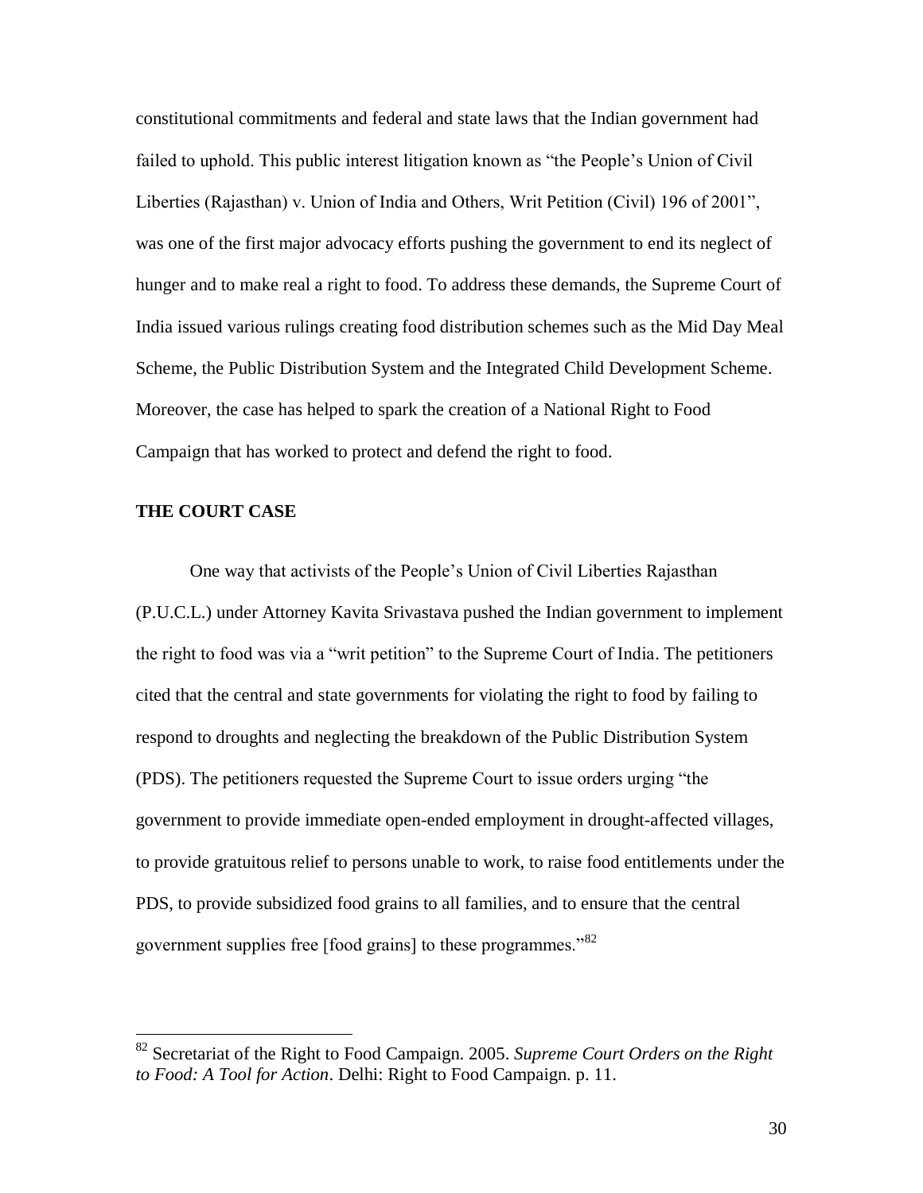constitutional commitments and federal and state laws that the Indian government had failed to uphold. This public interest litigation known as "the People's Union of Civil Liberties (Rajasthan) v. Union of India and Others, Writ Petition (Civil) 196 of 2001", was one of the first major advocacy efforts pushing the government to end its neglect of hunger and to make real a right to food. To address these demands, the Supreme Court of India issued various rulings creating food distribution schemes such as the Mid Day Meal Scheme, the Public Distribution System and the Integrated Child Development Scheme. Moreover, the case has helped to spark the creation of a National Right to Food Campaign that has worked to protect and defend the right to food.

## THE COURT CASE

One way that activists of the People's Union of Civil Liberties Rajasthan (P.U.C.L.) under Attorney Kavita Srivastava pushed the Indian government to implement the right to food was via a "writ petition" to the Supreme Court of India. The petitioners cited that the central and state governments for violating the right to food by failing to respond to droughts and neglecting the breakdown of the Public Distribution System (PDS). The petitioners requested the Supreme Court to issue orders urging "the government to provide immediate open-ended employment in drought-affected villages, to provide gratuitous relief to persons unable to work, to raise food entitlements under the PDS, to provide subsidized food grains to all families, and to ensure that the central government supplies free [food grains] to these programmes."[82]

---

[82] Secretariat of the Right to Food Campaign. 2005. *Supreme Court Orders on the Right to Food: A Tool for Action*. Delhi: Right to Food Campaign. p. 11.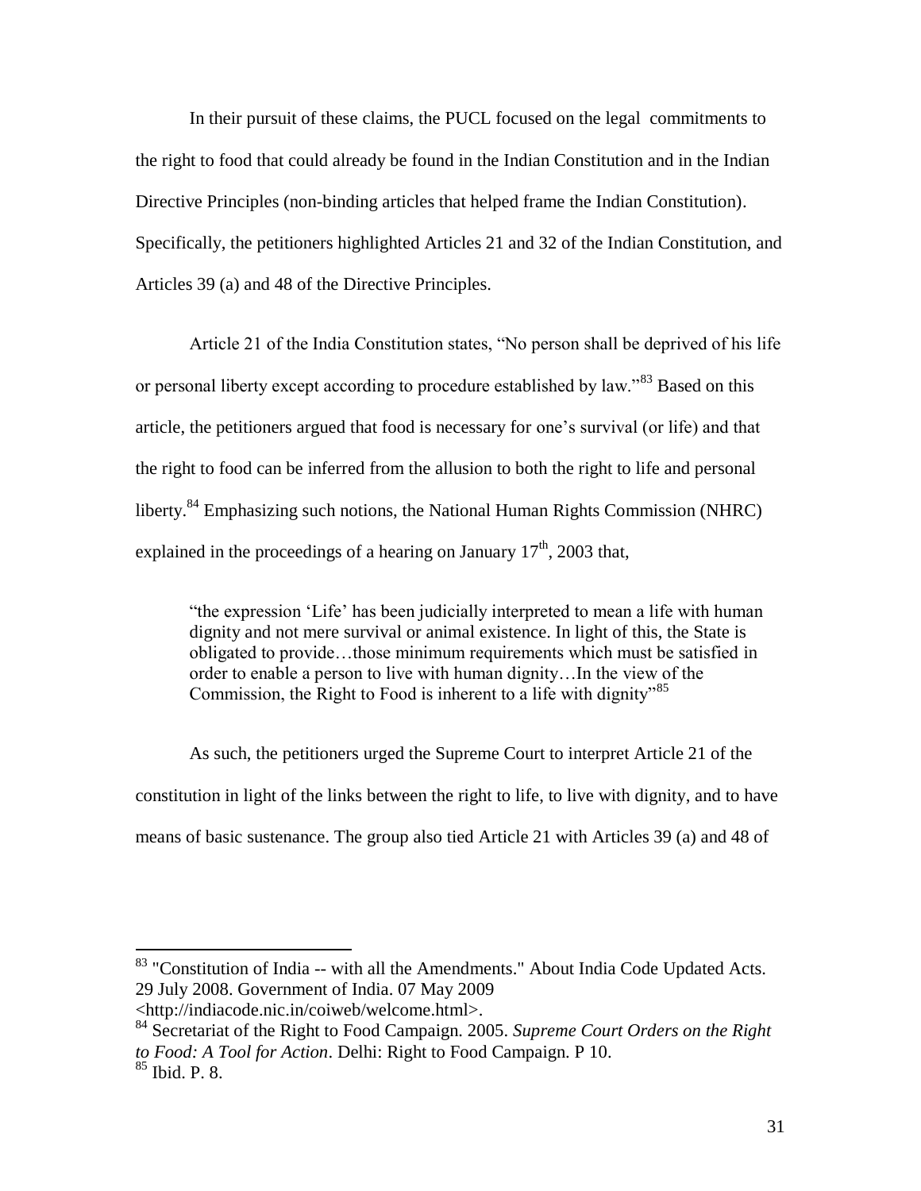In their pursuit of these claims, the PUCL focused on the legal commitments to the right to food that could already be found in the Indian Constitution and in the Indian Directive Principles (non-binding articles that helped frame the Indian Constitution). Specifically, the petitioners highlighted Articles 21 and 32 of the Indian Constitution, and Articles 39 (a) and 48 of the Directive Principles.

Article 21 of the India Constitution states, "No person shall be deprived of his life or personal liberty except according to procedure established by law."[83] Based on this article, the petitioners argued that food is necessary for one's survival (or life) and that the right to food can be inferred from the allusion to both the right to life and personal liberty.[84] Emphasizing such notions, the National Human Rights Commission (NHRC) explained in the proceedings of a hearing on January 17th, 2003 that,

> "the expression 'Life' has been judicially interpreted to mean a life with human dignity and not mere survival or animal existence. In light of this, the State is obligated to provide…those minimum requirements which must be satisfied in order to enable a person to live with human dignity…In the view of the Commission, the Right to Food is inherent to a life with dignity"[85]

As such, the petitioners urged the Supreme Court to interpret Article 21 of the constitution in light of the links between the right to life, to live with dignity, and to have means of basic sustenance. The group also tied Article 21 with Articles 39 (a) and 48 of

---

[83] "Constitution of India -- with all the Amendments." About India Code Updated Acts. 29 July 2008. Government of India. 07 May 2009 <http://indiacode.nic.in/coiweb/welcome.html>.

[84] Secretariat of the Right to Food Campaign. 2005. *Supreme Court Orders on the Right to Food: A Tool for Action*. Delhi: Right to Food Campaign. P 10.

[85] Ibid. P. 8.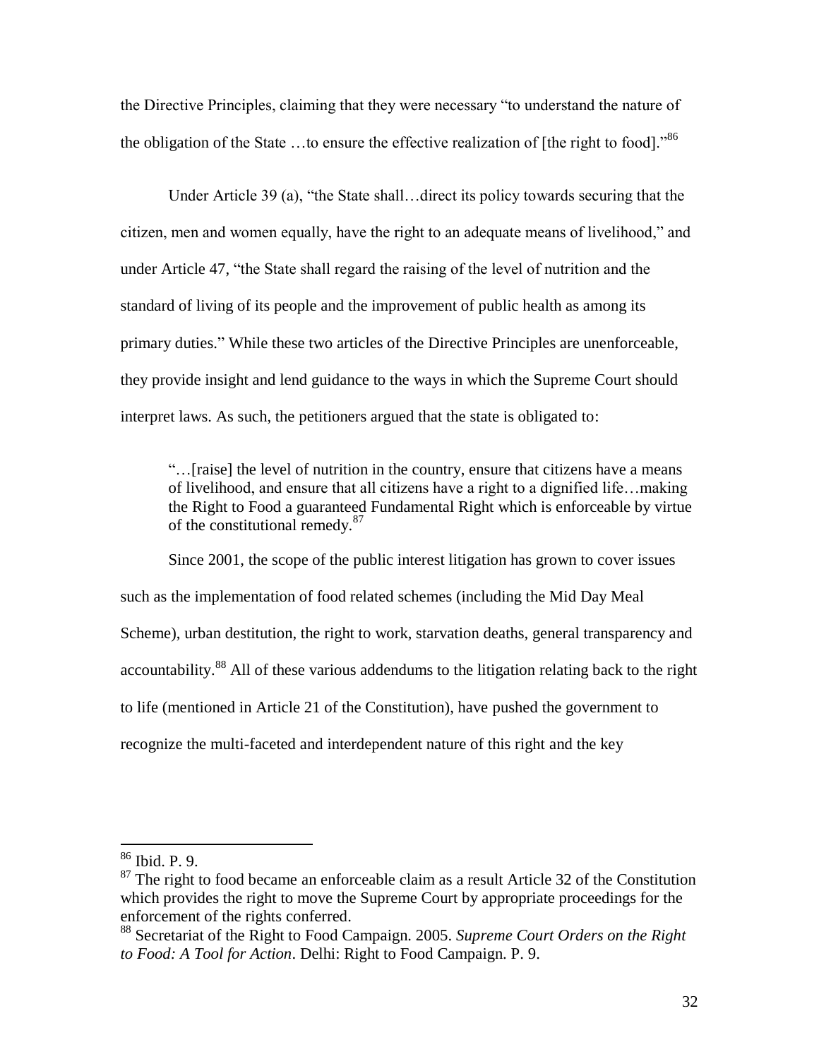the Directive Principles, claiming that they were necessary "to understand the nature of the obligation of the State …to ensure the effective realization of [the right to food]."[86]

Under Article 39 (a), "the State shall…direct its policy towards securing that the citizen, men and women equally, have the right to an adequate means of livelihood," and under Article 47, "the State shall regard the raising of the level of nutrition and the standard of living of its people and the improvement of public health as among its primary duties." While these two articles of the Directive Principles are unenforceable, they provide insight and lend guidance to the ways in which the Supreme Court should interpret laws. As such, the petitioners argued that the state is obligated to:

> "…[raise] the level of nutrition in the country, ensure that citizens have a means of livelihood, and ensure that all citizens have a right to a dignified life…making the Right to Food a guaranteed Fundamental Right which is enforceable by virtue of the constitutional remedy.[87]

Since 2001, the scope of the public interest litigation has grown to cover issues such as the implementation of food related schemes (including the Mid Day Meal Scheme), urban destitution, the right to work, starvation deaths, general transparency and accountability.[88] All of these various addendums to the litigation relating back to the right to life (mentioned in Article 21 of the Constitution), have pushed the government to recognize the multi-faceted and interdependent nature of this right and the key

---

[86] Ibid. P. 9.

[87] The right to food became an enforceable claim as a result Article 32 of the Constitution which provides the right to move the Supreme Court by appropriate proceedings for the enforcement of the rights conferred.

[88] Secretariat of the Right to Food Campaign. 2005. *Supreme Court Orders on the Right to Food: A Tool for Action*. Delhi: Right to Food Campaign. P. 9.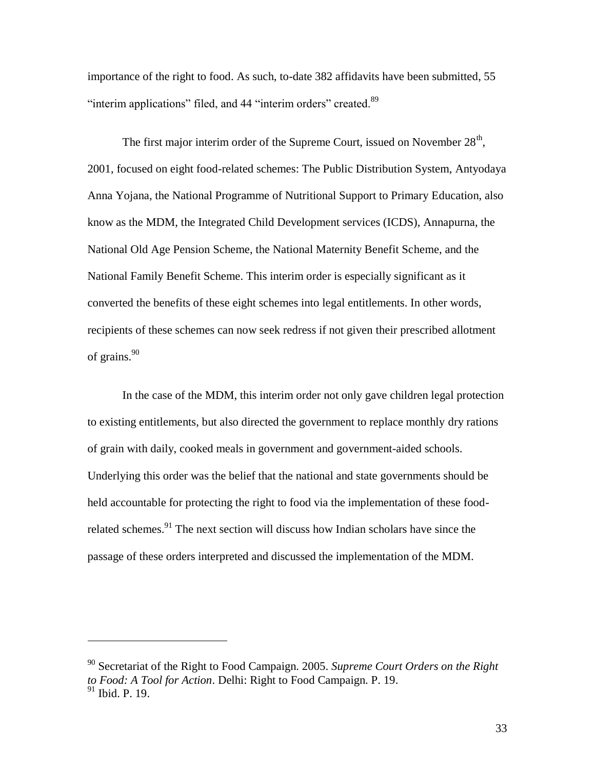importance of the right to food. As such, to-date 382 affidavits have been submitted, 55 "interim applications" filed, and 44 "interim orders" created.[89]

The first major interim order of the Supreme Court, issued on November 28th, 2001, focused on eight food-related schemes: The Public Distribution System, Antyodaya Anna Yojana, the National Programme of Nutritional Support to Primary Education, also know as the MDM, the Integrated Child Development services (ICDS), Annapurna, the National Old Age Pension Scheme, the National Maternity Benefit Scheme, and the National Family Benefit Scheme. This interim order is especially significant as it converted the benefits of these eight schemes into legal entitlements. In other words, recipients of these schemes can now seek redress if not given their prescribed allotment of grains.[90]

In the case of the MDM, this interim order not only gave children legal protection to existing entitlements, but also directed the government to replace monthly dry rations of grain with daily, cooked meals in government and government-aided schools. Underlying this order was the belief that the national and state governments should be held accountable for protecting the right to food via the implementation of these food-related schemes.[91] The next section will discuss how Indian scholars have since the passage of these orders interpreted and discussed the implementation of the MDM.

---

[90] Secretariat of the Right to Food Campaign. 2005. *Supreme Court Orders on the Right to Food: A Tool for Action*. Delhi: Right to Food Campaign. P. 19.
[91] Ibid. P. 19.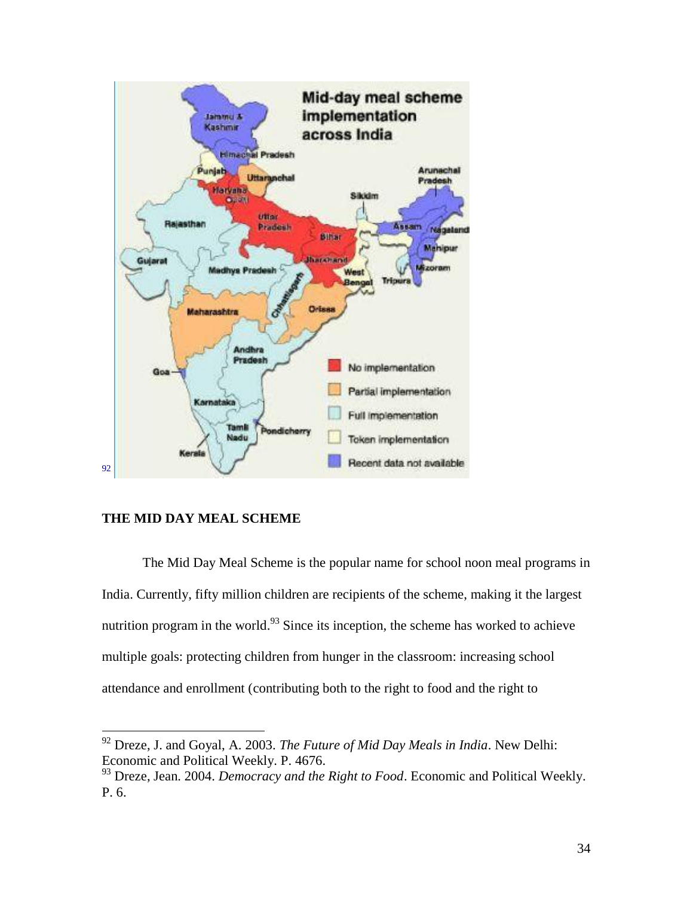92

## THE MID DAY MEAL SCHEME

The Mid Day Meal Scheme is the popular name for school noon meal programs in India. Currently, fifty million children are recipients of the scheme, making it the largest nutrition program in the world.[93] Since its inception, the scheme has worked to achieve multiple goals: protecting children from hunger in the classroom: increasing school attendance and enrollment (contributing both to the right to food and the right to

---

[92] Dreze, J. and Goyal, A. 2003. *The Future of Mid Day Meals in India*. New Delhi: Economic and Political Weekly. P. 4676.

[93] Dreze, Jean. 2004. *Democracy and the Right to Food*. Economic and Political Weekly. P. 6.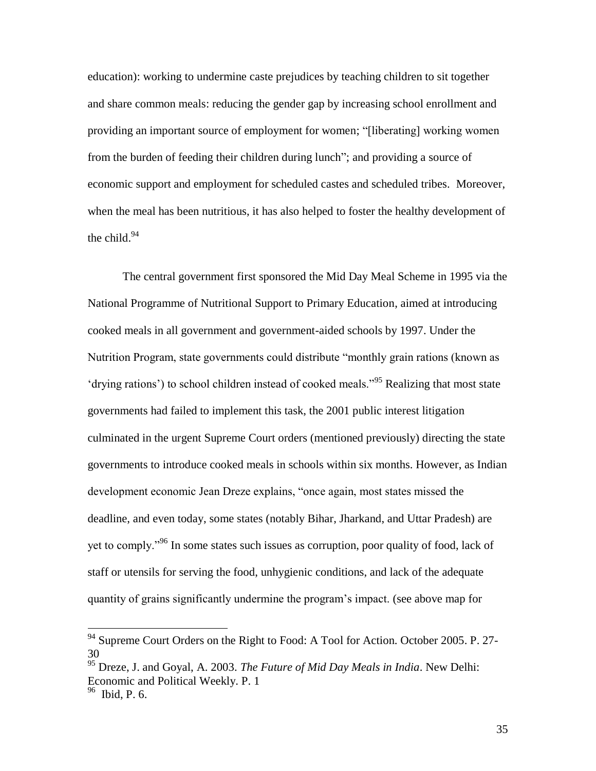education): working to undermine caste prejudices by teaching children to sit together and share common meals: reducing the gender gap by increasing school enrollment and providing an important source of employment for women; "[liberating] working women from the burden of feeding their children during lunch"; and providing a source of economic support and employment for scheduled castes and scheduled tribes. Moreover, when the meal has been nutritious, it has also helped to foster the healthy development of the child.[94]

The central government first sponsored the Mid Day Meal Scheme in 1995 via the National Programme of Nutritional Support to Primary Education, aimed at introducing cooked meals in all government and government-aided schools by 1997. Under the Nutrition Program, state governments could distribute "monthly grain rations (known as 'drying rations') to school children instead of cooked meals."[95] Realizing that most state governments had failed to implement this task, the 2001 public interest litigation culminated in the urgent Supreme Court orders (mentioned previously) directing the state governments to introduce cooked meals in schools within six months. However, as Indian development economic Jean Dreze explains, "once again, most states missed the deadline, and even today, some states (notably Bihar, Jharkand, and Uttar Pradesh) are yet to comply."[96] In some states such issues as corruption, poor quality of food, lack of staff or utensils for serving the food, unhygienic conditions, and lack of the adequate quantity of grains significantly undermine the program's impact. (see above map for

---

[94] Supreme Court Orders on the Right to Food: A Tool for Action. October 2005. P. 27-30

[95] Dreze, J. and Goyal, A. 2003. *The Future of Mid Day Meals in India*. New Delhi: Economic and Political Weekly. P. 1

[96] Ibid, P. 6.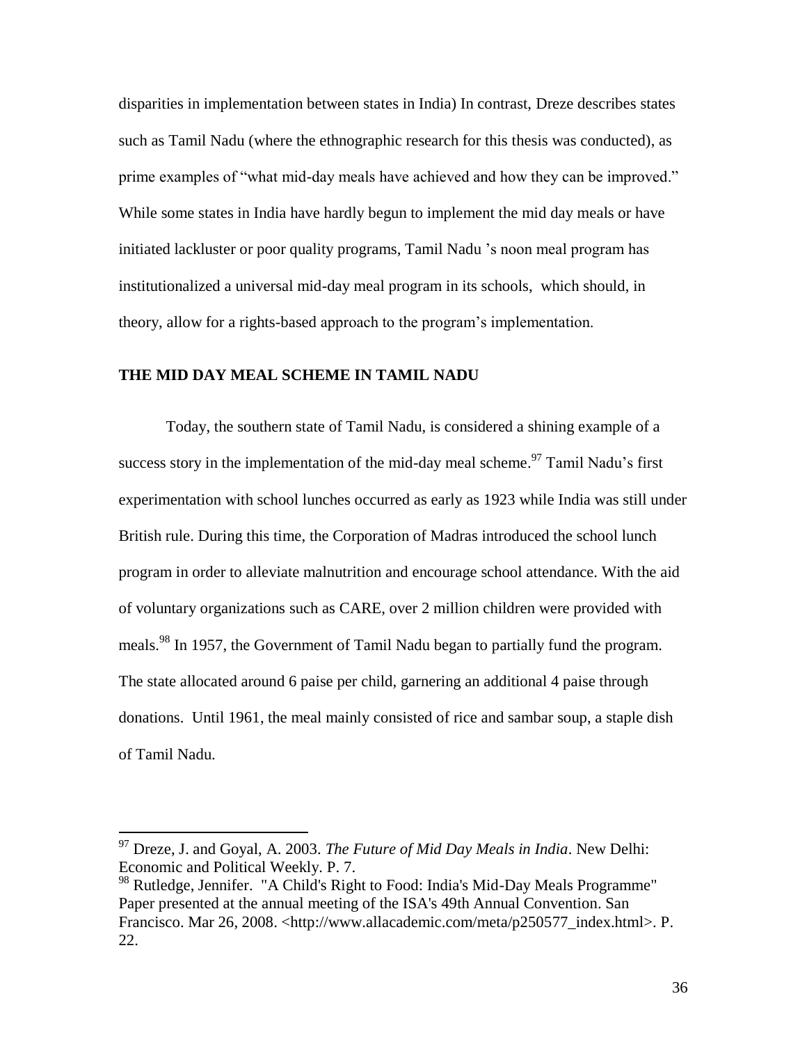disparities in implementation between states in India) In contrast, Dreze describes states such as Tamil Nadu (where the ethnographic research for this thesis was conducted), as prime examples of "what mid-day meals have achieved and how they can be improved." While some states in India have hardly begun to implement the mid day meals or have initiated lackluster or poor quality programs, Tamil Nadu 's noon meal program has institutionalized a universal mid-day meal program in its schools, which should, in theory, allow for a rights-based approach to the program's implementation.

## THE MID DAY MEAL SCHEME IN TAMIL NADU

Today, the southern state of Tamil Nadu, is considered a shining example of a success story in the implementation of the mid-day meal scheme.[97] Tamil Nadu's first experimentation with school lunches occurred as early as 1923 while India was still under British rule. During this time, the Corporation of Madras introduced the school lunch program in order to alleviate malnutrition and encourage school attendance. With the aid of voluntary organizations such as CARE, over 2 million children were provided with meals.[98] In 1957, the Government of Tamil Nadu began to partially fund the program. The state allocated around 6 paise per child, garnering an additional 4 paise through donations. Until 1961, the meal mainly consisted of rice and sambar soup, a staple dish of Tamil Nadu.

---

[97] Dreze, J. and Goyal, A. 2003. *The Future of Mid Day Meals in India*. New Delhi: Economic and Political Weekly. P. 7.

[98] Rutledge, Jennifer. "A Child's Right to Food: India's Mid-Day Meals Programme" Paper presented at the annual meeting of the ISA's 49th Annual Convention. San Francisco. Mar 26, 2008. <http://www.allacademic.com/meta/p250577_index.html>. P. 22.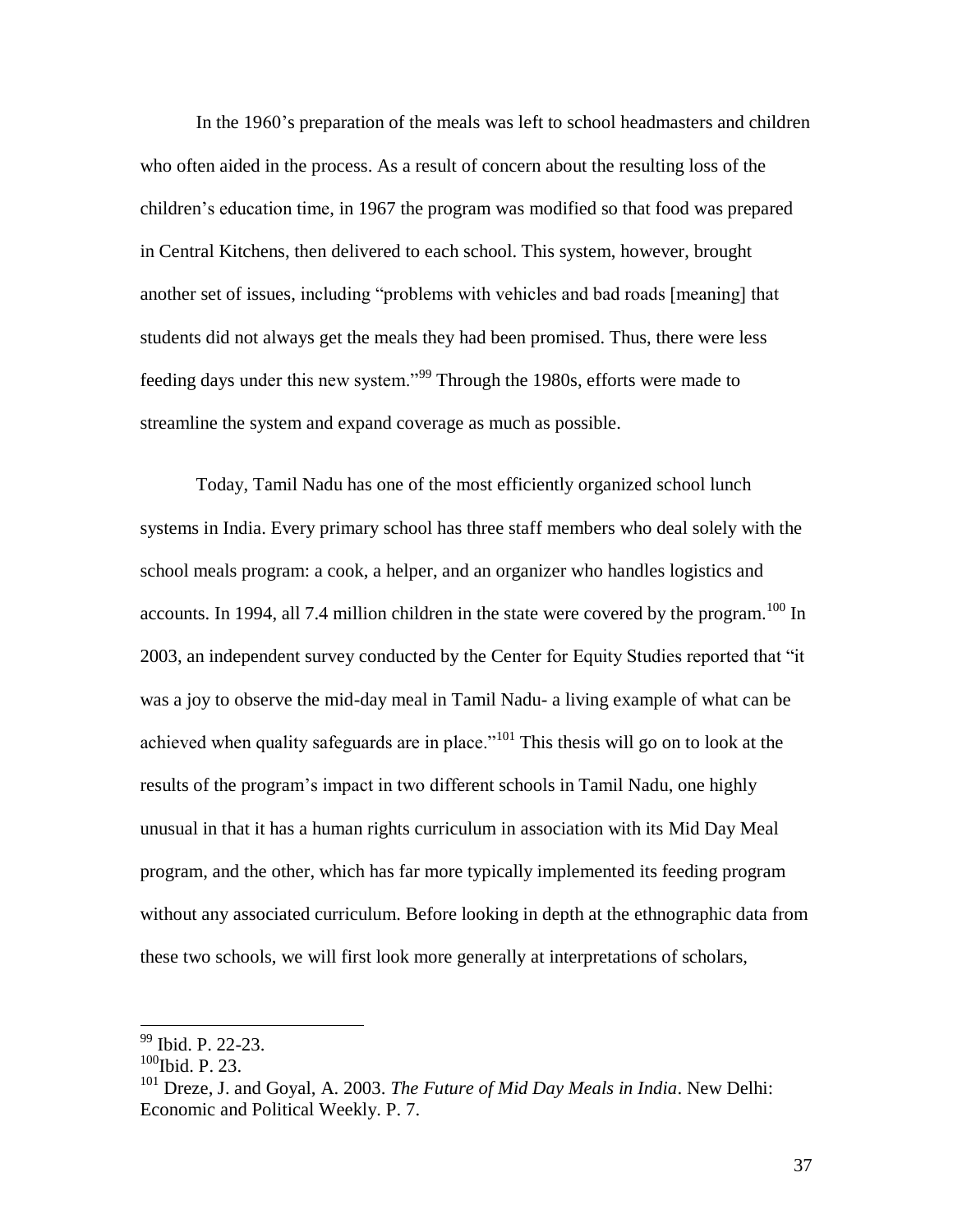In the 1960's preparation of the meals was left to school headmasters and children who often aided in the process. As a result of concern about the resulting loss of the children's education time, in 1967 the program was modified so that food was prepared in Central Kitchens, then delivered to each school. This system, however, brought another set of issues, including "problems with vehicles and bad roads [meaning] that students did not always get the meals they had been promised. Thus, there were less feeding days under this new system."[99] Through the 1980s, efforts were made to streamline the system and expand coverage as much as possible.

Today, Tamil Nadu has one of the most efficiently organized school lunch systems in India. Every primary school has three staff members who deal solely with the school meals program: a cook, a helper, and an organizer who handles logistics and accounts. In 1994, all 7.4 million children in the state were covered by the program.[100] In 2003, an independent survey conducted by the Center for Equity Studies reported that "it was a joy to observe the mid-day meal in Tamil Nadu- a living example of what can be achieved when quality safeguards are in place."[101] This thesis will go on to look at the results of the program's impact in two different schools in Tamil Nadu, one highly unusual in that it has a human rights curriculum in association with its Mid Day Meal program, and the other, which has far more typically implemented its feeding program without any associated curriculum. Before looking in depth at the ethnographic data from these two schools, we will first look more generally at interpretations of scholars,

---

[99] Ibid. P. 22-23.

[100] Ibid. P. 23.

[101] Dreze, J. and Goyal, A. 2003. *The Future of Mid Day Meals in India*. New Delhi: Economic and Political Weekly. P. 7.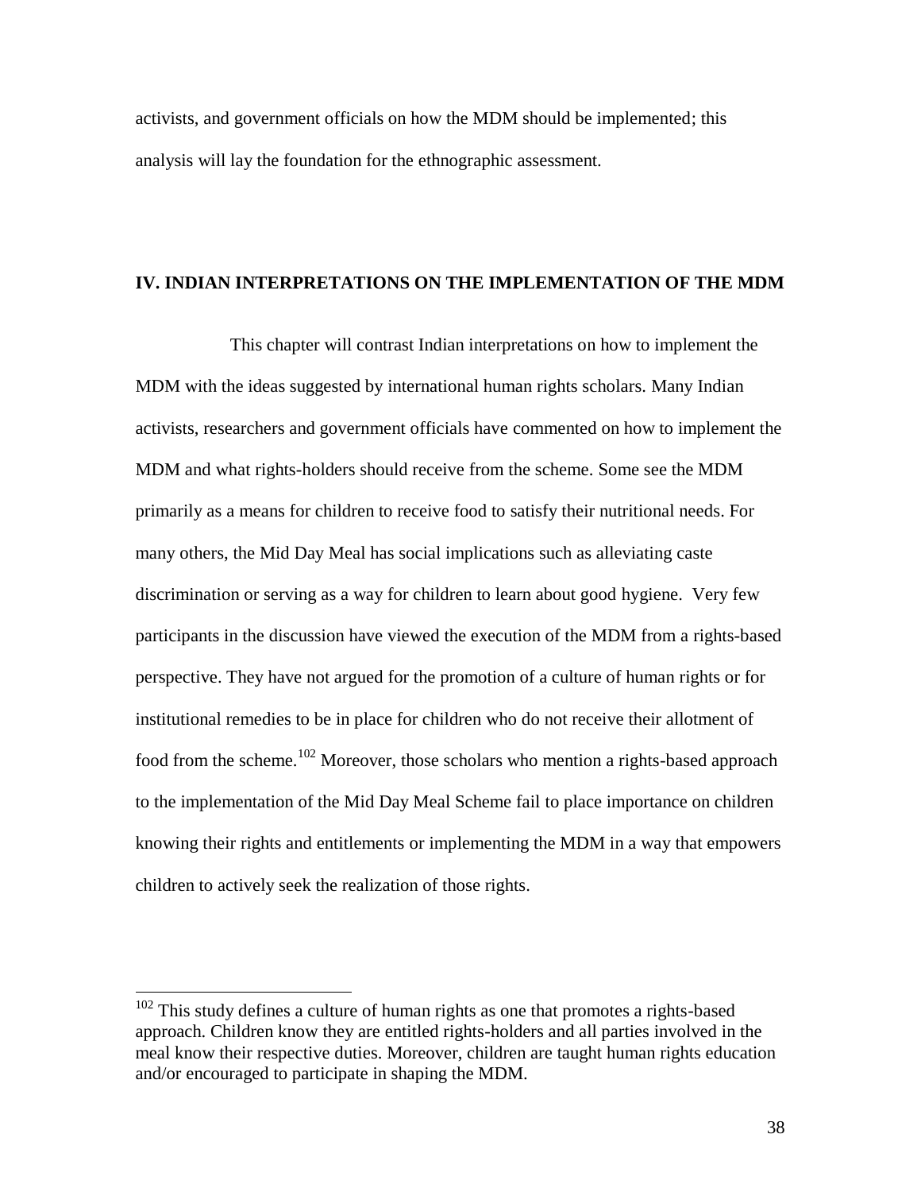activists, and government officials on how the MDM should be implemented; this analysis will lay the foundation for the ethnographic assessment.

## IV. INDIAN INTERPRETATIONS ON THE IMPLEMENTATION OF THE MDM

This chapter will contrast Indian interpretations on how to implement the MDM with the ideas suggested by international human rights scholars. Many Indian activists, researchers and government officials have commented on how to implement the MDM and what rights-holders should receive from the scheme. Some see the MDM primarily as a means for children to receive food to satisfy their nutritional needs. For many others, the Mid Day Meal has social implications such as alleviating caste discrimination or serving as a way for children to learn about good hygiene. Very few participants in the discussion have viewed the execution of the MDM from a rights-based perspective. They have not argued for the promotion of a culture of human rights or for institutional remedies to be in place for children who do not receive their allotment of food from the scheme.[102] Moreover, those scholars who mention a rights-based approach to the implementation of the Mid Day Meal Scheme fail to place importance on children knowing their rights and entitlements or implementing the MDM in a way that empowers children to actively seek the realization of those rights.

---

[102] This study defines a culture of human rights as one that promotes a rights-based approach. Children know they are entitled rights-holders and all parties involved in the meal know their respective duties. Moreover, children are taught human rights education and/or encouraged to participate in shaping the MDM.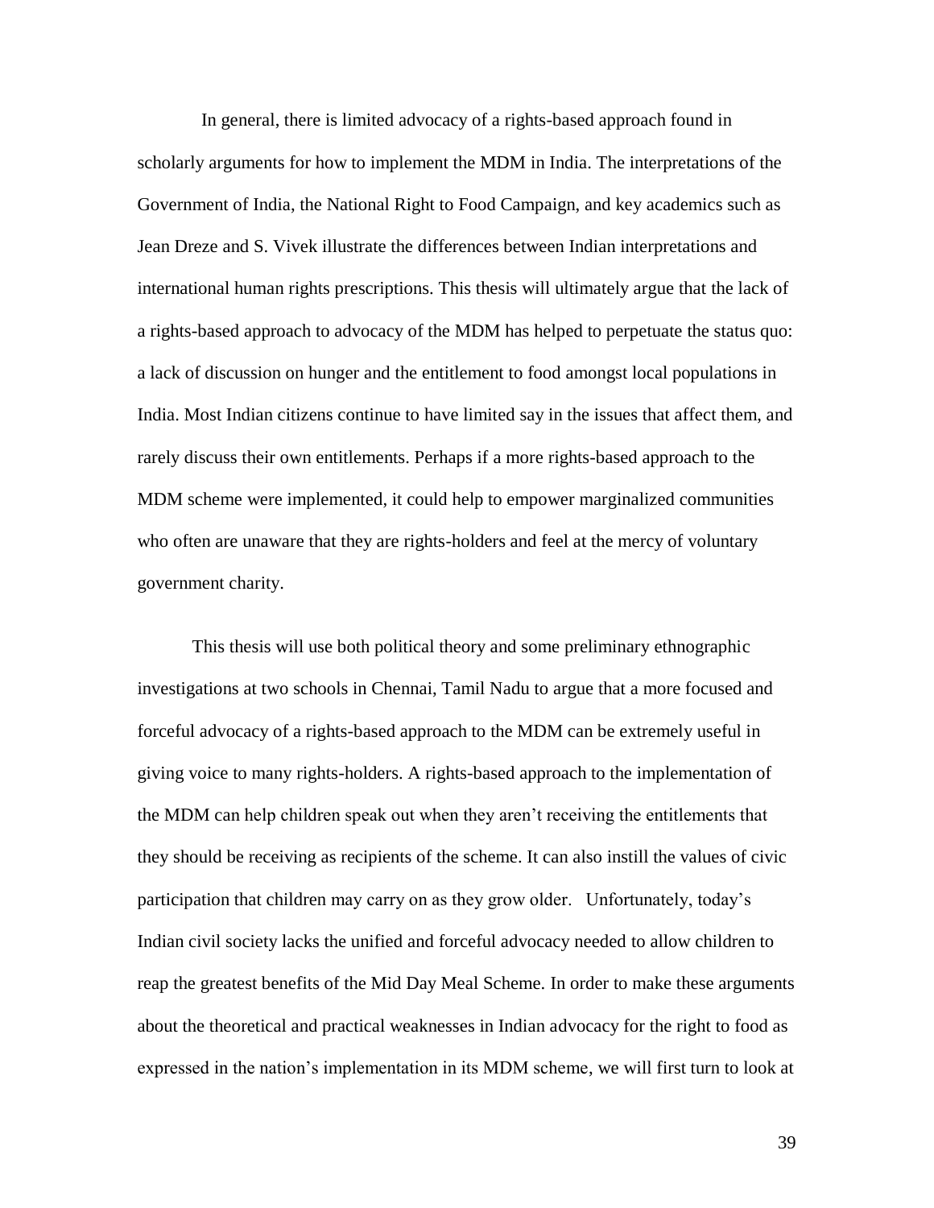In general, there is limited advocacy of a rights-based approach found in scholarly arguments for how to implement the MDM in India. The interpretations of the Government of India, the National Right to Food Campaign, and key academics such as Jean Dreze and S. Vivek illustrate the differences between Indian interpretations and international human rights prescriptions. This thesis will ultimately argue that the lack of a rights-based approach to advocacy of the MDM has helped to perpetuate the status quo: a lack of discussion on hunger and the entitlement to food amongst local populations in India. Most Indian citizens continue to have limited say in the issues that affect them, and rarely discuss their own entitlements. Perhaps if a more rights-based approach to the MDM scheme were implemented, it could help to empower marginalized communities who often are unaware that they are rights-holders and feel at the mercy of voluntary government charity.

This thesis will use both political theory and some preliminary ethnographic investigations at two schools in Chennai, Tamil Nadu to argue that a more focused and forceful advocacy of a rights-based approach to the MDM can be extremely useful in giving voice to many rights-holders. A rights-based approach to the implementation of the MDM can help children speak out when they aren't receiving the entitlements that they should be receiving as recipients of the scheme. It can also instill the values of civic participation that children may carry on as they grow older. Unfortunately, today's Indian civil society lacks the unified and forceful advocacy needed to allow children to reap the greatest benefits of the Mid Day Meal Scheme. In order to make these arguments about the theoretical and practical weaknesses in Indian advocacy for the right to food as expressed in the nation's implementation in its MDM scheme, we will first turn to look at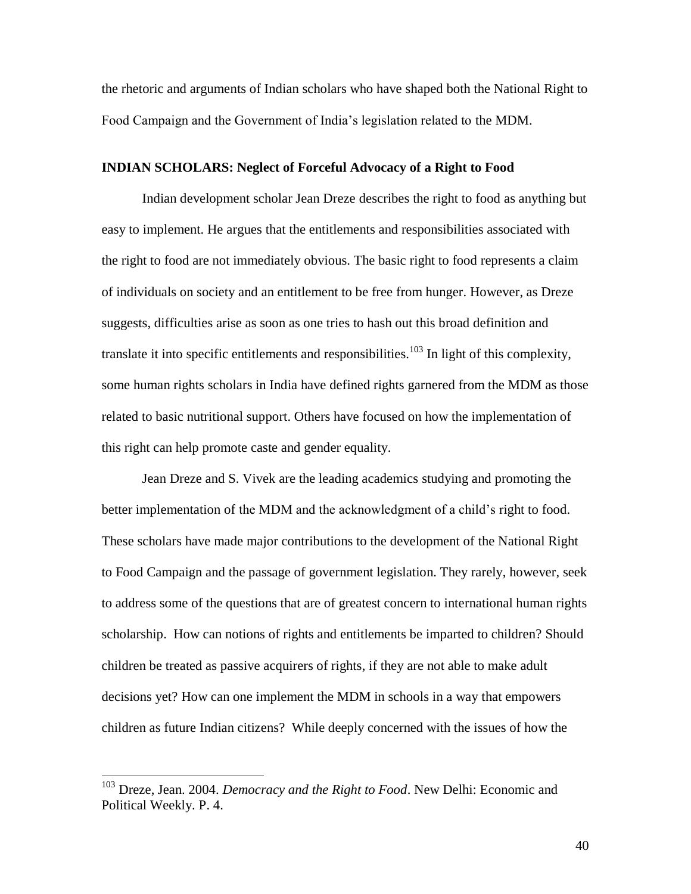the rhetoric and arguments of Indian scholars who have shaped both the National Right to Food Campaign and the Government of India's legislation related to the MDM.

**INDIAN SCHOLARS: Neglect of Forceful Advocacy of a Right to Food**

Indian development scholar Jean Dreze describes the right to food as anything but easy to implement. He argues that the entitlements and responsibilities associated with the right to food are not immediately obvious. The basic right to food represents a claim of individuals on society and an entitlement to be free from hunger. However, as Dreze suggests, difficulties arise as soon as one tries to hash out this broad definition and translate it into specific entitlements and responsibilities.[103] In light of this complexity, some human rights scholars in India have defined rights garnered from the MDM as those related to basic nutritional support. Others have focused on how the implementation of this right can help promote caste and gender equality.

Jean Dreze and S. Vivek are the leading academics studying and promoting the better implementation of the MDM and the acknowledgment of a child's right to food. These scholars have made major contributions to the development of the National Right to Food Campaign and the passage of government legislation. They rarely, however, seek to address some of the questions that are of greatest concern to international human rights scholarship. How can notions of rights and entitlements be imparted to children? Should children be treated as passive acquirers of rights, if they are not able to make adult decisions yet? How can one implement the MDM in schools in a way that empowers children as future Indian citizens? While deeply concerned with the issues of how the

---

[103] Dreze, Jean. 2004. *Democracy and the Right to Food*. New Delhi: Economic and Political Weekly. P. 4.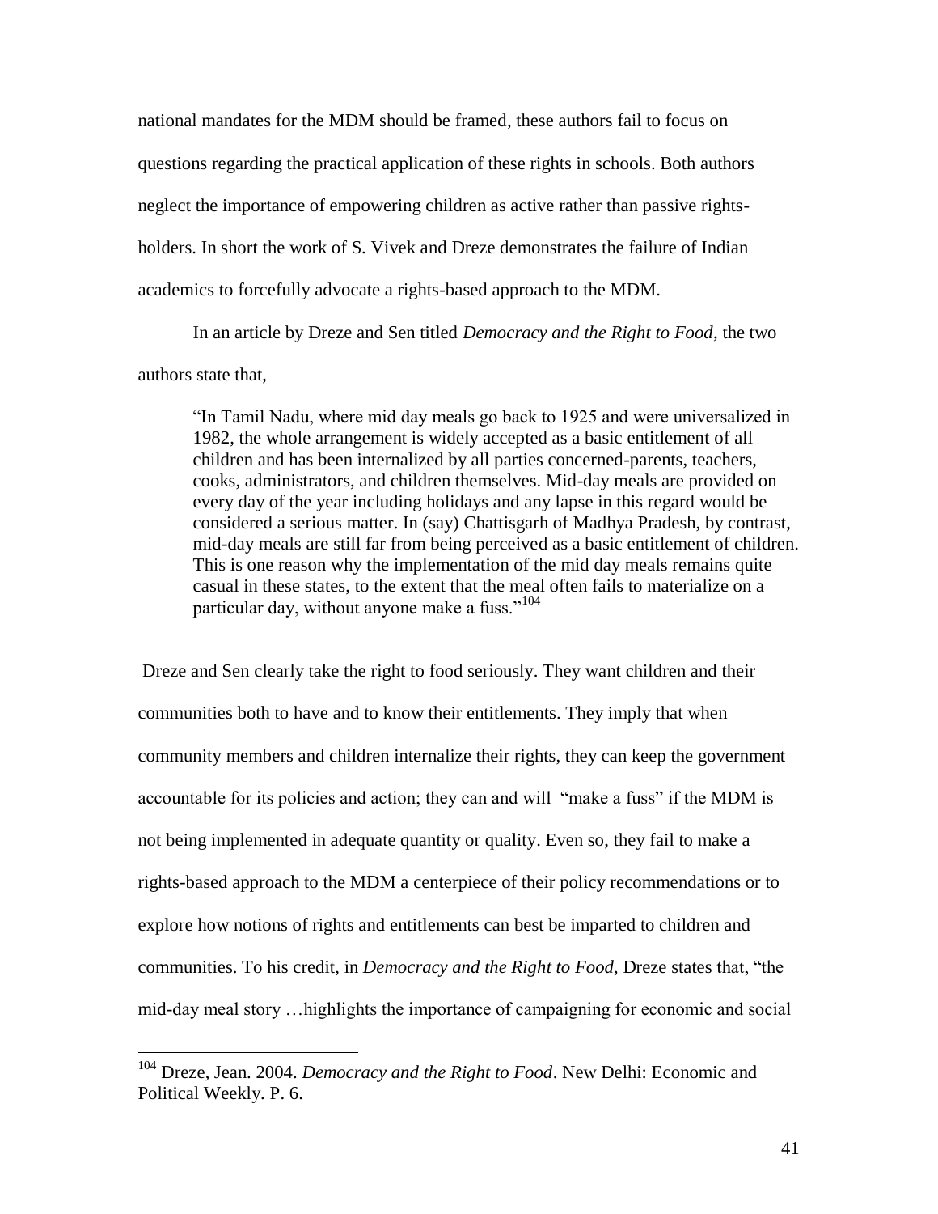national mandates for the MDM should be framed, these authors fail to focus on questions regarding the practical application of these rights in schools. Both authors neglect the importance of empowering children as active rather than passive rights-holders. In short the work of S. Vivek and Dreze demonstrates the failure of Indian academics to forcefully advocate a rights-based approach to the MDM.

In an article by Dreze and Sen titled *Democracy and the Right to Food*, the two authors state that,

> "In Tamil Nadu, where mid day meals go back to 1925 and were universalized in 1982, the whole arrangement is widely accepted as a basic entitlement of all children and has been internalized by all parties concerned-parents, teachers, cooks, administrators, and children themselves. Mid-day meals are provided on every day of the year including holidays and any lapse in this regard would be considered a serious matter. In (say) Chattisgarh of Madhya Pradesh, by contrast, mid-day meals are still far from being perceived as a basic entitlement of children. This is one reason why the implementation of the mid day meals remains quite casual in these states, to the extent that the meal often fails to materialize on a particular day, without anyone make a fuss."[104]

Dreze and Sen clearly take the right to food seriously. They want children and their communities both to have and to know their entitlements. They imply that when community members and children internalize their rights, they can keep the government accountable for its policies and action; they can and will "make a fuss" if the MDM is not being implemented in adequate quantity or quality. Even so, they fail to make a rights-based approach to the MDM a centerpiece of their policy recommendations or to explore how notions of rights and entitlements can best be imparted to children and communities. To his credit, in *Democracy and the Right to Food*, Dreze states that, "the mid-day meal story …highlights the importance of campaigning for economic and social

---

[104] Dreze, Jean. 2004. *Democracy and the Right to Food*. New Delhi: Economic and Political Weekly. P. 6.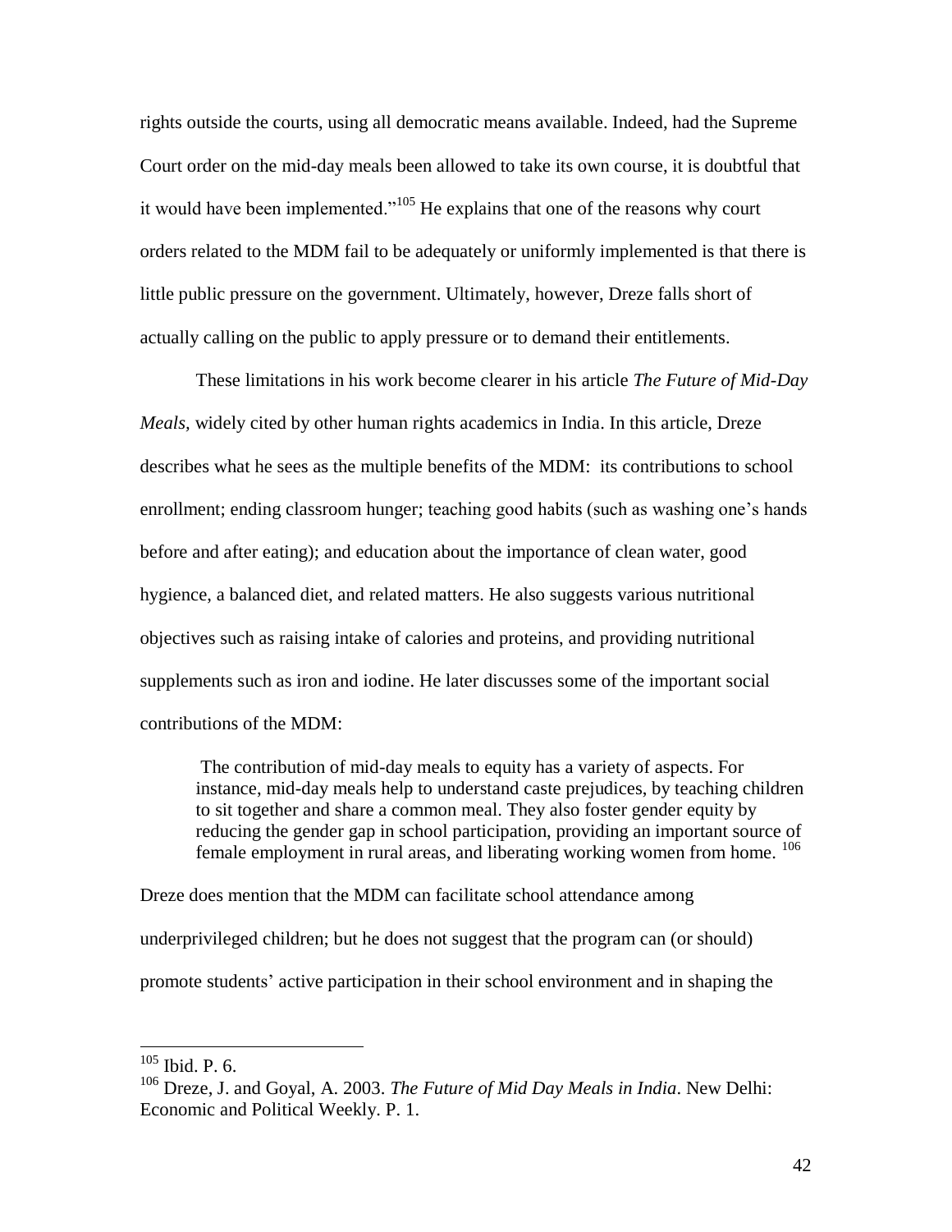rights outside the courts, using all democratic means available. Indeed, had the Supreme Court order on the mid-day meals been allowed to take its own course, it is doubtful that it would have been implemented."[105] He explains that one of the reasons why court orders related to the MDM fail to be adequately or uniformly implemented is that there is little public pressure on the government. Ultimately, however, Dreze falls short of actually calling on the public to apply pressure or to demand their entitlements.

These limitations in his work become clearer in his article *The Future of Mid-Day Meals,* widely cited by other human rights academics in India. In this article, Dreze describes what he sees as the multiple benefits of the MDM: its contributions to school enrollment; ending classroom hunger; teaching good habits (such as washing one's hands before and after eating); and education about the importance of clean water, good hygience, a balanced diet, and related matters. He also suggests various nutritional objectives such as raising intake of calories and proteins, and providing nutritional supplements such as iron and iodine. He later discusses some of the important social contributions of the MDM:

> The contribution of mid-day meals to equity has a variety of aspects. For instance, mid-day meals help to understand caste prejudices, by teaching children to sit together and share a common meal. They also foster gender equity by reducing the gender gap in school participation, providing an important source of female employment in rural areas, and liberating working women from home. [106]

Dreze does mention that the MDM can facilitate school attendance among underprivileged children; but he does not suggest that the program can (or should) promote students' active participation in their school environment and in shaping the

---

[105] Ibid. P. 6.

[106] Dreze, J. and Goyal, A. 2003. *The Future of Mid Day Meals in India*. New Delhi: Economic and Political Weekly. P. 1.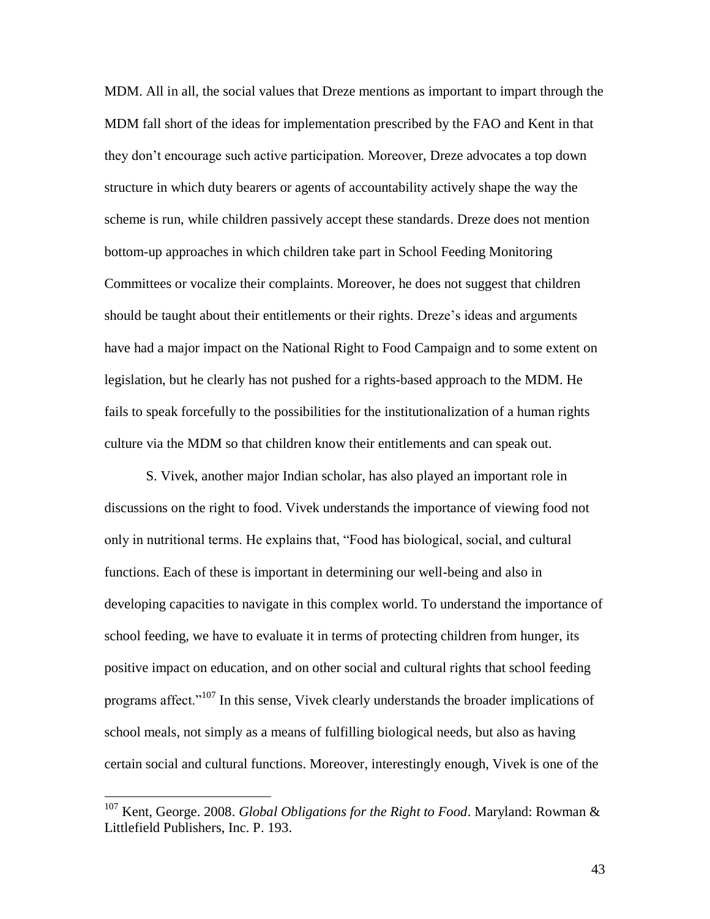MDM. All in all, the social values that Dreze mentions as important to impart through the MDM fall short of the ideas for implementation prescribed by the FAO and Kent in that they don't encourage such active participation. Moreover, Dreze advocates a top down structure in which duty bearers or agents of accountability actively shape the way the scheme is run, while children passively accept these standards. Dreze does not mention bottom-up approaches in which children take part in School Feeding Monitoring Committees or vocalize their complaints. Moreover, he does not suggest that children should be taught about their entitlements or their rights. Dreze's ideas and arguments have had a major impact on the National Right to Food Campaign and to some extent on legislation, but he clearly has not pushed for a rights-based approach to the MDM. He fails to speak forcefully to the possibilities for the institutionalization of a human rights culture via the MDM so that children know their entitlements and can speak out.

S. Vivek, another major Indian scholar, has also played an important role in discussions on the right to food. Vivek understands the importance of viewing food not only in nutritional terms. He explains that, "Food has biological, social, and cultural functions. Each of these is important in determining our well-being and also in developing capacities to navigate in this complex world. To understand the importance of school feeding, we have to evaluate it in terms of protecting children from hunger, its positive impact on education, and on other social and cultural rights that school feeding programs affect."[107] In this sense, Vivek clearly understands the broader implications of school meals, not simply as a means of fulfilling biological needs, but also as having certain social and cultural functions. Moreover, interestingly enough, Vivek is one of the

---

[107] Kent, George. 2008. *Global Obligations for the Right to Food*. Maryland: Rowman & Littlefield Publishers, Inc. P. 193.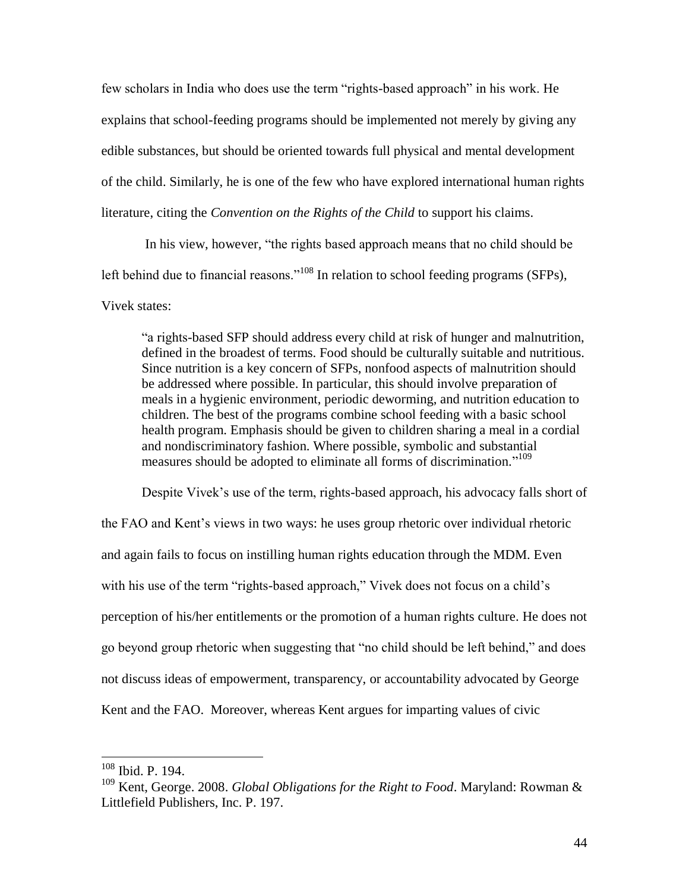few scholars in India who does use the term "rights-based approach" in his work. He explains that school-feeding programs should be implemented not merely by giving any edible substances, but should be oriented towards full physical and mental development of the child. Similarly, he is one of the few who have explored international human rights literature, citing the *Convention on the Rights of the Child* to support his claims.

In his view, however, "the rights based approach means that no child should be left behind due to financial reasons."[108] In relation to school feeding programs (SFPs), Vivek states:

> "a rights-based SFP should address every child at risk of hunger and malnutrition, defined in the broadest of terms. Food should be culturally suitable and nutritious. Since nutrition is a key concern of SFPs, nonfood aspects of malnutrition should be addressed where possible. In particular, this should involve preparation of meals in a hygienic environment, periodic deworming, and nutrition education to children. The best of the programs combine school feeding with a basic school health program. Emphasis should be given to children sharing a meal in a cordial and nondiscriminatory fashion. Where possible, symbolic and substantial measures should be adopted to eliminate all forms of discrimination."[109]

Despite Vivek's use of the term, rights-based approach, his advocacy falls short of the FAO and Kent's views in two ways: he uses group rhetoric over individual rhetoric and again fails to focus on instilling human rights education through the MDM. Even with his use of the term "rights-based approach," Vivek does not focus on a child's perception of his/her entitlements or the promotion of a human rights culture. He does not go beyond group rhetoric when suggesting that "no child should be left behind," and does not discuss ideas of empowerment, transparency, or accountability advocated by George Kent and the FAO. Moreover, whereas Kent argues for imparting values of civic

---

[108] Ibid. P. 194.

[109] Kent, George. 2008. *Global Obligations for the Right to Food*. Maryland: Rowman & Littlefield Publishers, Inc. P. 197.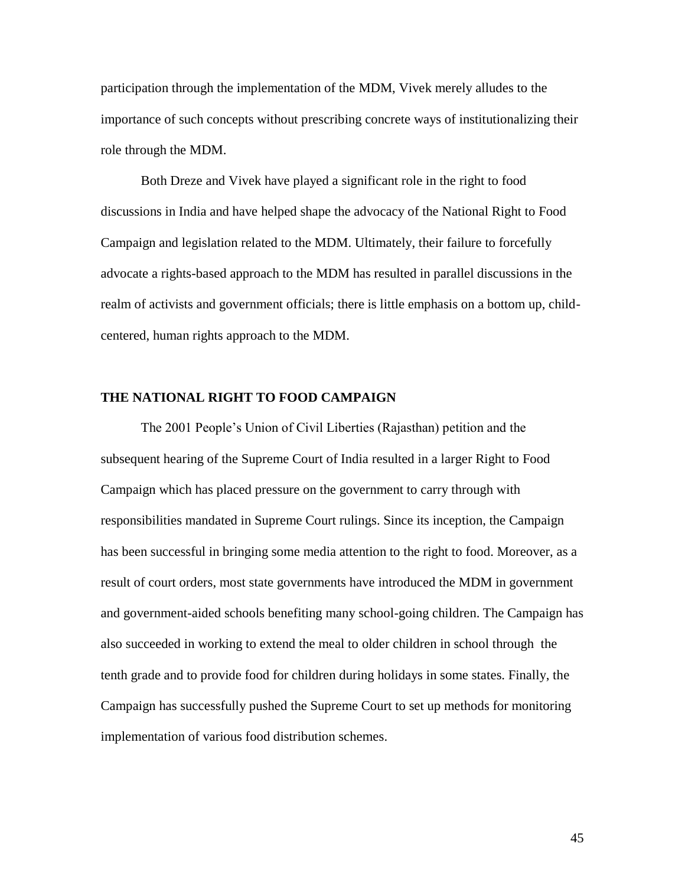participation through the implementation of the MDM, Vivek merely alludes to the importance of such concepts without prescribing concrete ways of institutionalizing their role through the MDM.

Both Dreze and Vivek have played a significant role in the right to food discussions in India and have helped shape the advocacy of the National Right to Food Campaign and legislation related to the MDM. Ultimately, their failure to forcefully advocate a rights-based approach to the MDM has resulted in parallel discussions in the realm of activists and government officials; there is little emphasis on a bottom up, child-centered, human rights approach to the MDM.

## THE NATIONAL RIGHT TO FOOD CAMPAIGN

The 2001 People's Union of Civil Liberties (Rajasthan) petition and the subsequent hearing of the Supreme Court of India resulted in a larger Right to Food Campaign which has placed pressure on the government to carry through with responsibilities mandated in Supreme Court rulings. Since its inception, the Campaign has been successful in bringing some media attention to the right to food. Moreover, as a result of court orders, most state governments have introduced the MDM in government and government-aided schools benefiting many school-going children. The Campaign has also succeeded in working to extend the meal to older children in school through the tenth grade and to provide food for children during holidays in some states. Finally, the Campaign has successfully pushed the Supreme Court to set up methods for monitoring implementation of various food distribution schemes.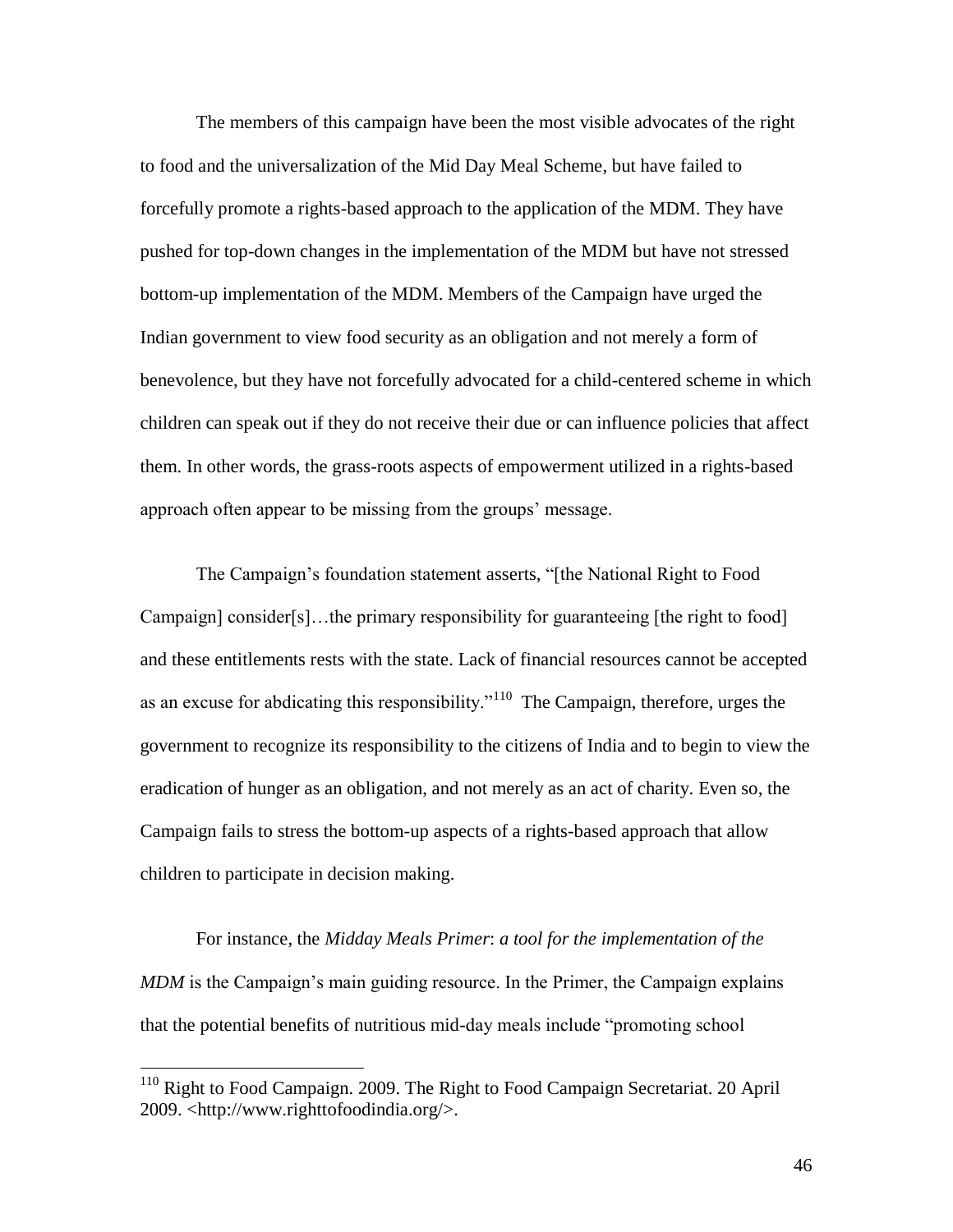The members of this campaign have been the most visible advocates of the right to food and the universalization of the Mid Day Meal Scheme, but have failed to forcefully promote a rights-based approach to the application of the MDM. They have pushed for top-down changes in the implementation of the MDM but have not stressed bottom-up implementation of the MDM. Members of the Campaign have urged the Indian government to view food security as an obligation and not merely a form of benevolence, but they have not forcefully advocated for a child-centered scheme in which children can speak out if they do not receive their due or can influence policies that affect them. In other words, the grass-roots aspects of empowerment utilized in a rights-based approach often appear to be missing from the groups' message.

The Campaign's foundation statement asserts, "[the National Right to Food Campaign] consider[s]…the primary responsibility for guaranteeing [the right to food] and these entitlements rests with the state. Lack of financial resources cannot be accepted as an excuse for abdicating this responsibility."[110] The Campaign, therefore, urges the government to recognize its responsibility to the citizens of India and to begin to view the eradication of hunger as an obligation, and not merely as an act of charity. Even so, the Campaign fails to stress the bottom-up aspects of a rights-based approach that allow children to participate in decision making.

For instance, the *Midday Meals Primer*: *a tool for the implementation of the MDM* is the Campaign's main guiding resource. In the Primer, the Campaign explains that the potential benefits of nutritious mid-day meals include "promoting school

---

[110] Right to Food Campaign. 2009. The Right to Food Campaign Secretariat. 20 April 2009. <http://www.righttofoodindia.org/>.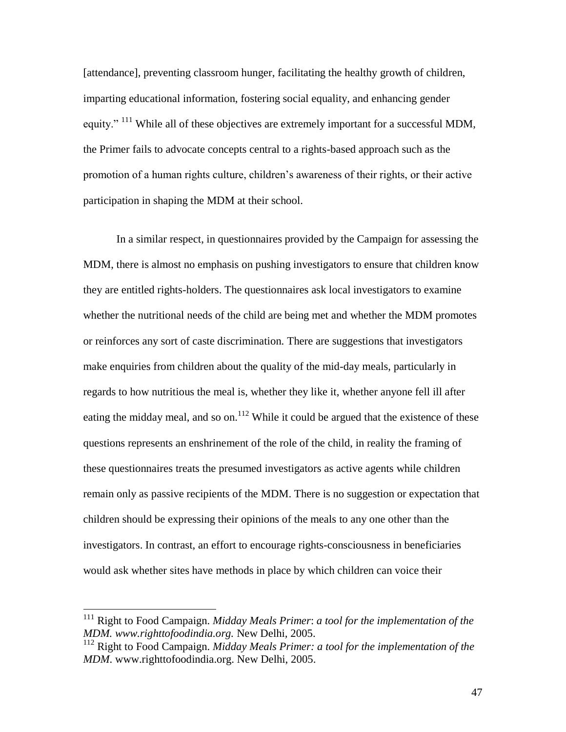[attendance], preventing classroom hunger, facilitating the healthy growth of children, imparting educational information, fostering social equality, and enhancing gender equity." [111] While all of these objectives are extremely important for a successful MDM, the Primer fails to advocate concepts central to a rights-based approach such as the promotion of a human rights culture, children's awareness of their rights, or their active participation in shaping the MDM at their school.

In a similar respect, in questionnaires provided by the Campaign for assessing the MDM, there is almost no emphasis on pushing investigators to ensure that children know they are entitled rights-holders. The questionnaires ask local investigators to examine whether the nutritional needs of the child are being met and whether the MDM promotes or reinforces any sort of caste discrimination. There are suggestions that investigators make enquiries from children about the quality of the mid-day meals, particularly in regards to how nutritious the meal is, whether they like it, whether anyone fell ill after eating the midday meal, and so on.[112] While it could be argued that the existence of these questions represents an enshrinement of the role of the child, in reality the framing of these questionnaires treats the presumed investigators as active agents while children remain only as passive recipients of the MDM. There is no suggestion or expectation that children should be expressing their opinions of the meals to any one other than the investigators. In contrast, an effort to encourage rights-consciousness in beneficiaries would ask whether sites have methods in place by which children can voice their

---

[111] Right to Food Campaign. *Midday Meals Primer*: *a tool for the implementation of the MDM. www.righttofoodindia.org.* New Delhi, 2005.

[112] Right to Food Campaign. *Midday Meals Primer: a tool for the implementation of the MDM*. www.righttofoodindia.org. New Delhi, 2005.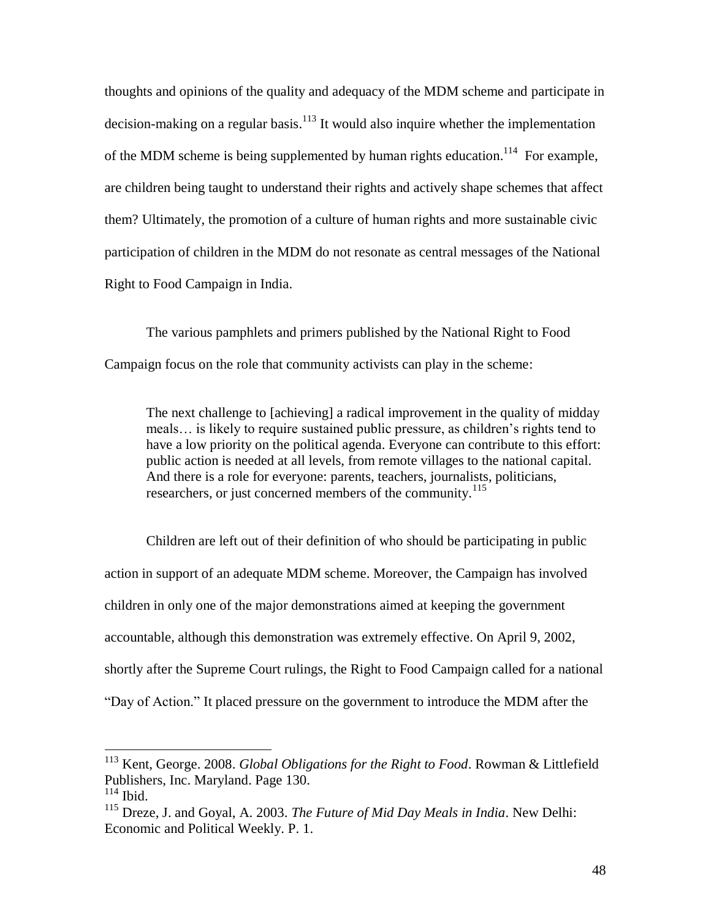thoughts and opinions of the quality and adequacy of the MDM scheme and participate in decision-making on a regular basis.[113] It would also inquire whether the implementation of the MDM scheme is being supplemented by human rights education.[114] For example, are children being taught to understand their rights and actively shape schemes that affect them? Ultimately, the promotion of a culture of human rights and more sustainable civic participation of children in the MDM do not resonate as central messages of the National Right to Food Campaign in India.

The various pamphlets and primers published by the National Right to Food Campaign focus on the role that community activists can play in the scheme:

> The next challenge to [achieving] a radical improvement in the quality of midday meals… is likely to require sustained public pressure, as children's rights tend to have a low priority on the political agenda. Everyone can contribute to this effort: public action is needed at all levels, from remote villages to the national capital. And there is a role for everyone: parents, teachers, journalists, politicians, researchers, or just concerned members of the community.[115]

Children are left out of their definition of who should be participating in public action in support of an adequate MDM scheme. Moreover, the Campaign has involved children in only one of the major demonstrations aimed at keeping the government accountable, although this demonstration was extremely effective. On April 9, 2002, shortly after the Supreme Court rulings, the Right to Food Campaign called for a national "Day of Action." It placed pressure on the government to introduce the MDM after the

---

[113] Kent, George. 2008. *Global Obligations for the Right to Food*. Rowman & Littlefield Publishers, Inc. Maryland. Page 130.

[114] Ibid.

[115] Dreze, J. and Goyal, A. 2003. *The Future of Mid Day Meals in India*. New Delhi: Economic and Political Weekly. P. 1.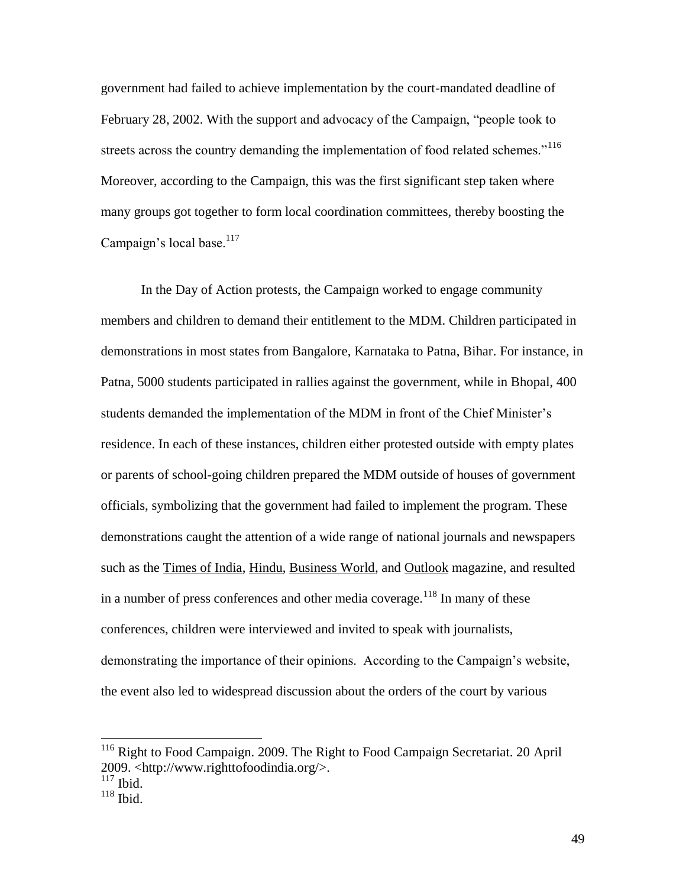government had failed to achieve implementation by the court-mandated deadline of February 28, 2002. With the support and advocacy of the Campaign, "people took to streets across the country demanding the implementation of food related schemes."[116] Moreover, according to the Campaign, this was the first significant step taken where many groups got together to form local coordination committees, thereby boosting the Campaign's local base.[117]

In the Day of Action protests, the Campaign worked to engage community members and children to demand their entitlement to the MDM. Children participated in demonstrations in most states from Bangalore, Karnataka to Patna, Bihar. For instance, in Patna, 5000 students participated in rallies against the government, while in Bhopal, 400 students demanded the implementation of the MDM in front of the Chief Minister's residence. In each of these instances, children either protested outside with empty plates or parents of school-going children prepared the MDM outside of houses of government officials, symbolizing that the government had failed to implement the program. These demonstrations caught the attention of a wide range of national journals and newspapers such as the Times of India, Hindu, Business World, and Outlook magazine, and resulted in a number of press conferences and other media coverage.[118] In many of these conferences, children were interviewed and invited to speak with journalists, demonstrating the importance of their opinions. According to the Campaign's website, the event also led to widespread discussion about the orders of the court by various

---

[116] Right to Food Campaign. 2009. The Right to Food Campaign Secretariat. 20 April 2009. <http://www.righttofoodindia.org/>.

[117] Ibid.

[118] Ibid.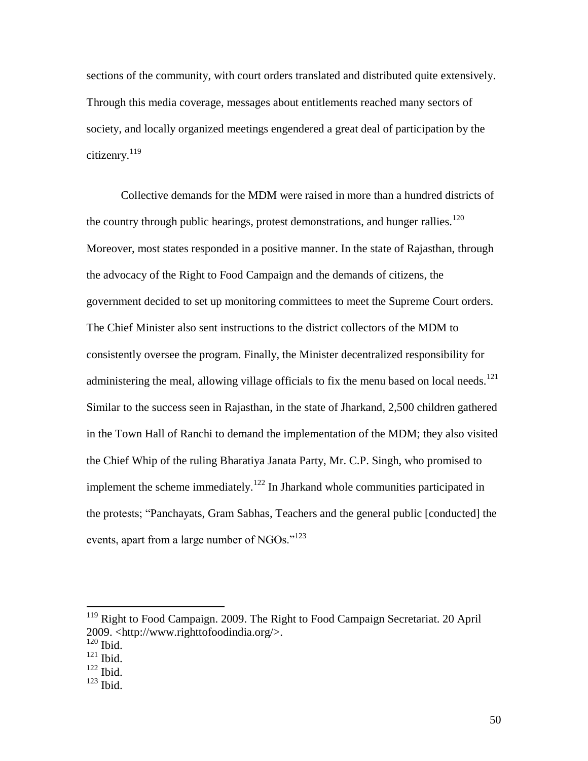sections of the community, with court orders translated and distributed quite extensively. Through this media coverage, messages about entitlements reached many sectors of society, and locally organized meetings engendered a great deal of participation by the citizenry.[119]

Collective demands for the MDM were raised in more than a hundred districts of the country through public hearings, protest demonstrations, and hunger rallies.[120] Moreover, most states responded in a positive manner. In the state of Rajasthan, through the advocacy of the Right to Food Campaign and the demands of citizens, the government decided to set up monitoring committees to meet the Supreme Court orders. The Chief Minister also sent instructions to the district collectors of the MDM to consistently oversee the program. Finally, the Minister decentralized responsibility for administering the meal, allowing village officials to fix the menu based on local needs.[121] Similar to the success seen in Rajasthan, in the state of Jharkand, 2,500 children gathered in the Town Hall of Ranchi to demand the implementation of the MDM; they also visited the Chief Whip of the ruling Bharatiya Janata Party, Mr. C.P. Singh, who promised to implement the scheme immediately.[122] In Jharkand whole communities participated in the protests; "Panchayats, Gram Sabhas, Teachers and the general public [conducted] the events, apart from a large number of NGOs."[123]

---

[119] Right to Food Campaign. 2009. The Right to Food Campaign Secretariat. 20 April 2009. <http://www.righttofoodindia.org/>.

[120] Ibid.

[121] Ibid.

[122] Ibid.

[123] Ibid.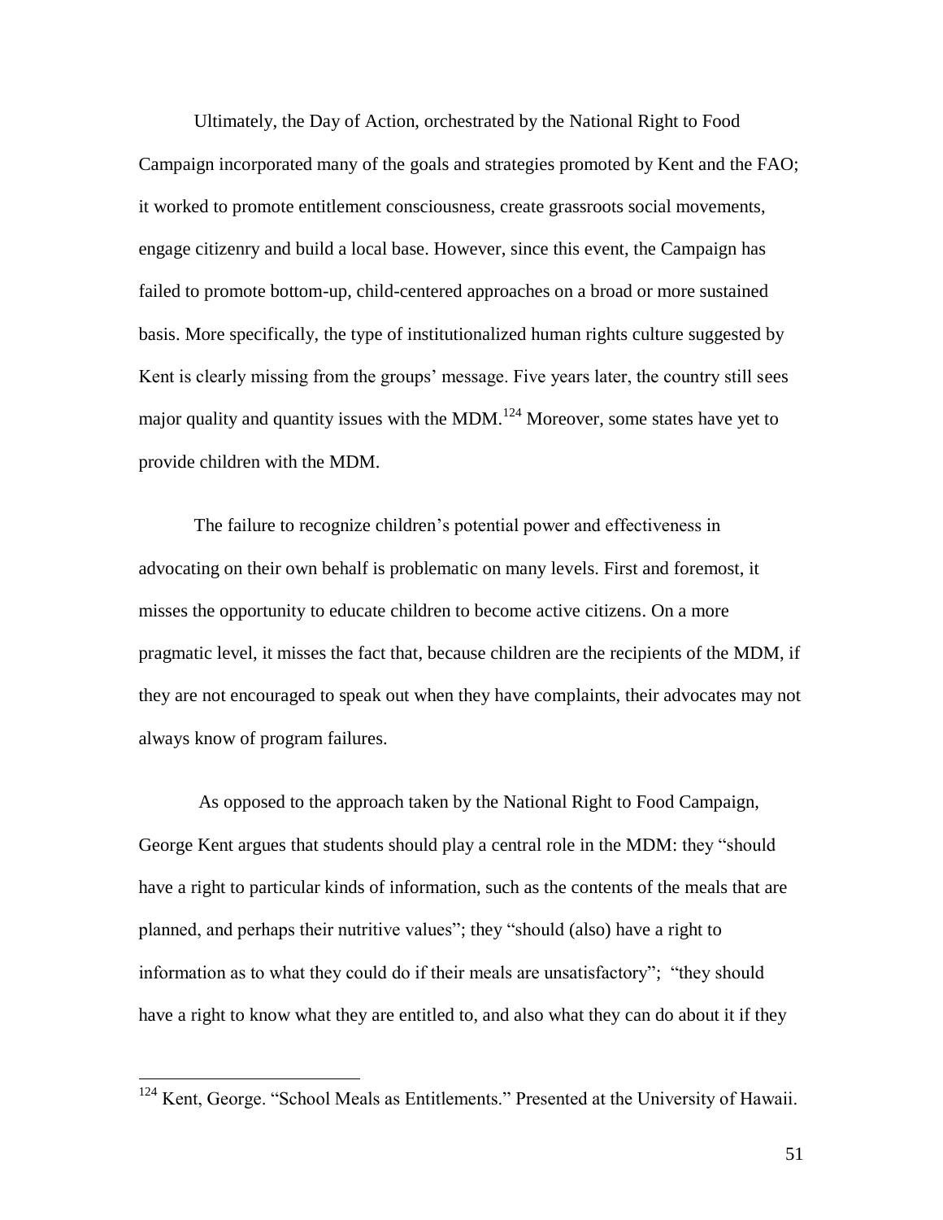Ultimately, the Day of Action, orchestrated by the National Right to Food Campaign incorporated many of the goals and strategies promoted by Kent and the FAO; it worked to promote entitlement consciousness, create grassroots social movements, engage citizenry and build a local base. However, since this event, the Campaign has failed to promote bottom-up, child-centered approaches on a broad or more sustained basis. More specifically, the type of institutionalized human rights culture suggested by Kent is clearly missing from the groups' message. Five years later, the country still sees major quality and quantity issues with the MDM.[124] Moreover, some states have yet to provide children with the MDM.

The failure to recognize children's potential power and effectiveness in advocating on their own behalf is problematic on many levels. First and foremost, it misses the opportunity to educate children to become active citizens. On a more pragmatic level, it misses the fact that, because children are the recipients of the MDM, if they are not encouraged to speak out when they have complaints, their advocates may not always know of program failures.

As opposed to the approach taken by the National Right to Food Campaign, George Kent argues that students should play a central role in the MDM: they "should have a right to particular kinds of information, such as the contents of the meals that are planned, and perhaps their nutritive values"; they "should (also) have a right to information as to what they could do if their meals are unsatisfactory"; "they should have a right to know what they are entitled to, and also what they can do about it if they

---

[124] Kent, George. "School Meals as Entitlements." Presented at the University of Hawaii.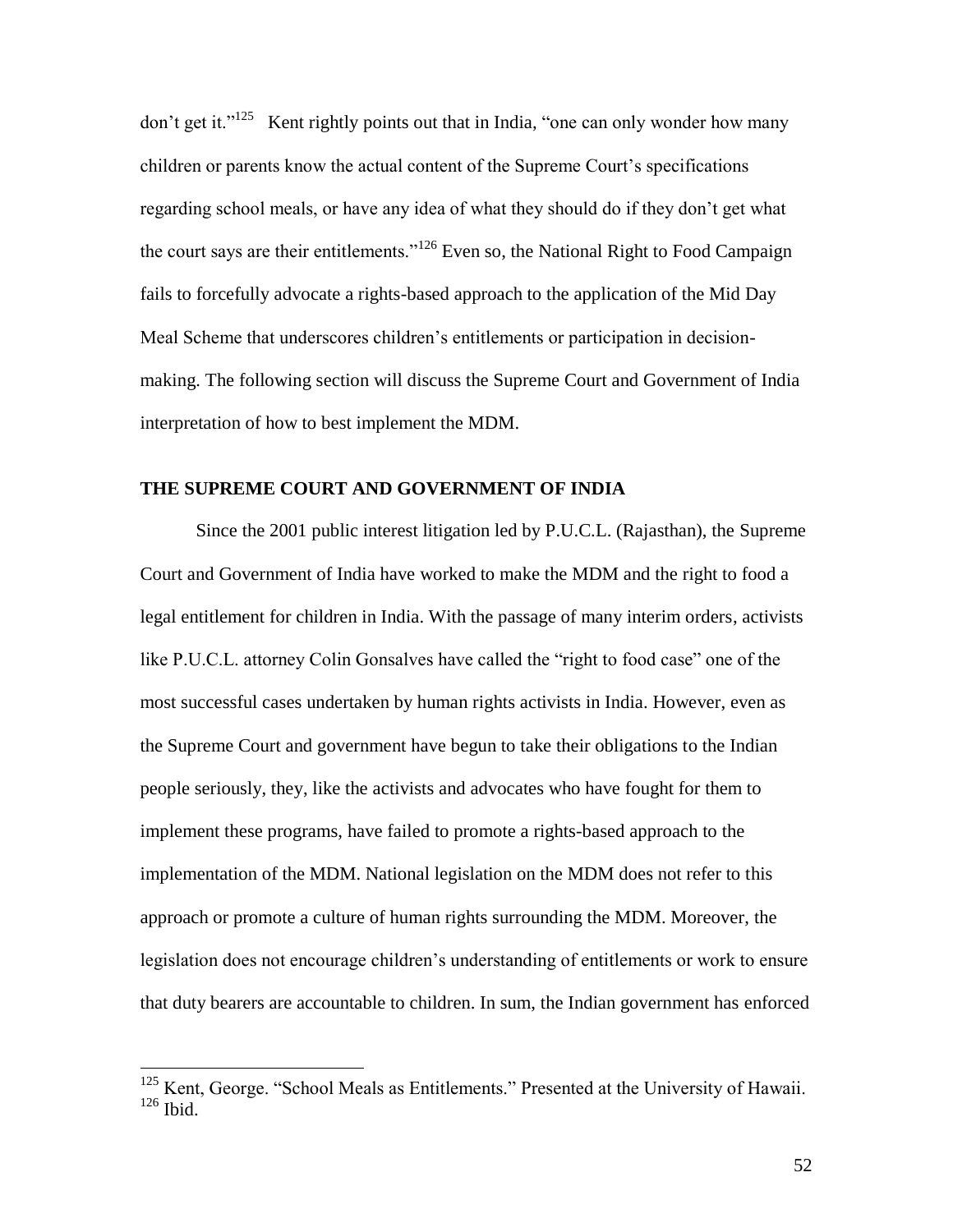don't get it."[125] Kent rightly points out that in India, "one can only wonder how many children or parents know the actual content of the Supreme Court's specifications regarding school meals, or have any idea of what they should do if they don't get what the court says are their entitlements."[126] Even so, the National Right to Food Campaign fails to forcefully advocate a rights-based approach to the application of the Mid Day Meal Scheme that underscores children's entitlements or participation in decision-making. The following section will discuss the Supreme Court and Government of India interpretation of how to best implement the MDM.

## THE SUPREME COURT AND GOVERNMENT OF INDIA

Since the 2001 public interest litigation led by P.U.C.L. (Rajasthan), the Supreme Court and Government of India have worked to make the MDM and the right to food a legal entitlement for children in India. With the passage of many interim orders, activists like P.U.C.L. attorney Colin Gonsalves have called the "right to food case" one of the most successful cases undertaken by human rights activists in India. However, even as the Supreme Court and government have begun to take their obligations to the Indian people seriously, they, like the activists and advocates who have fought for them to implement these programs, have failed to promote a rights-based approach to the implementation of the MDM. National legislation on the MDM does not refer to this approach or promote a culture of human rights surrounding the MDM. Moreover, the legislation does not encourage children's understanding of entitlements or work to ensure that duty bearers are accountable to children. In sum, the Indian government has enforced

---

[125] Kent, George. "School Meals as Entitlements." Presented at the University of Hawaii.
[126] Ibid.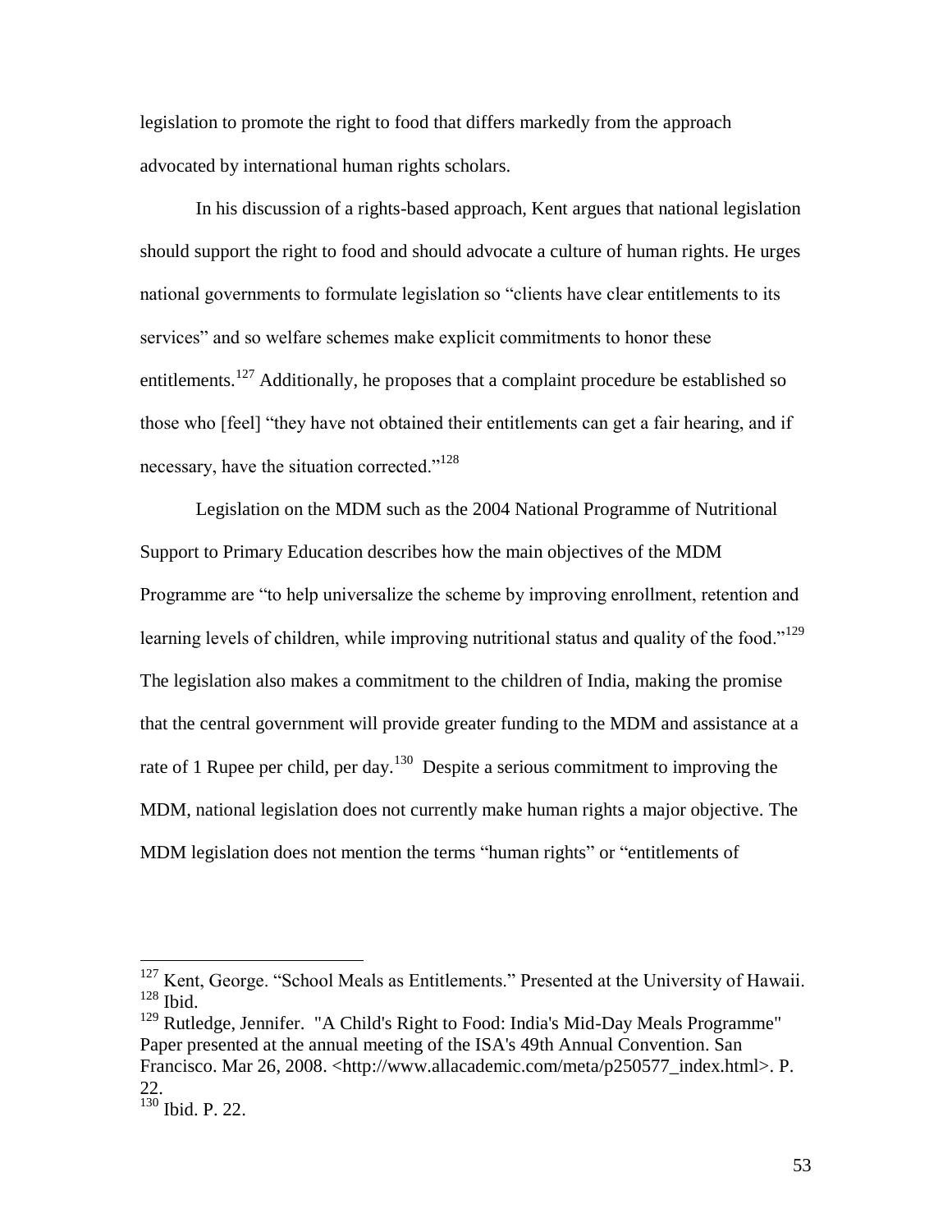legislation to promote the right to food that differs markedly from the approach advocated by international human rights scholars.

In his discussion of a rights-based approach, Kent argues that national legislation should support the right to food and should advocate a culture of human rights. He urges national governments to formulate legislation so "clients have clear entitlements to its services" and so welfare schemes make explicit commitments to honor these entitlements.[127] Additionally, he proposes that a complaint procedure be established so those who [feel] "they have not obtained their entitlements can get a fair hearing, and if necessary, have the situation corrected."[128]

Legislation on the MDM such as the 2004 National Programme of Nutritional Support to Primary Education describes how the main objectives of the MDM Programme are "to help universalize the scheme by improving enrollment, retention and learning levels of children, while improving nutritional status and quality of the food."[129] The legislation also makes a commitment to the children of India, making the promise that the central government will provide greater funding to the MDM and assistance at a rate of 1 Rupee per child, per day.[130] Despite a serious commitment to improving the MDM, national legislation does not currently make human rights a major objective. The MDM legislation does not mention the terms "human rights" or "entitlements of

---

[127] Kent, George. "School Meals as Entitlements." Presented at the University of Hawaii.
[128] Ibid.
[129] Rutledge, Jennifer. "A Child's Right to Food: India's Mid-Day Meals Programme" Paper presented at the annual meeting of the ISA's 49th Annual Convention. San Francisco. Mar 26, 2008. <http://www.allacademic.com/meta/p250577_index.html>. P. 22.
[130] Ibid. P. 22.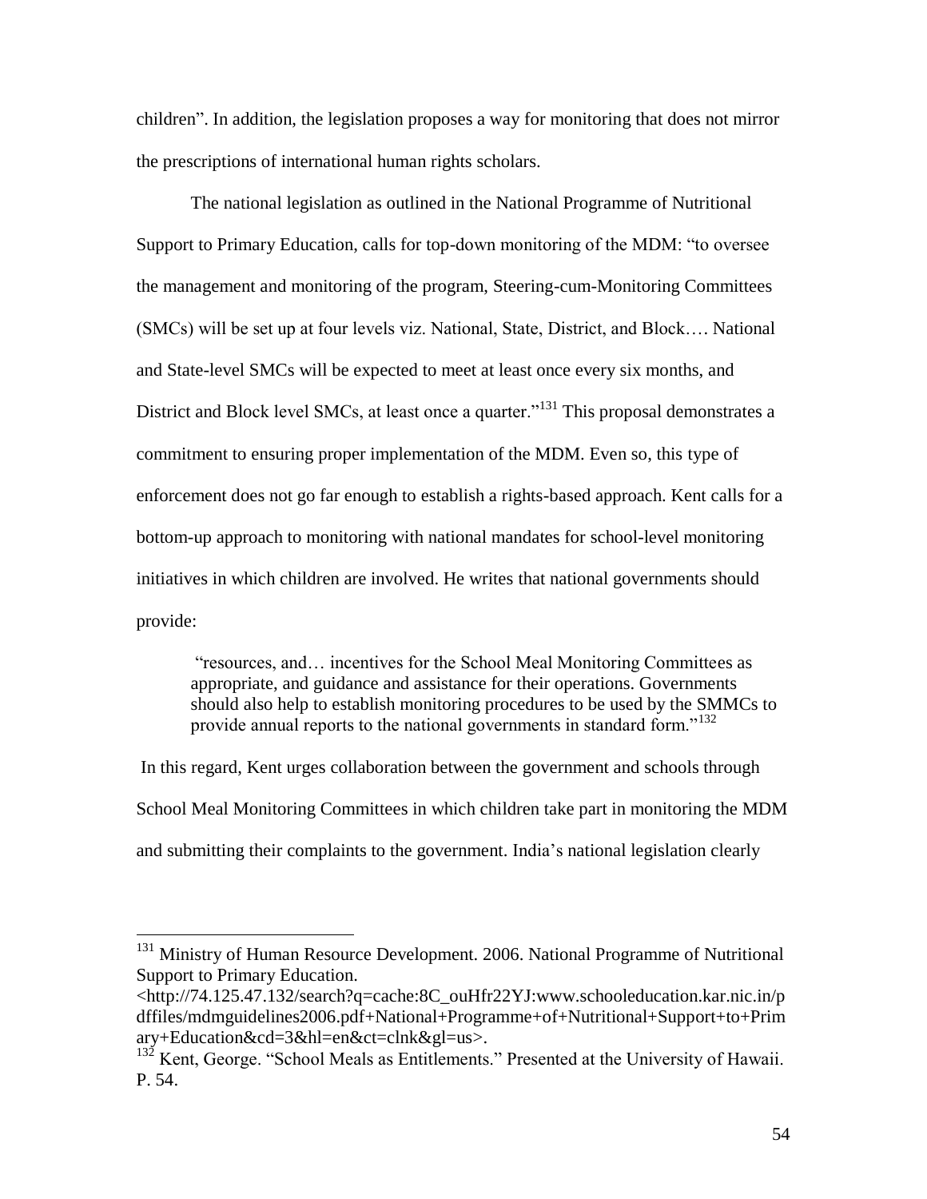children". In addition, the legislation proposes a way for monitoring that does not mirror the prescriptions of international human rights scholars.

The national legislation as outlined in the National Programme of Nutritional Support to Primary Education, calls for top-down monitoring of the MDM: "to oversee the management and monitoring of the program, Steering-cum-Monitoring Committees (SMCs) will be set up at four levels viz. National, State, District, and Block…. National and State-level SMCs will be expected to meet at least once every six months, and District and Block level SMCs, at least once a quarter."[131] This proposal demonstrates a commitment to ensuring proper implementation of the MDM. Even so, this type of enforcement does not go far enough to establish a rights-based approach. Kent calls for a bottom-up approach to monitoring with national mandates for school-level monitoring initiatives in which children are involved. He writes that national governments should provide:

> "resources, and… incentives for the School Meal Monitoring Committees as appropriate, and guidance and assistance for their operations. Governments should also help to establish monitoring procedures to be used by the SMMCs to provide annual reports to the national governments in standard form."[132]

In this regard, Kent urges collaboration between the government and schools through School Meal Monitoring Committees in which children take part in monitoring the MDM and submitting their complaints to the government. India's national legislation clearly

---

[131] Ministry of Human Resource Development. 2006. National Programme of Nutritional Support to Primary Education. <http://74.125.47.132/search?q=cache:8C_ouHfr22YJ:www.schooleducation.kar.nic.in/pdffiles/mdmguidelines2006.pdf+National+Programme+of+Nutritional+Support+to+Primary+Education&cd=3&hl=en&ct=clnk&gl=us>.

[132] Kent, George. "School Meals as Entitlements." Presented at the University of Hawaii. P. 54.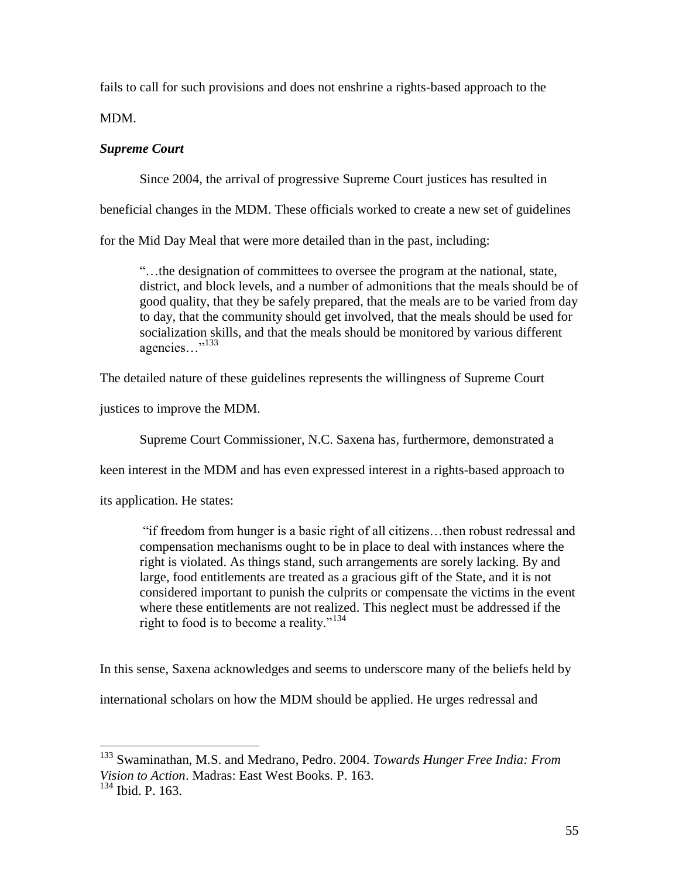fails to call for such provisions and does not enshrine a rights-based approach to the MDM.

***Supreme Court***

Since 2004, the arrival of progressive Supreme Court justices has resulted in beneficial changes in the MDM. These officials worked to create a new set of guidelines for the Mid Day Meal that were more detailed than in the past, including:

> "…the designation of committees to oversee the program at the national, state, district, and block levels, and a number of admonitions that the meals should be of good quality, that they be safely prepared, that the meals are to be varied from day to day, that the community should get involved, that the meals should be used for socialization skills, and that the meals should be monitored by various different agencies…"[133]

The detailed nature of these guidelines represents the willingness of Supreme Court justices to improve the MDM.

Supreme Court Commissioner, N.C. Saxena has, furthermore, demonstrated a keen interest in the MDM and has even expressed interest in a rights-based approach to its application. He states:

> "if freedom from hunger is a basic right of all citizens…then robust redressal and compensation mechanisms ought to be in place to deal with instances where the right is violated. As things stand, such arrangements are sorely lacking. By and large, food entitlements are treated as a gracious gift of the State, and it is not considered important to punish the culprits or compensate the victims in the event where these entitlements are not realized. This neglect must be addressed if the right to food is to become a reality."[134]

In this sense, Saxena acknowledges and seems to underscore many of the beliefs held by international scholars on how the MDM should be applied. He urges redressal and

---

[133] Swaminathan, M.S. and Medrano, Pedro. 2004. *Towards Hunger Free India: From Vision to Action*. Madras: East West Books. P. 163.

[134] Ibid. P. 163.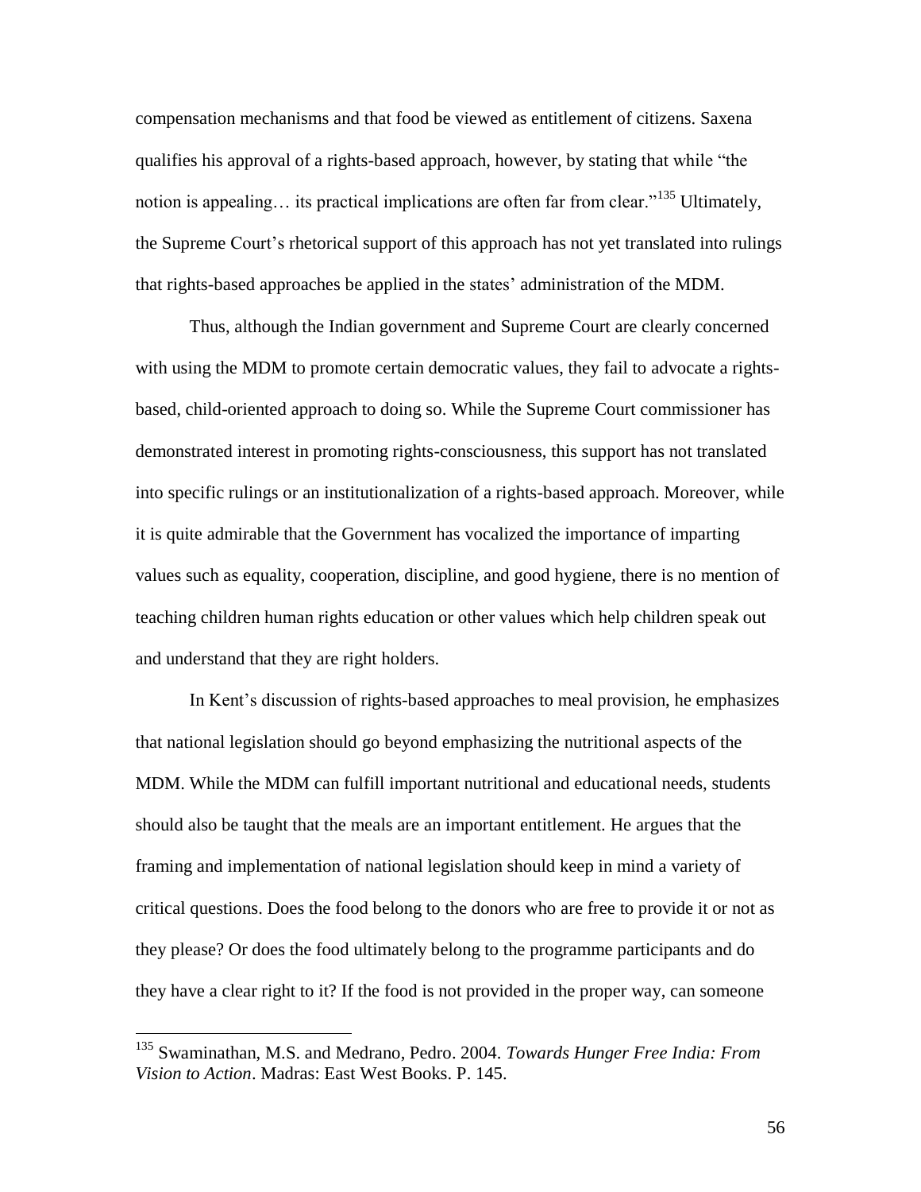compensation mechanisms and that food be viewed as entitlement of citizens. Saxena qualifies his approval of a rights-based approach, however, by stating that while "the notion is appealing… its practical implications are often far from clear."[135] Ultimately, the Supreme Court's rhetorical support of this approach has not yet translated into rulings that rights-based approaches be applied in the states' administration of the MDM.

Thus, although the Indian government and Supreme Court are clearly concerned with using the MDM to promote certain democratic values, they fail to advocate a rights-based, child-oriented approach to doing so. While the Supreme Court commissioner has demonstrated interest in promoting rights-consciousness, this support has not translated into specific rulings or an institutionalization of a rights-based approach. Moreover, while it is quite admirable that the Government has vocalized the importance of imparting values such as equality, cooperation, discipline, and good hygiene, there is no mention of teaching children human rights education or other values which help children speak out and understand that they are right holders.

In Kent's discussion of rights-based approaches to meal provision, he emphasizes that national legislation should go beyond emphasizing the nutritional aspects of the MDM. While the MDM can fulfill important nutritional and educational needs, students should also be taught that the meals are an important entitlement. He argues that the framing and implementation of national legislation should keep in mind a variety of critical questions. Does the food belong to the donors who are free to provide it or not as they please? Or does the food ultimately belong to the programme participants and do they have a clear right to it? If the food is not provided in the proper way, can someone

---

[135] Swaminathan, M.S. and Medrano, Pedro. 2004. *Towards Hunger Free India: From Vision to Action*. Madras: East West Books. P. 145.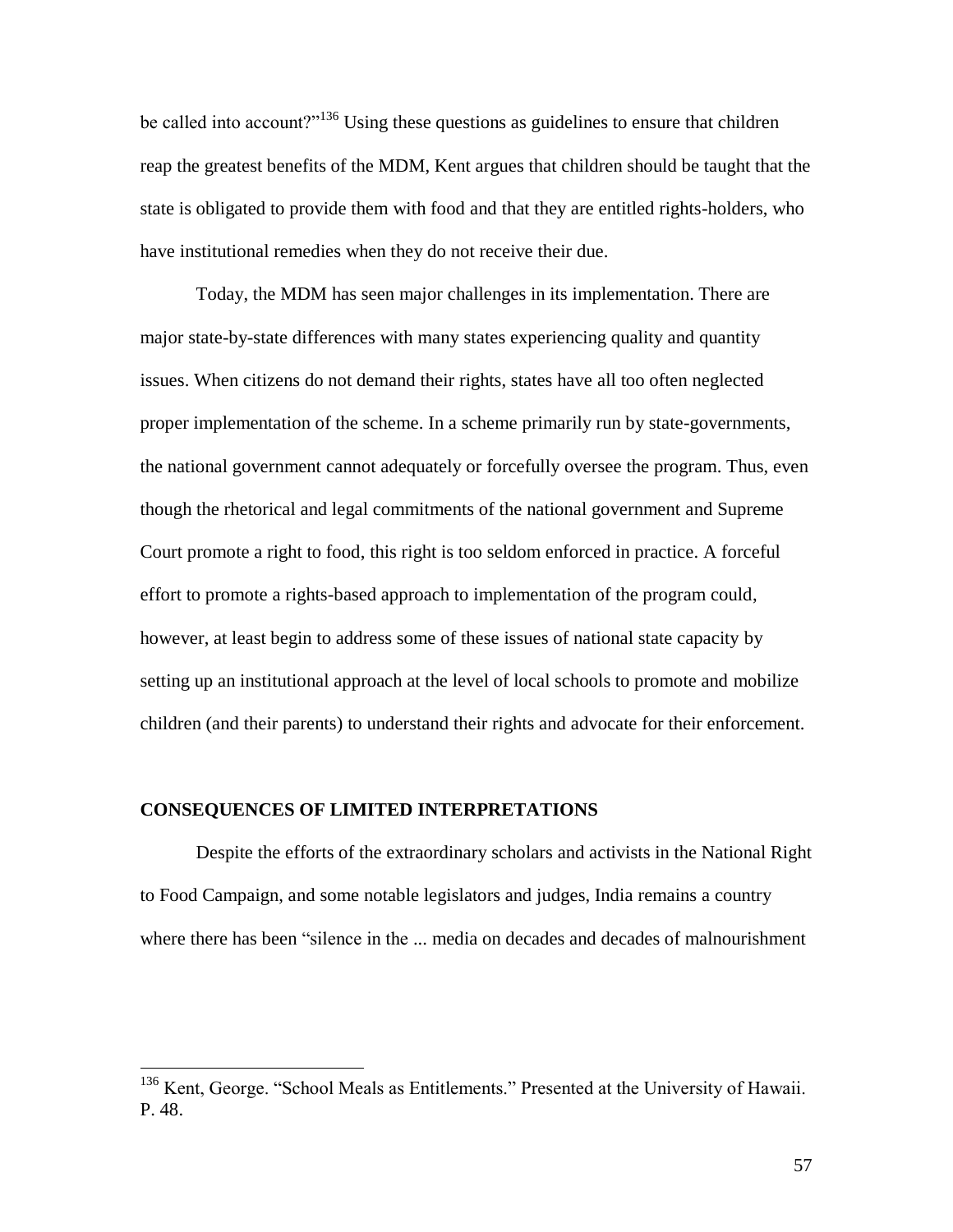be called into account?"[136] Using these questions as guidelines to ensure that children reap the greatest benefits of the MDM, Kent argues that children should be taught that the state is obligated to provide them with food and that they are entitled rights-holders, who have institutional remedies when they do not receive their due.

Today, the MDM has seen major challenges in its implementation. There are major state-by-state differences with many states experiencing quality and quantity issues. When citizens do not demand their rights, states have all too often neglected proper implementation of the scheme. In a scheme primarily run by state-governments, the national government cannot adequately or forcefully oversee the program. Thus, even though the rhetorical and legal commitments of the national government and Supreme Court promote a right to food, this right is too seldom enforced in practice. A forceful effort to promote a rights-based approach to implementation of the program could, however, at least begin to address some of these issues of national state capacity by setting up an institutional approach at the level of local schools to promote and mobilize children (and their parents) to understand their rights and advocate for their enforcement.

**CONSEQUENCES OF LIMITED INTERPRETATIONS**

Despite the efforts of the extraordinary scholars and activists in the National Right to Food Campaign, and some notable legislators and judges, India remains a country where there has been "silence in the ... media on decades and decades of malnourishment

---

[136] Kent, George. "School Meals as Entitlements." Presented at the University of Hawaii. P. 48.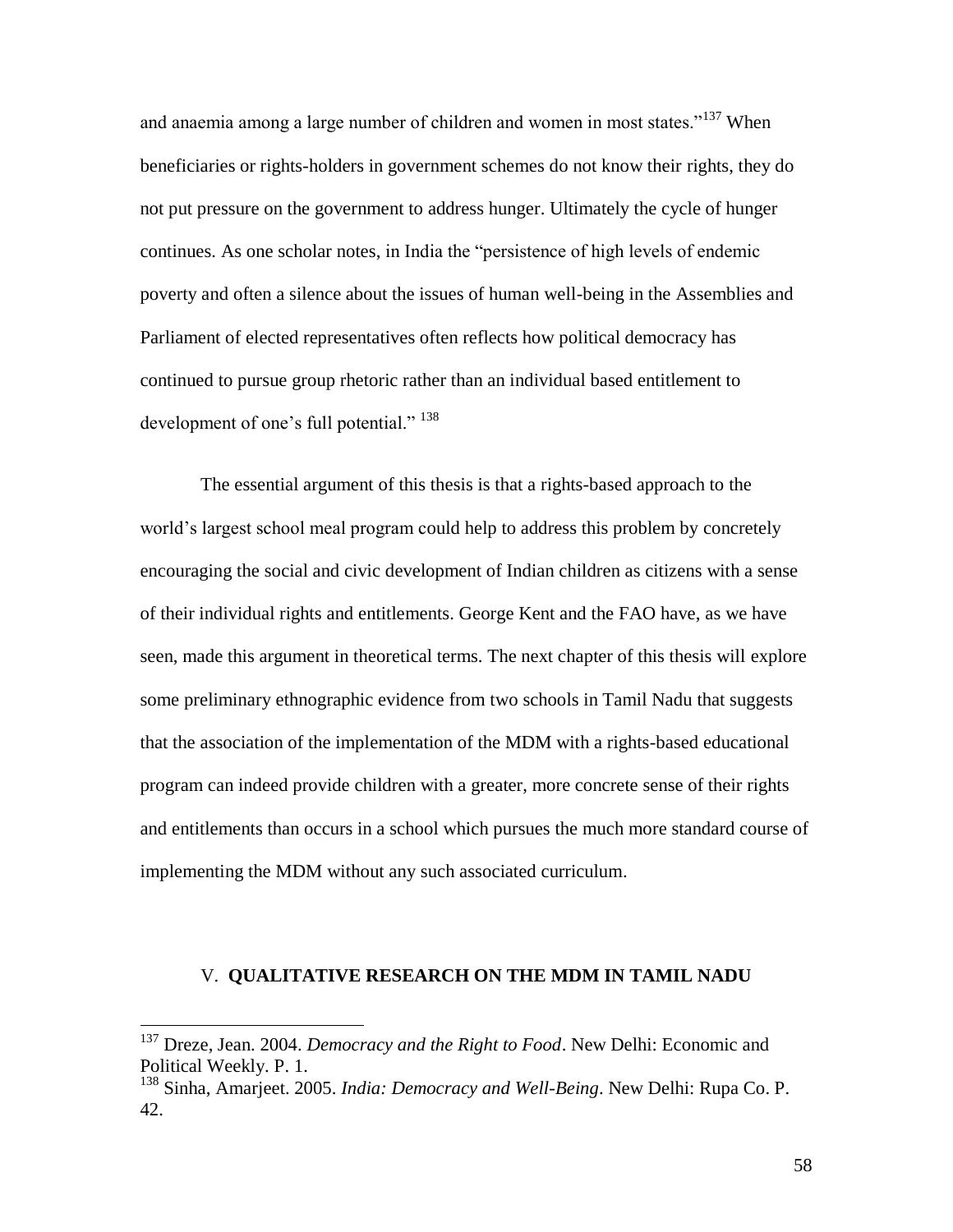and anaemia among a large number of children and women in most states."[137] When beneficiaries or rights-holders in government schemes do not know their rights, they do not put pressure on the government to address hunger. Ultimately the cycle of hunger continues. As one scholar notes, in India the "persistence of high levels of endemic poverty and often a silence about the issues of human well-being in the Assemblies and Parliament of elected representatives often reflects how political democracy has continued to pursue group rhetoric rather than an individual based entitlement to development of one's full potential." [138]

The essential argument of this thesis is that a rights-based approach to the world's largest school meal program could help to address this problem by concretely encouraging the social and civic development of Indian children as citizens with a sense of their individual rights and entitlements. George Kent and the FAO have, as we have seen, made this argument in theoretical terms. The next chapter of this thesis will explore some preliminary ethnographic evidence from two schools in Tamil Nadu that suggests that the association of the implementation of the MDM with a rights-based educational program can indeed provide children with a greater, more concrete sense of their rights and entitlements than occurs in a school which pursues the much more standard course of implementing the MDM without any such associated curriculum.

## V. **QUALITATIVE RESEARCH ON THE MDM IN TAMIL NADU**

---

[137] Dreze, Jean. 2004. *Democracy and the Right to Food*. New Delhi: Economic and Political Weekly. P. 1.

[138] Sinha, Amarjeet. 2005. *India: Democracy and Well-Being*. New Delhi: Rupa Co. P. 42.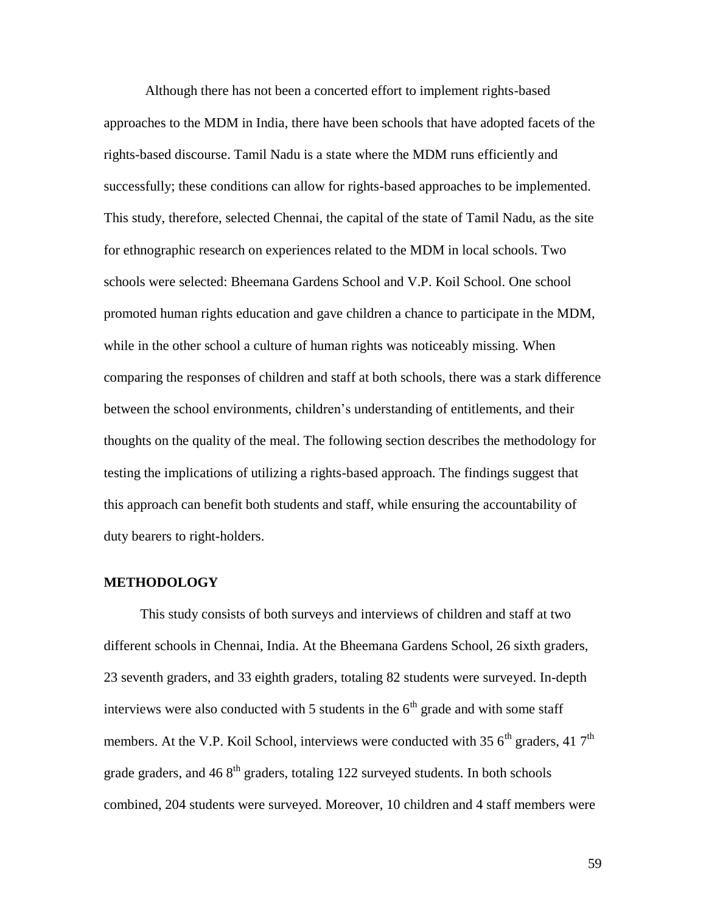Although there has not been a concerted effort to implement rights-based approaches to the MDM in India, there have been schools that have adopted facets of the rights-based discourse. Tamil Nadu is a state where the MDM runs efficiently and successfully; these conditions can allow for rights-based approaches to be implemented. This study, therefore, selected Chennai, the capital of the state of Tamil Nadu, as the site for ethnographic research on experiences related to the MDM in local schools. Two schools were selected: Bheemana Gardens School and V.P. Koil School. One school promoted human rights education and gave children a chance to participate in the MDM, while in the other school a culture of human rights was noticeably missing. When comparing the responses of children and staff at both schools, there was a stark difference between the school environments, children's understanding of entitlements, and their thoughts on the quality of the meal. The following section describes the methodology for testing the implications of utilizing a rights-based approach. The findings suggest that this approach can benefit both students and staff, while ensuring the accountability of duty bearers to right-holders.

## METHODOLOGY

This study consists of both surveys and interviews of children and staff at two different schools in Chennai, India. At the Bheemana Gardens School, 26 sixth graders, 23 seventh graders, and 33 eighth graders, totaling 82 students were surveyed. In-depth interviews were also conducted with 5 students in the 6th grade and with some staff members. At the V.P. Koil School, interviews were conducted with 35 6th graders, 41 7th grade graders, and 46 8th graders, totaling 122 surveyed students. In both schools combined, 204 students were surveyed. Moreover, 10 children and 4 staff members were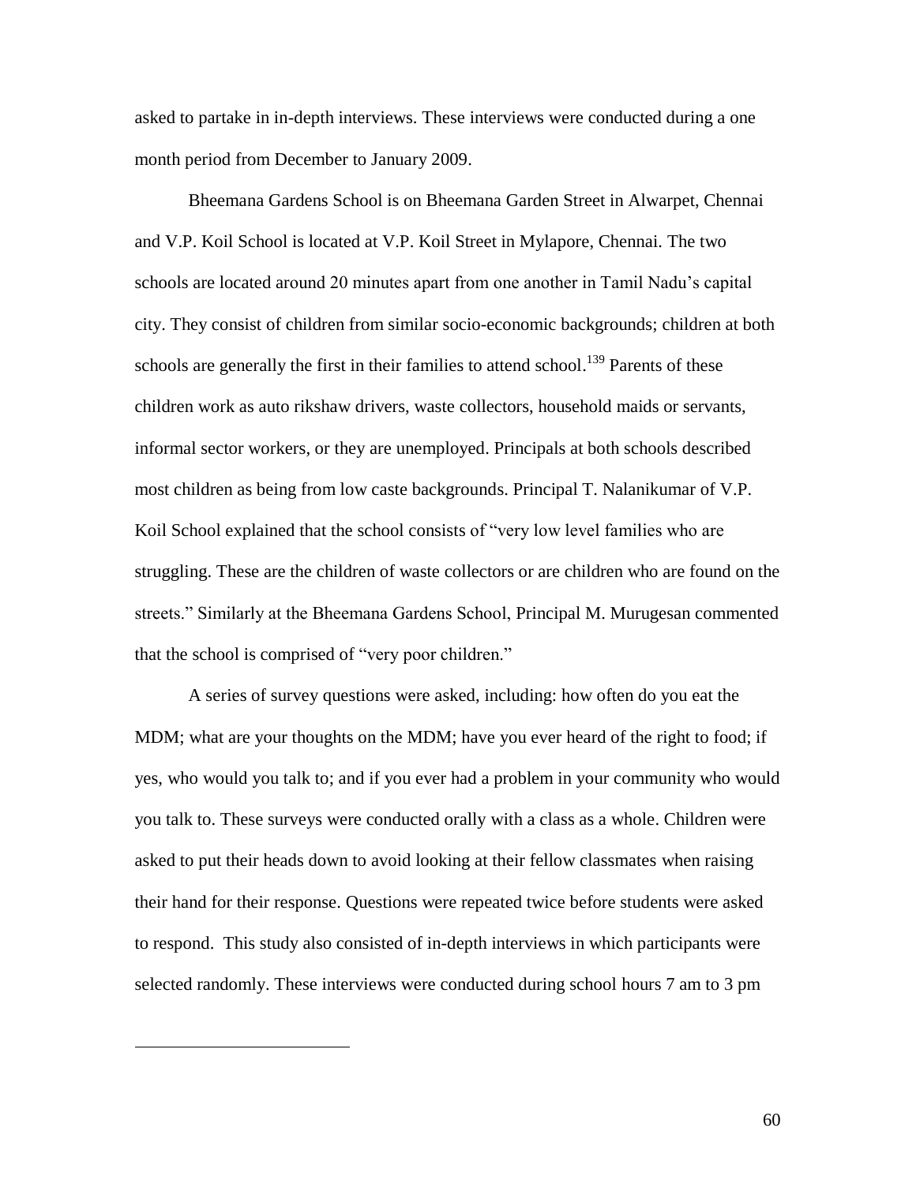asked to partake in in-depth interviews. These interviews were conducted during a one month period from December to January 2009.

Bheemana Gardens School is on Bheemana Garden Street in Alwarpet, Chennai and V.P. Koil School is located at V.P. Koil Street in Mylapore, Chennai. The two schools are located around 20 minutes apart from one another in Tamil Nadu's capital city. They consist of children from similar socio-economic backgrounds; children at both schools are generally the first in their families to attend school.[139] Parents of these children work as auto rikshaw drivers, waste collectors, household maids or servants, informal sector workers, or they are unemployed. Principals at both schools described most children as being from low caste backgrounds. Principal T. Nalanikumar of V.P. Koil School explained that the school consists of "very low level families who are struggling. These are the children of waste collectors or are children who are found on the streets." Similarly at the Bheemana Gardens School, Principal M. Murugesan commented that the school is comprised of "very poor children."

A series of survey questions were asked, including: how often do you eat the MDM; what are your thoughts on the MDM; have you ever heard of the right to food; if yes, who would you talk to; and if you ever had a problem in your community who would you talk to. These surveys were conducted orally with a class as a whole. Children were asked to put their heads down to avoid looking at their fellow classmates when raising their hand for their response. Questions were repeated twice before students were asked to respond. This study also consisted of in-depth interviews in which participants were selected randomly. These interviews were conducted during school hours 7 am to 3 pm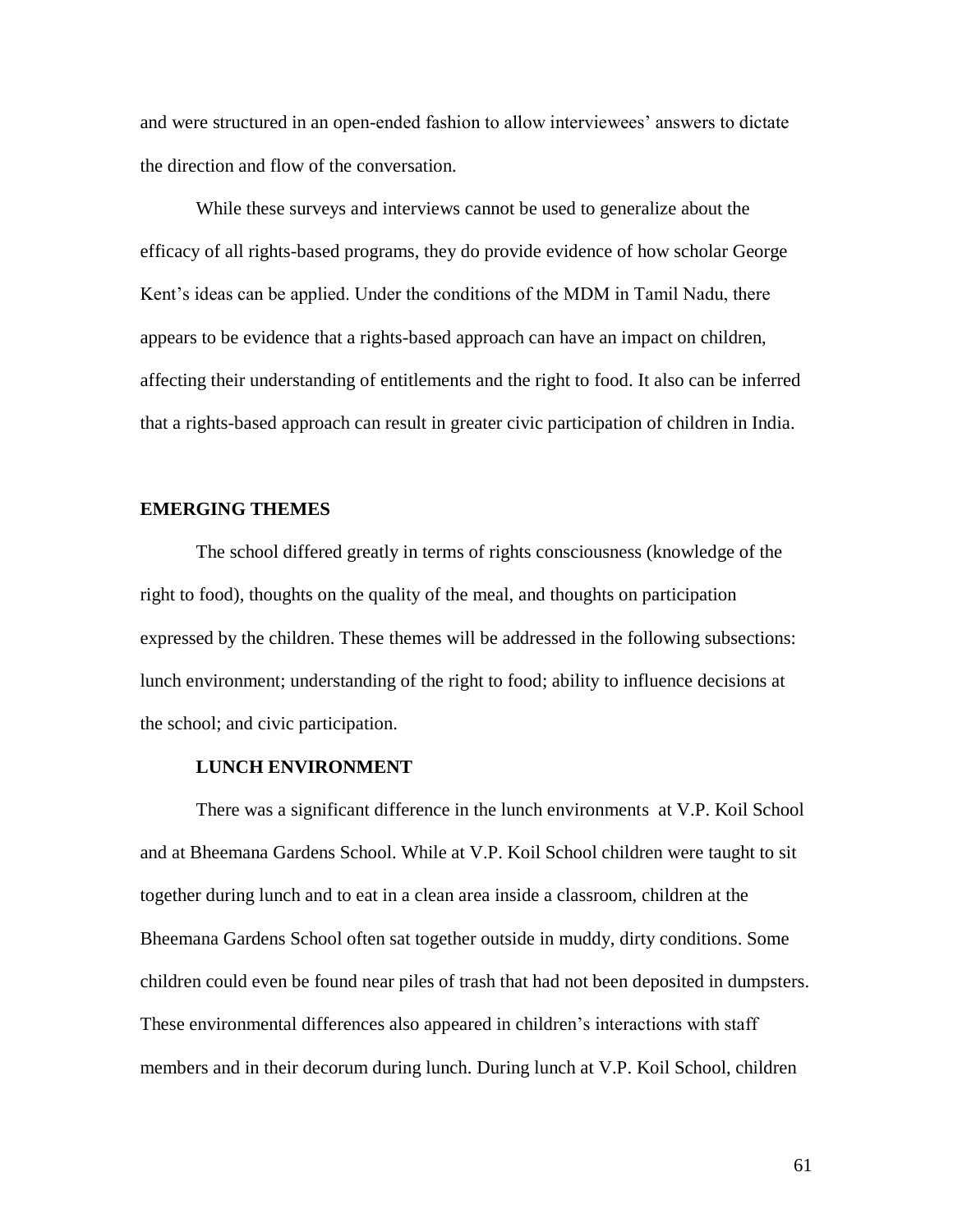and were structured in an open-ended fashion to allow interviewees' answers to dictate the direction and flow of the conversation.

While these surveys and interviews cannot be used to generalize about the efficacy of all rights-based programs, they do provide evidence of how scholar George Kent's ideas can be applied. Under the conditions of the MDM in Tamil Nadu, there appears to be evidence that a rights-based approach can have an impact on children, affecting their understanding of entitlements and the right to food. It also can be inferred that a rights-based approach can result in greater civic participation of children in India.

## EMERGING THEMES

The school differed greatly in terms of rights consciousness (knowledge of the right to food), thoughts on the quality of the meal, and thoughts on participation expressed by the children. These themes will be addressed in the following subsections: lunch environment; understanding of the right to food; ability to influence decisions at the school; and civic participation.

### LUNCH ENVIRONMENT

There was a significant difference in the lunch environments at V.P. Koil School and at Bheemana Gardens School. While at V.P. Koil School children were taught to sit together during lunch and to eat in a clean area inside a classroom, children at the Bheemana Gardens School often sat together outside in muddy, dirty conditions. Some children could even be found near piles of trash that had not been deposited in dumpsters. These environmental differences also appeared in children's interactions with staff members and in their decorum during lunch. During lunch at V.P. Koil School, children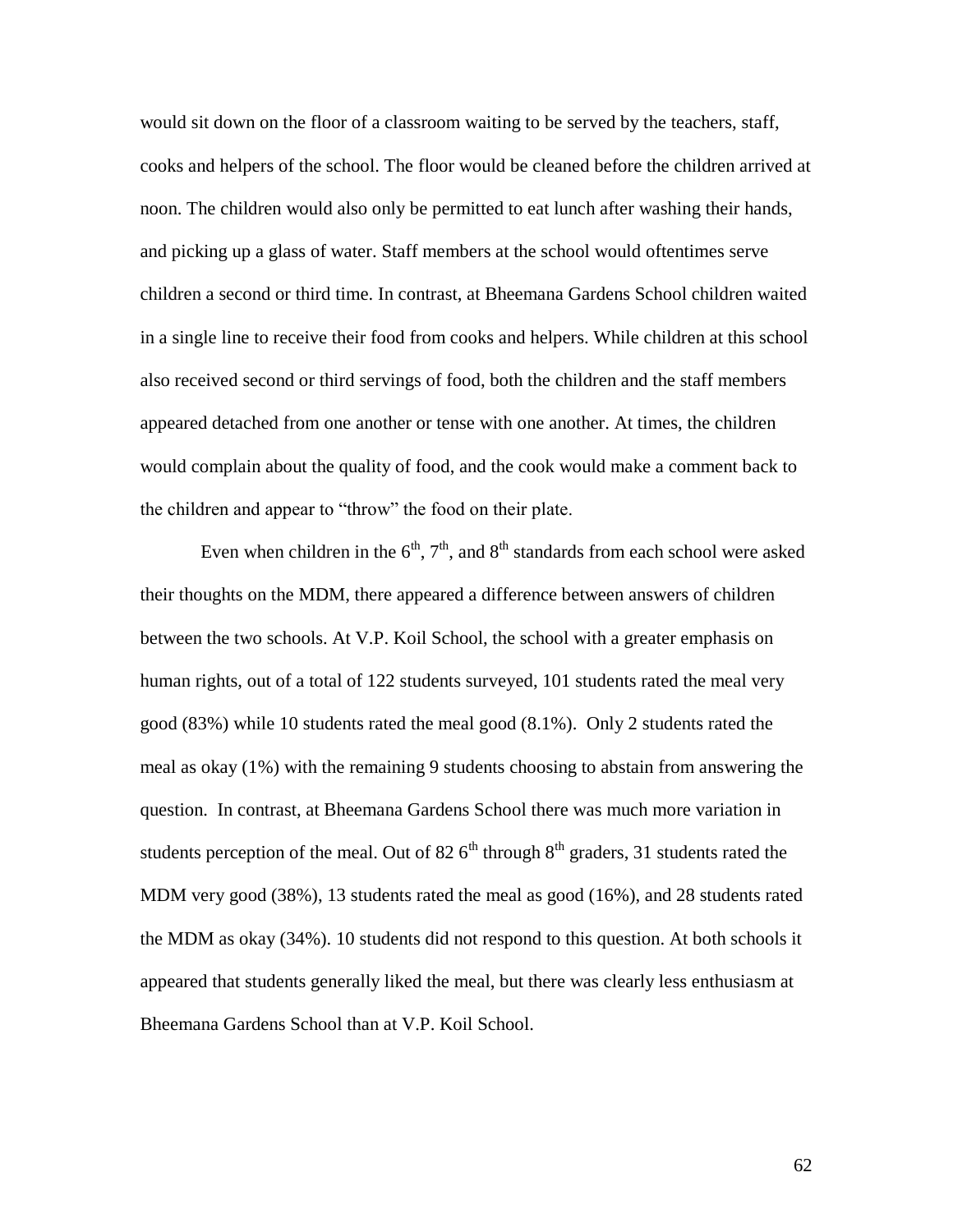would sit down on the floor of a classroom waiting to be served by the teachers, staff, cooks and helpers of the school. The floor would be cleaned before the children arrived at noon. The children would also only be permitted to eat lunch after washing their hands, and picking up a glass of water. Staff members at the school would oftentimes serve children a second or third time. In contrast, at Bheemana Gardens School children waited in a single line to receive their food from cooks and helpers. While children at this school also received second or third servings of food, both the children and the staff members appeared detached from one another or tense with one another. At times, the children would complain about the quality of food, and the cook would make a comment back to the children and appear to "throw" the food on their plate.

Even when children in the 6th, 7th, and 8th standards from each school were asked their thoughts on the MDM, there appeared a difference between answers of children between the two schools. At V.P. Koil School, the school with a greater emphasis on human rights, out of a total of 122 students surveyed, 101 students rated the meal very good (83%) while 10 students rated the meal good (8.1%). Only 2 students rated the meal as okay (1%) with the remaining 9 students choosing to abstain from answering the question. In contrast, at Bheemana Gardens School there was much more variation in students perception of the meal. Out of 82 6th through 8th graders, 31 students rated the MDM very good (38%), 13 students rated the meal as good (16%), and 28 students rated the MDM as okay (34%). 10 students did not respond to this question. At both schools it appeared that students generally liked the meal, but there was clearly less enthusiasm at Bheemana Gardens School than at V.P. Koil School.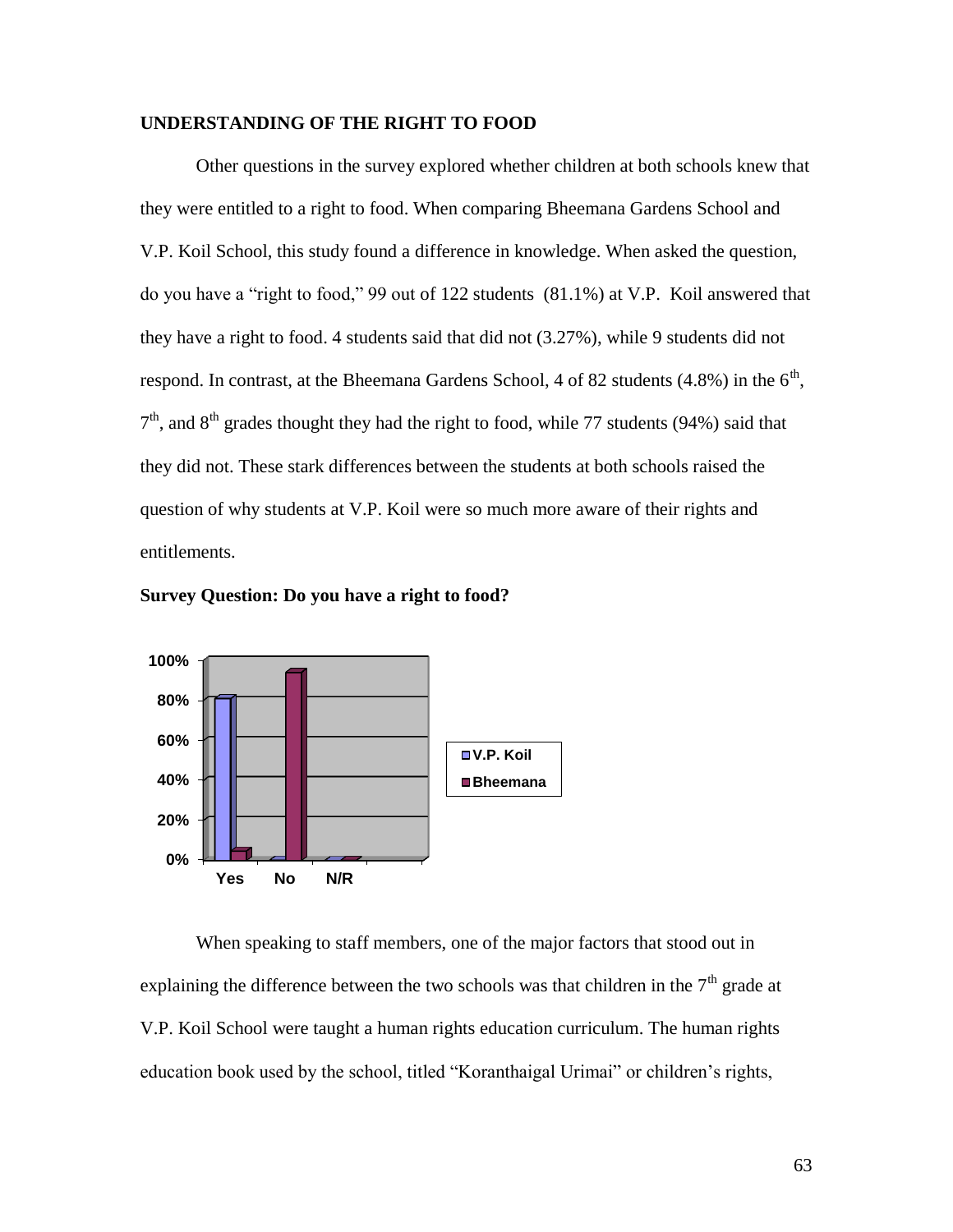**UNDERSTANDING OF THE RIGHT TO FOOD**

Other questions in the survey explored whether children at both schools knew that they were entitled to a right to food. When comparing Bheemana Gardens School and V.P. Koil School, this study found a difference in knowledge. When asked the question, do you have a "right to food," 99 out of 122 students (81.1%) at V.P. Koil answered that they have a right to food. 4 students said that did not (3.27%), while 9 students did not respond. In contrast, at the Bheemana Gardens School, 4 of 82 students (4.8%) in the 6th, 7th, and 8th grades thought they had the right to food, while 77 students (94%) said that they did not. These stark differences between the students at both schools raised the question of why students at V.P. Koil were so much more aware of their rights and entitlements.

**Survey Question: Do you have a right to food?**

When speaking to staff members, one of the major factors that stood out in explaining the difference between the two schools was that children in the 7th grade at V.P. Koil School were taught a human rights education curriculum. The human rights education book used by the school, titled "Koranthaigal Urimai" or children's rights,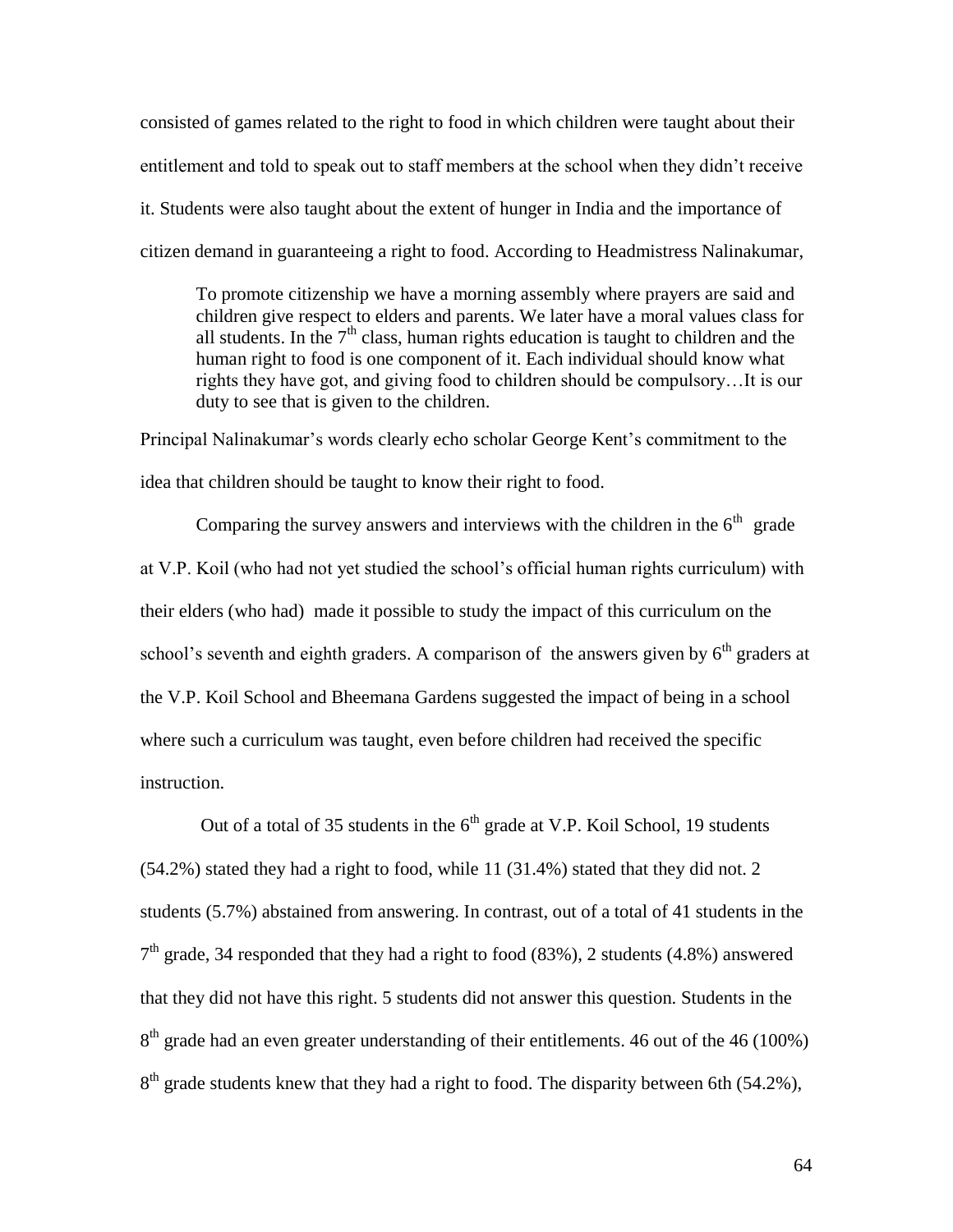consisted of games related to the right to food in which children were taught about their entitlement and told to speak out to staff members at the school when they didn't receive it. Students were also taught about the extent of hunger in India and the importance of citizen demand in guaranteeing a right to food. According to Headmistress Nalinakumar,

> To promote citizenship we have a morning assembly where prayers are said and children give respect to elders and parents. We later have a moral values class for all students. In the 7th class, human rights education is taught to children and the human right to food is one component of it. Each individual should know what rights they have got, and giving food to children should be compulsory…It is our duty to see that is given to the children.

Principal Nalinakumar's words clearly echo scholar George Kent's commitment to the idea that children should be taught to know their right to food.

Comparing the survey answers and interviews with the children in the 6th grade at V.P. Koil (who had not yet studied the school's official human rights curriculum) with their elders (who had) made it possible to study the impact of this curriculum on the school's seventh and eighth graders. A comparison of the answers given by 6th graders at the V.P. Koil School and Bheemana Gardens suggested the impact of being in a school where such a curriculum was taught, even before children had received the specific instruction.

Out of a total of 35 students in the 6th grade at V.P. Koil School, 19 students (54.2%) stated they had a right to food, while 11 (31.4%) stated that they did not. 2 students (5.7%) abstained from answering. In contrast, out of a total of 41 students in the 7th grade, 34 responded that they had a right to food (83%), 2 students (4.8%) answered that they did not have this right. 5 students did not answer this question. Students in the 8th grade had an even greater understanding of their entitlements. 46 out of the 46 (100%) 8th grade students knew that they had a right to food. The disparity between 6th (54.2%),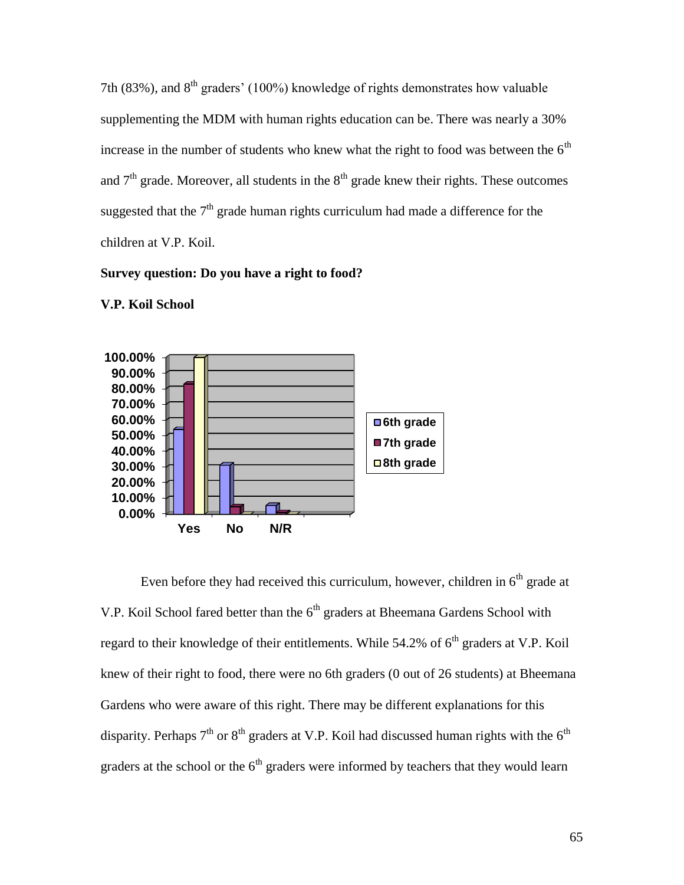7th (83%), and 8th graders' (100%) knowledge of rights demonstrates how valuable supplementing the MDM with human rights education can be. There was nearly a 30% increase in the number of students who knew what the right to food was between the 6th and 7th grade. Moreover, all students in the 8th grade knew their rights. These outcomes suggested that the 7th grade human rights curriculum had made a difference for the children at V.P. Koil.

**Survey question: Do you have a right to food?**

**V.P. Koil School**

Even before they had received this curriculum, however, children in 6th grade at V.P. Koil School fared better than the 6th graders at Bheemana Gardens School with regard to their knowledge of their entitlements. While 54.2% of 6th graders at V.P. Koil knew of their right to food, there were no 6th graders (0 out of 26 students) at Bheemana Gardens who were aware of this right. There may be different explanations for this disparity. Perhaps 7th or 8th graders at V.P. Koil had discussed human rights with the 6th graders at the school or the 6th graders were informed by teachers that they would learn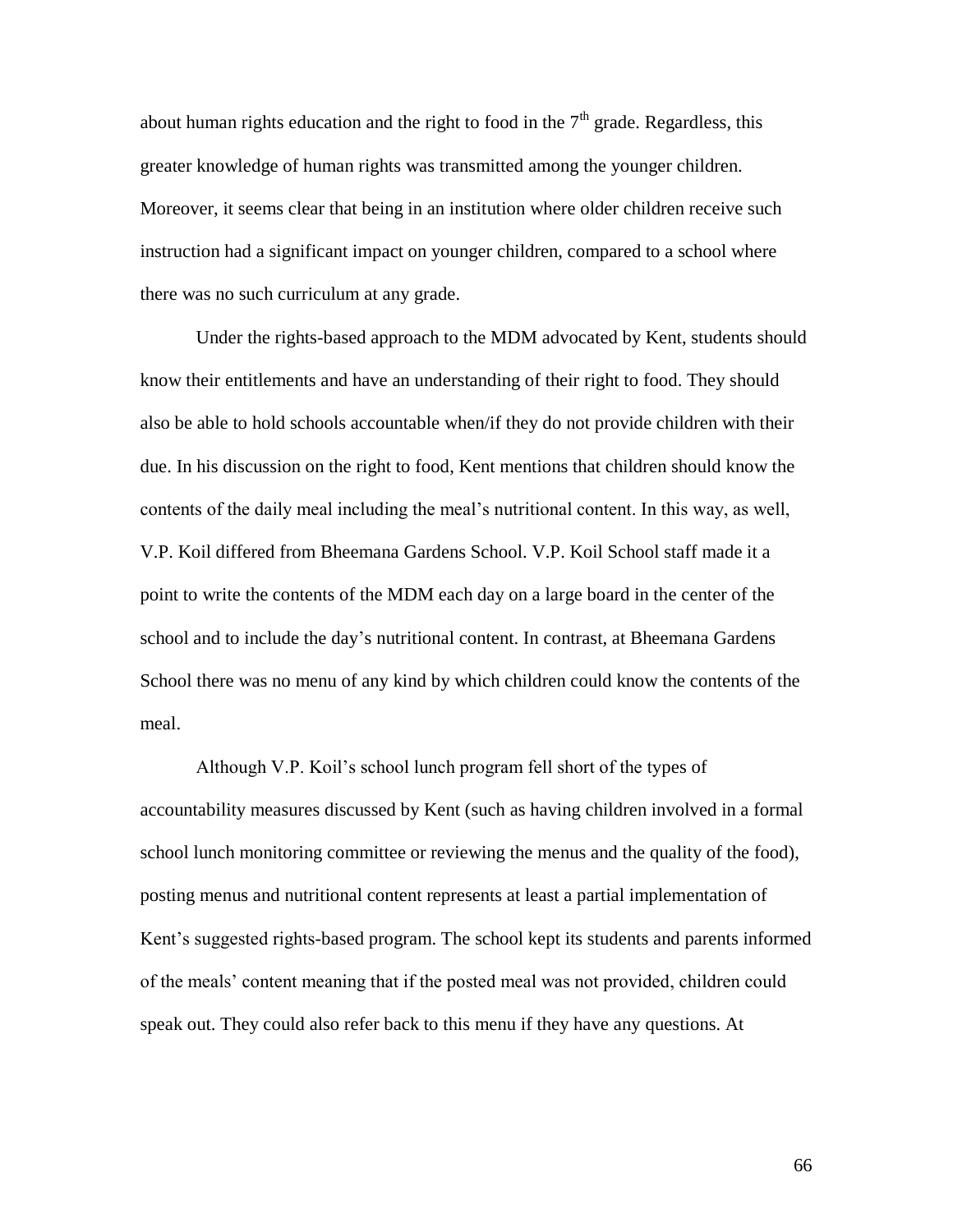about human rights education and the right to food in the 7$^{th}$ grade. Regardless, this greater knowledge of human rights was transmitted among the younger children. Moreover, it seems clear that being in an institution where older children receive such instruction had a significant impact on younger children, compared to a school where there was no such curriculum at any grade.

Under the rights-based approach to the MDM advocated by Kent, students should know their entitlements and have an understanding of their right to food. They should also be able to hold schools accountable when/if they do not provide children with their due. In his discussion on the right to food, Kent mentions that children should know the contents of the daily meal including the meal's nutritional content. In this way, as well, V.P. Koil differed from Bheemana Gardens School. V.P. Koil School staff made it a point to write the contents of the MDM each day on a large board in the center of the school and to include the day's nutritional content. In contrast, at Bheemana Gardens School there was no menu of any kind by which children could know the contents of the meal.

Although V.P. Koil's school lunch program fell short of the types of accountability measures discussed by Kent (such as having children involved in a formal school lunch monitoring committee or reviewing the menus and the quality of the food), posting menus and nutritional content represents at least a partial implementation of Kent's suggested rights-based program. The school kept its students and parents informed of the meals' content meaning that if the posted meal was not provided, children could speak out. They could also refer back to this menu if they have any questions. At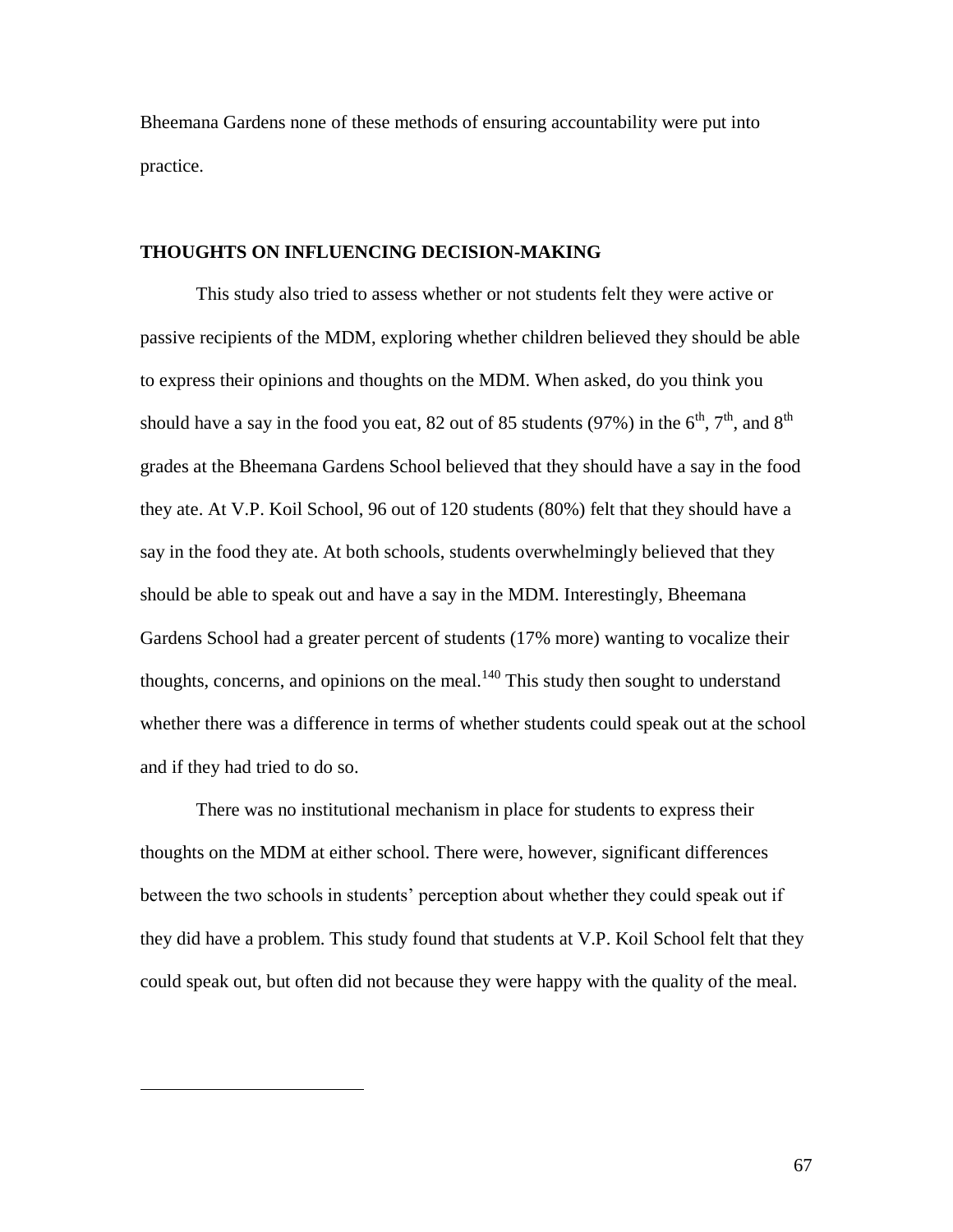Bheemana Gardens none of these methods of ensuring accountability were put into practice.

**THOUGHTS ON INFLUENCING DECISION-MAKING**

This study also tried to assess whether or not students felt they were active or passive recipients of the MDM, exploring whether children believed they should be able to express their opinions and thoughts on the MDM. When asked, do you think you should have a say in the food you eat, 82 out of 85 students (97%) in the 6th, 7th, and 8th grades at the Bheemana Gardens School believed that they should have a say in the food they ate. At V.P. Koil School, 96 out of 120 students (80%) felt that they should have a say in the food they ate. At both schools, students overwhelmingly believed that they should be able to speak out and have a say in the MDM. Interestingly, Bheemana Gardens School had a greater percent of students (17% more) wanting to vocalize their thoughts, concerns, and opinions on the meal.[140] This study then sought to understand whether there was a difference in terms of whether students could speak out at the school and if they had tried to do so.

There was no institutional mechanism in place for students to express their thoughts on the MDM at either school. There were, however, significant differences between the two schools in students' perception about whether they could speak out if they did have a problem. This study found that students at V.P. Koil School felt that they could speak out, but often did not because they were happy with the quality of the meal.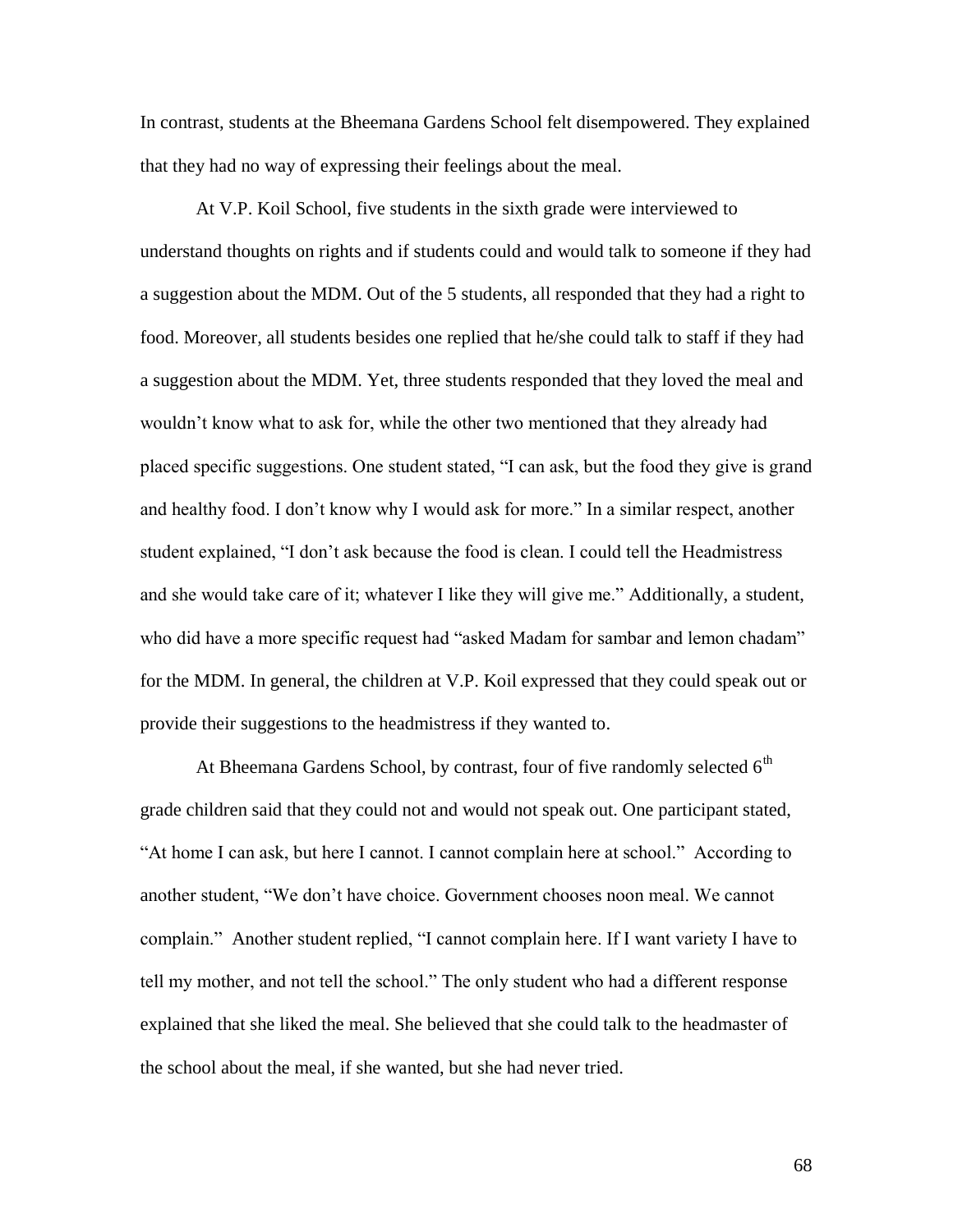In contrast, students at the Bheemana Gardens School felt disempowered. They explained that they had no way of expressing their feelings about the meal.

At V.P. Koil School, five students in the sixth grade were interviewed to understand thoughts on rights and if students could and would talk to someone if they had a suggestion about the MDM. Out of the 5 students, all responded that they had a right to food. Moreover, all students besides one replied that he/she could talk to staff if they had a suggestion about the MDM. Yet, three students responded that they loved the meal and wouldn't know what to ask for, while the other two mentioned that they already had placed specific suggestions. One student stated, "I can ask, but the food they give is grand and healthy food. I don't know why I would ask for more." In a similar respect, another student explained, "I don't ask because the food is clean. I could tell the Headmistress and she would take care of it; whatever I like they will give me." Additionally, a student, who did have a more specific request had "asked Madam for sambar and lemon chadam" for the MDM. In general, the children at V.P. Koil expressed that they could speak out or provide their suggestions to the headmistress if they wanted to.

At Bheemana Gardens School, by contrast, four of five randomly selected 6th grade children said that they could not and would not speak out. One participant stated, "At home I can ask, but here I cannot. I cannot complain here at school." According to another student, "We don't have choice. Government chooses noon meal. We cannot complain." Another student replied, "I cannot complain here. If I want variety I have to tell my mother, and not tell the school." The only student who had a different response explained that she liked the meal. She believed that she could talk to the headmaster of the school about the meal, if she wanted, but she had never tried.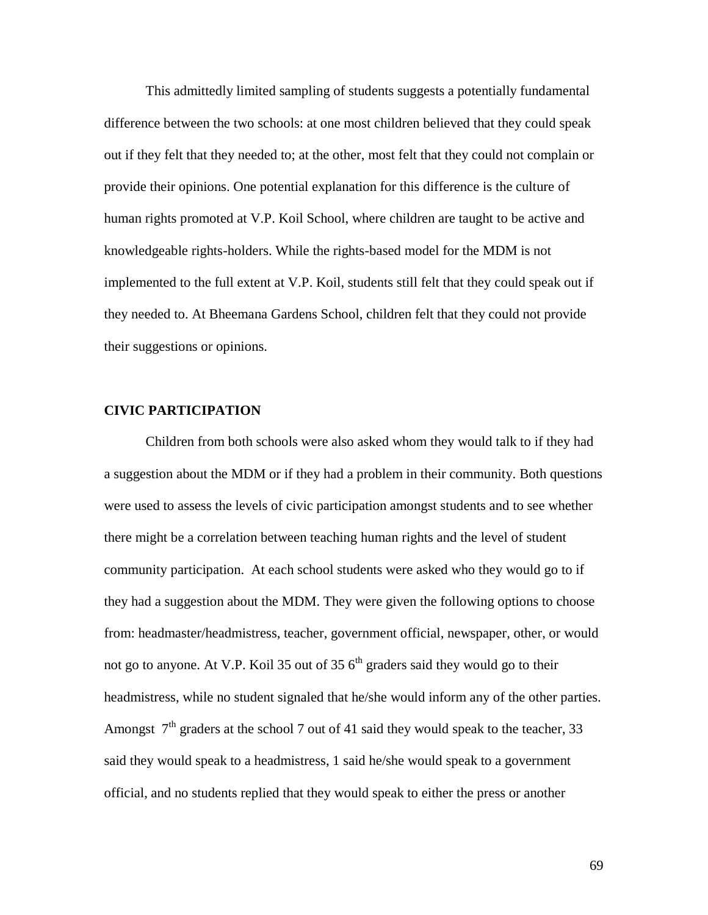This admittedly limited sampling of students suggests a potentially fundamental difference between the two schools: at one most children believed that they could speak out if they felt that they needed to; at the other, most felt that they could not complain or provide their opinions. One potential explanation for this difference is the culture of human rights promoted at V.P. Koil School, where children are taught to be active and knowledgeable rights-holders. While the rights-based model for the MDM is not implemented to the full extent at V.P. Koil, students still felt that they could speak out if they needed to. At Bheemana Gardens School, children felt that they could not provide their suggestions or opinions.

## CIVIC PARTICIPATION

Children from both schools were also asked whom they would talk to if they had a suggestion about the MDM or if they had a problem in their community. Both questions were used to assess the levels of civic participation amongst students and to see whether there might be a correlation between teaching human rights and the level of student community participation. At each school students were asked who they would go to if they had a suggestion about the MDM. They were given the following options to choose from: headmaster/headmistress, teacher, government official, newspaper, other, or would not go to anyone. At V.P. Koil 35 out of 35 6th graders said they would go to their headmistress, while no student signaled that he/she would inform any of the other parties. Amongst 7th graders at the school 7 out of 41 said they would speak to the teacher, 33 said they would speak to a headmistress, 1 said he/she would speak to a government official, and no students replied that they would speak to either the press or another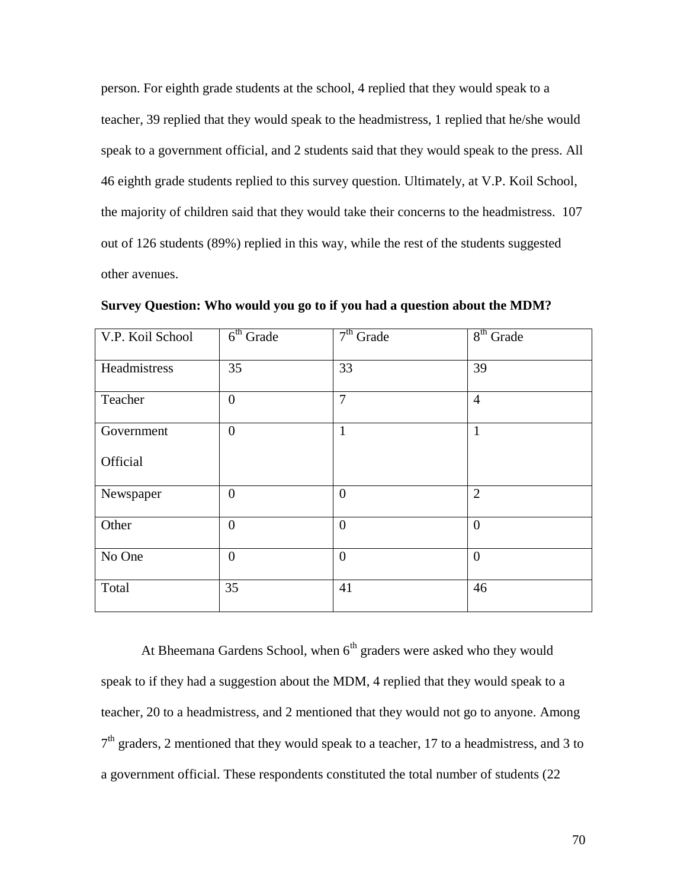person. For eighth grade students at the school, 4 replied that they would speak to a teacher, 39 replied that they would speak to the headmistress, 1 replied that he/she would speak to a government official, and 2 students said that they would speak to the press. All 46 eighth grade students replied to this survey question. Ultimately, at V.P. Koil School, the majority of children said that they would take their concerns to the headmistress. 107 out of 126 students (89%) replied in this way, while the rest of the students suggested other avenues.

**Survey Question: Who would you go to if you had a question about the MDM?**

| V.P. Koil School | 6th Grade | 7th Grade | 8th Grade |
|---|---|---|---|
| Headmistress | 35 | 33 | 39 |
| Teacher | 0 | 7 | 4 |
| Government Official | 0 | 1 | 1 |
| Newspaper | 0 | 0 | 2 |
| Other | 0 | 0 | 0 |
| No One | 0 | 0 | 0 |
| Total | 35 | 41 | 46 |

At Bheemana Gardens School, when 6th graders were asked who they would speak to if they had a suggestion about the MDM, 4 replied that they would speak to a teacher, 20 to a headmistress, and 2 mentioned that they would not go to anyone. Among 7th graders, 2 mentioned that they would speak to a teacher, 17 to a headmistress, and 3 to a government official. These respondents constituted the total number of students (22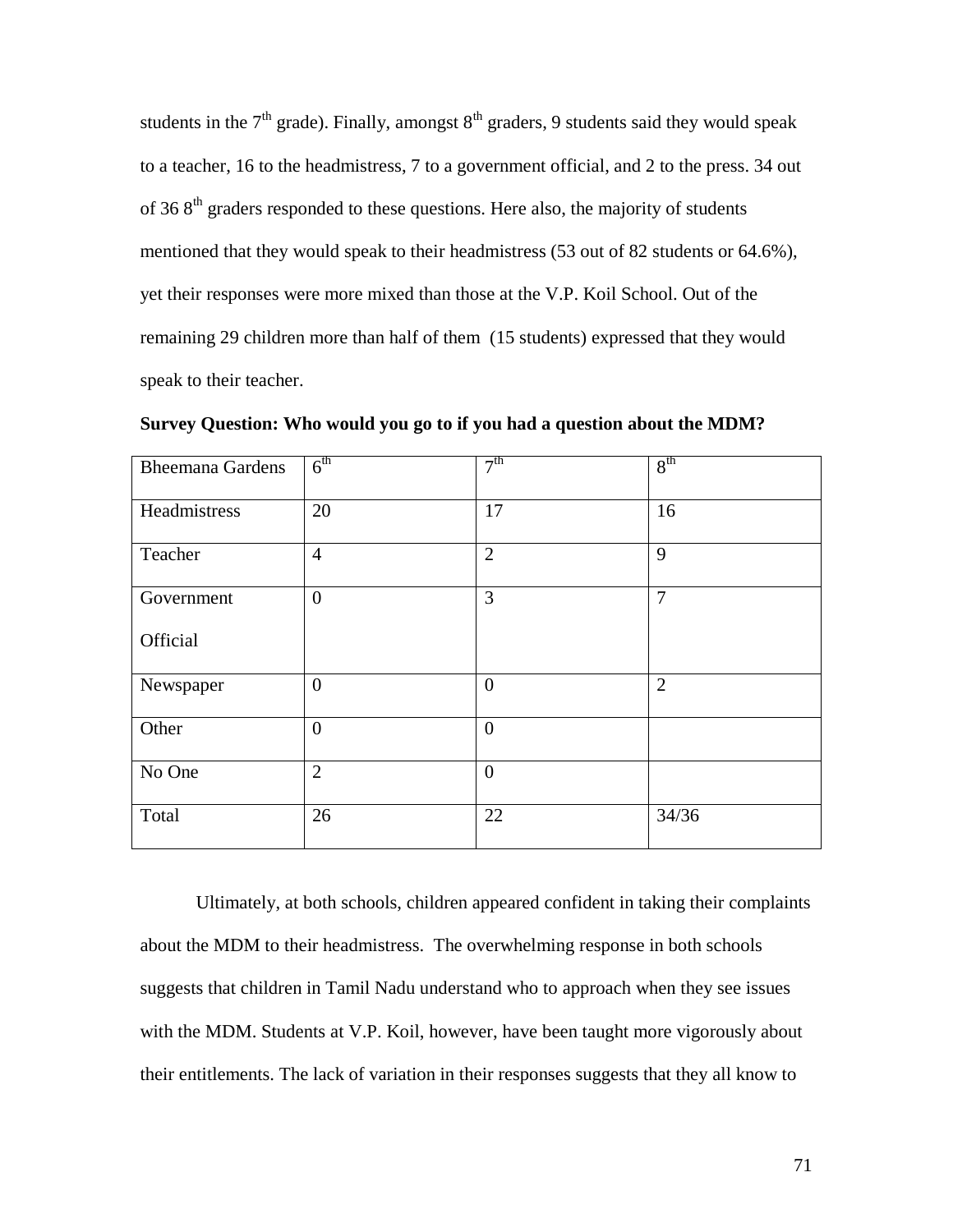students in the 7th grade). Finally, amongst 8th graders, 9 students said they would speak to a teacher, 16 to the headmistress, 7 to a government official, and 2 to the press. 34 out of 36 8th graders responded to these questions. Here also, the majority of students mentioned that they would speak to their headmistress (53 out of 82 students or 64.6%), yet their responses were more mixed than those at the V.P. Koil School. Out of the remaining 29 children more than half of them (15 students) expressed that they would speak to their teacher.

**Survey Question: Who would you go to if you had a question about the MDM?**

| Bheemana Gardens | 6th | 7th | 8th |
|---|---|---|---|
| Headmistress | 20 | 17 | 16 |
| Teacher | 4 | 2 | 9 |
| Government Official | 0 | 3 | 7 |
| Newspaper | 0 | 0 | 2 |
| Other | 0 | 0 | |
| No One | 2 | 0 | |
| Total | 26 | 22 | 34/36 |

Ultimately, at both schools, children appeared confident in taking their complaints about the MDM to their headmistress. The overwhelming response in both schools suggests that children in Tamil Nadu understand who to approach when they see issues with the MDM. Students at V.P. Koil, however, have been taught more vigorously about their entitlements. The lack of variation in their responses suggests that they all know to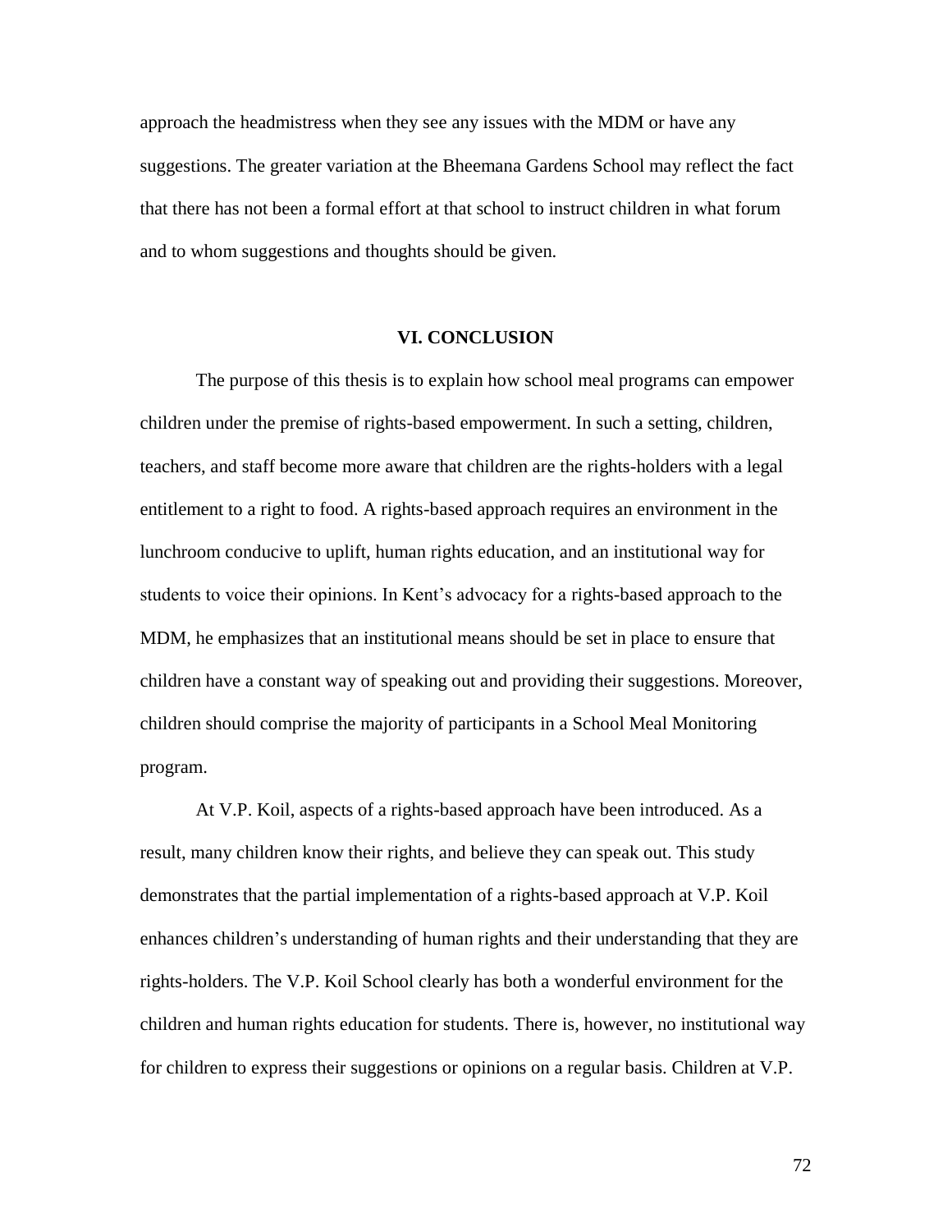approach the headmistress when they see any issues with the MDM or have any suggestions. The greater variation at the Bheemana Gardens School may reflect the fact that there has not been a formal effort at that school to instruct children in what forum and to whom suggestions and thoughts should be given.

## VI. CONCLUSION

The purpose of this thesis is to explain how school meal programs can empower children under the premise of rights-based empowerment. In such a setting, children, teachers, and staff become more aware that children are the rights-holders with a legal entitlement to a right to food. A rights-based approach requires an environment in the lunchroom conducive to uplift, human rights education, and an institutional way for students to voice their opinions. In Kent's advocacy for a rights-based approach to the MDM, he emphasizes that an institutional means should be set in place to ensure that children have a constant way of speaking out and providing their suggestions. Moreover, children should comprise the majority of participants in a School Meal Monitoring program.

At V.P. Koil, aspects of a rights-based approach have been introduced. As a result, many children know their rights, and believe they can speak out. This study demonstrates that the partial implementation of a rights-based approach at V.P. Koil enhances children's understanding of human rights and their understanding that they are rights-holders. The V.P. Koil School clearly has both a wonderful environment for the children and human rights education for students. There is, however, no institutional way for children to express their suggestions or opinions on a regular basis. Children at V.P.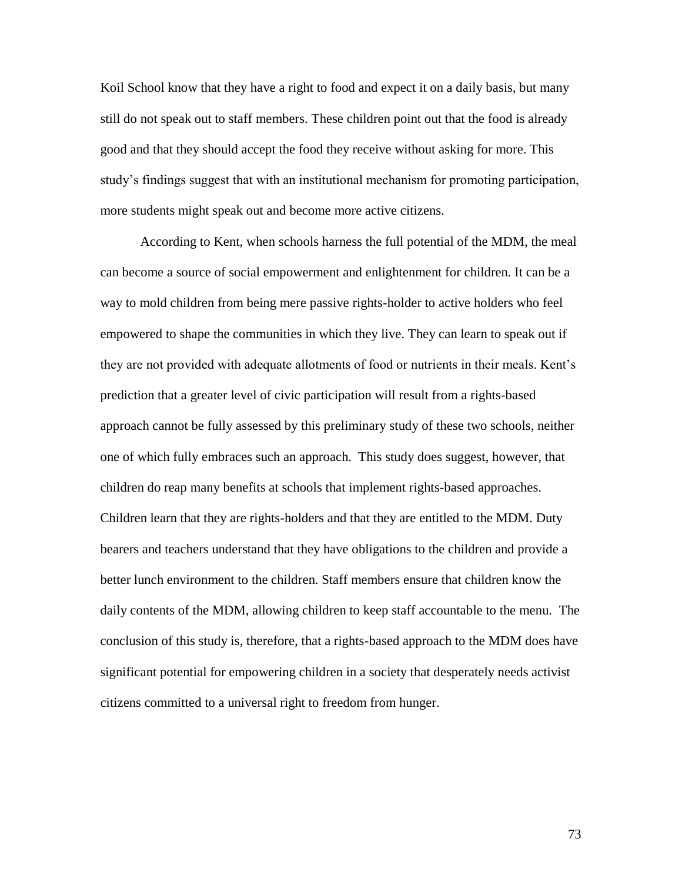Koil School know that they have a right to food and expect it on a daily basis, but many still do not speak out to staff members. These children point out that the food is already good and that they should accept the food they receive without asking for more. This study's findings suggest that with an institutional mechanism for promoting participation, more students might speak out and become more active citizens.

According to Kent, when schools harness the full potential of the MDM, the meal can become a source of social empowerment and enlightenment for children. It can be a way to mold children from being mere passive rights-holder to active holders who feel empowered to shape the communities in which they live. They can learn to speak out if they are not provided with adequate allotments of food or nutrients in their meals. Kent's prediction that a greater level of civic participation will result from a rights-based approach cannot be fully assessed by this preliminary study of these two schools, neither one of which fully embraces such an approach. This study does suggest, however, that children do reap many benefits at schools that implement rights-based approaches. Children learn that they are rights-holders and that they are entitled to the MDM. Duty bearers and teachers understand that they have obligations to the children and provide a better lunch environment to the children. Staff members ensure that children know the daily contents of the MDM, allowing children to keep staff accountable to the menu. The conclusion of this study is, therefore, that a rights-based approach to the MDM does have significant potential for empowering children in a society that desperately needs activist citizens committed to a universal right to freedom from hunger.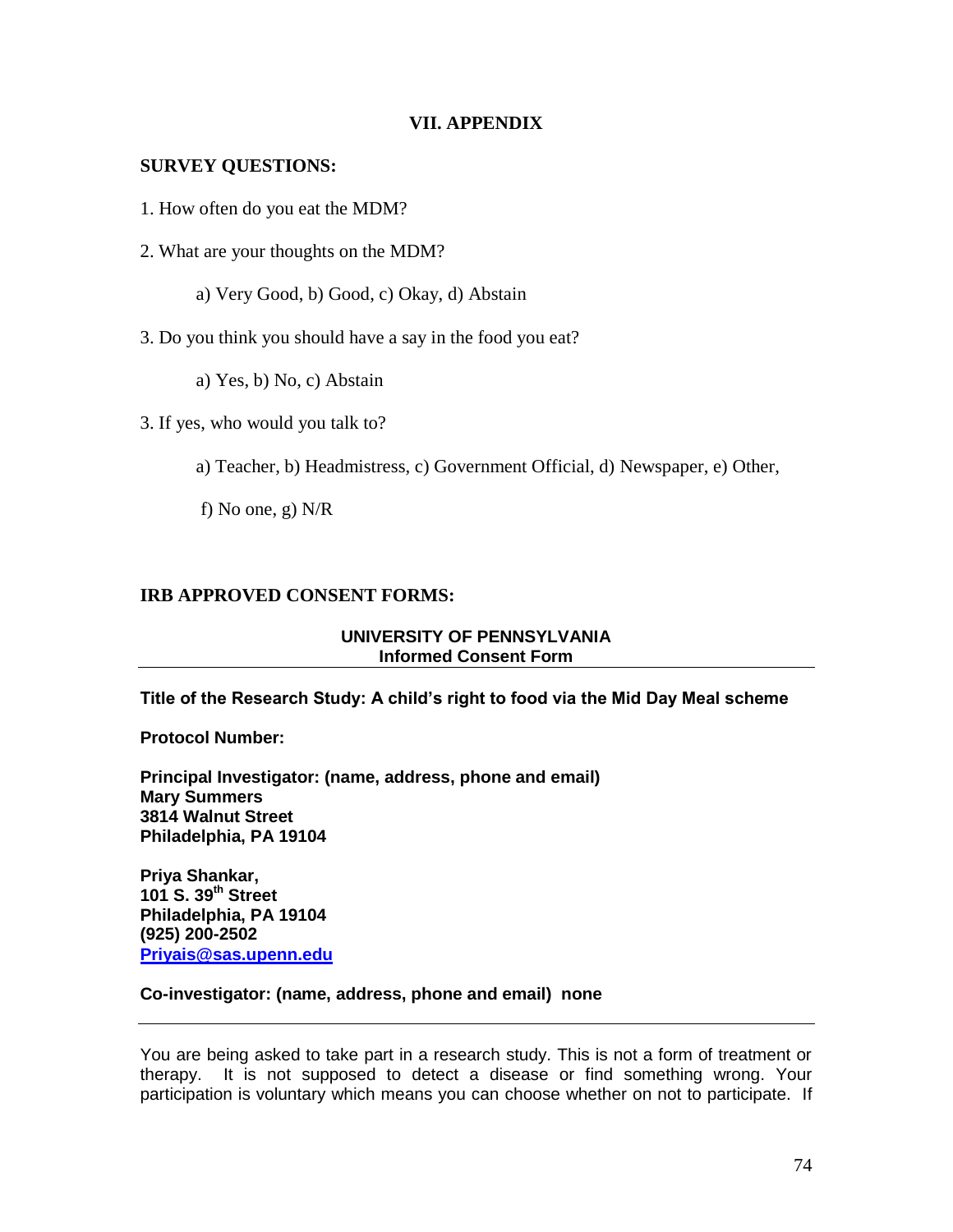# VII. APPENDIX

## SURVEY QUESTIONS:

1. How often do you eat the MDM?

2. What are your thoughts on the MDM?

   a) Very Good, b) Good, c) Okay, d) Abstain

3. Do you think you should have a say in the food you eat?

   a) Yes, b) No, c) Abstain

3. If yes, who would you talk to?

   a) Teacher, b) Headmistress, c) Government Official, d) Newspaper, e) Other,

   f) No one, g) N/R

## IRB APPROVED CONSENT FORMS:

**UNIVERSITY OF PENNSYLVANIA**
**Informed Consent Form**

---

**Title of the Research Study: A child's right to food via the Mid Day Meal scheme**

**Protocol Number:**

**Principal Investigator: (name, address, phone and email)**
**Mary Summers**
**3814 Walnut Street**
**Philadelphia, PA 19104**

**Priya Shankar,**
**101 S. 39th Street**
**Philadelphia, PA 19104**
**(925) 200-2502**
**[Priyais@sas.upenn.edu](mailto:Priyais@sas.upenn.edu)**

**Co-investigator: (name, address, phone and email) none**

---

You are being asked to take part in a research study. This is not a form of treatment or therapy. It is not supposed to detect a disease or find something wrong. Your participation is voluntary which means you can choose whether on not to participate. If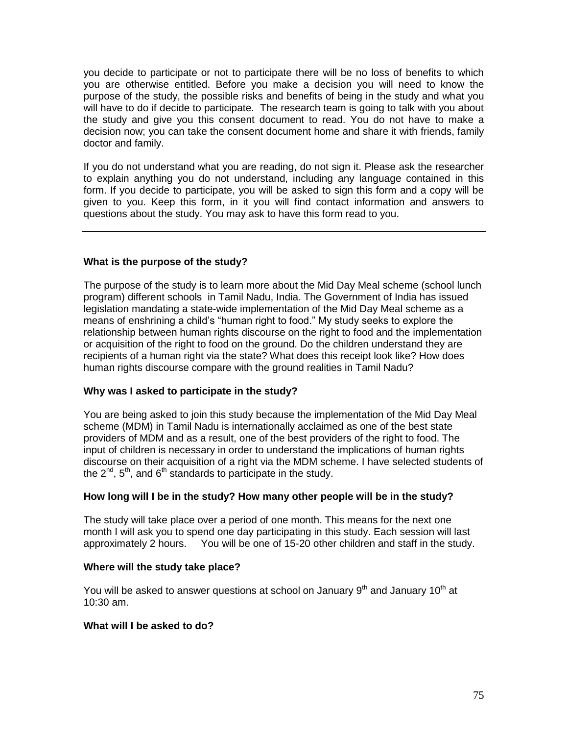you decide to participate or not to participate there will be no loss of benefits to which you are otherwise entitled. Before you make a decision you will need to know the purpose of the study, the possible risks and benefits of being in the study and what you will have to do if decide to participate. The research team is going to talk with you about the study and give you this consent document to read. You do not have to make a decision now; you can take the consent document home and share it with friends, family doctor and family.

If you do not understand what you are reading, do not sign it. Please ask the researcher to explain anything you do not understand, including any language contained in this form. If you decide to participate, you will be asked to sign this form and a copy will be given to you. Keep this form, in it you will find contact information and answers to questions about the study. You may ask to have this form read to you.

---

**What is the purpose of the study?**

The purpose of the study is to learn more about the Mid Day Meal scheme (school lunch program) different schools in Tamil Nadu, India. The Government of India has issued legislation mandating a state-wide implementation of the Mid Day Meal scheme as a means of enshrining a child's "human right to food." My study seeks to explore the relationship between human rights discourse on the right to food and the implementation or acquisition of the right to food on the ground. Do the children understand they are recipients of a human right via the state? What does this receipt look like? How does human rights discourse compare with the ground realities in Tamil Nadu?

**Why was I asked to participate in the study?**

You are being asked to join this study because the implementation of the Mid Day Meal scheme (MDM) in Tamil Nadu is internationally acclaimed as one of the best state providers of MDM and as a result, one of the best providers of the right to food. The input of children is necessary in order to understand the implications of human rights discourse on their acquisition of a right via the MDM scheme. I have selected students of the 2nd, 5th, and 6th standards to participate in the study.

**How long will I be in the study? How many other people will be in the study?**

The study will take place over a period of one month. This means for the next one month I will ask you to spend one day participating in this study. Each session will last approximately 2 hours. You will be one of 15-20 other children and staff in the study.

**Where will the study take place?**

You will be asked to answer questions at school on January 9th and January 10th at 10:30 am.

**What will I be asked to do?**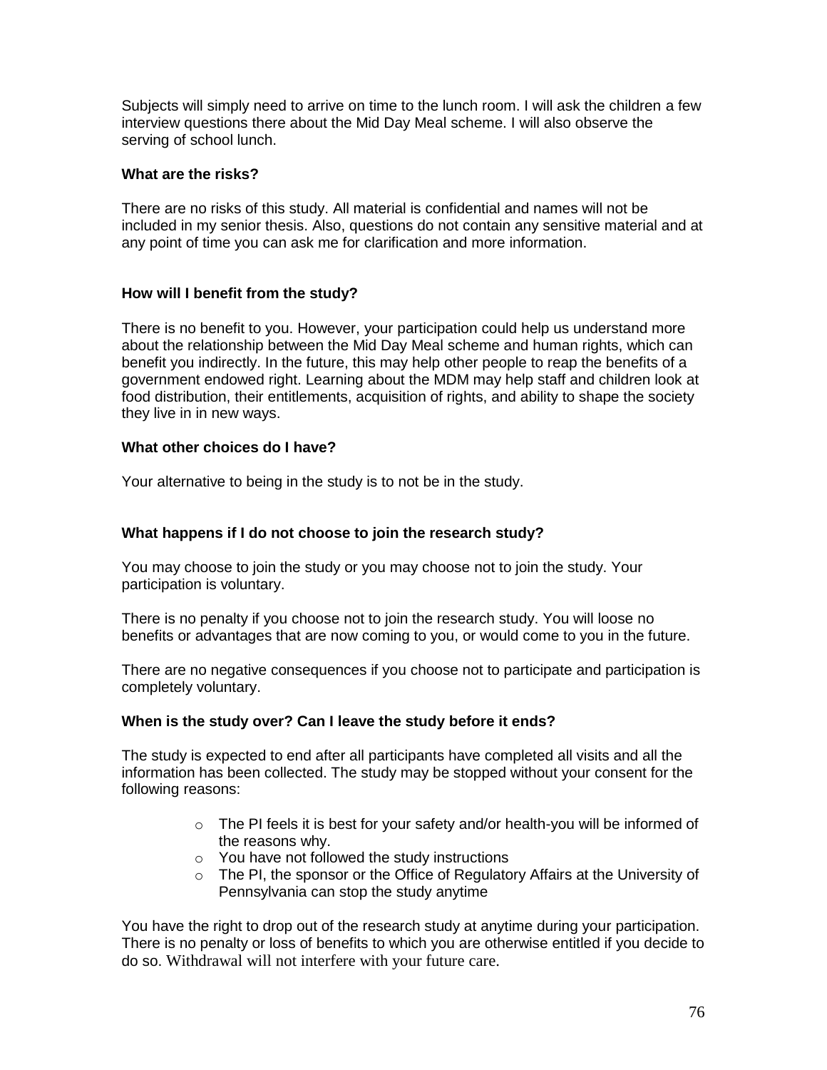Subjects will simply need to arrive on time to the lunch room. I will ask the children a few interview questions there about the Mid Day Meal scheme. I will also observe the serving of school lunch.

**What are the risks?**

There are no risks of this study. All material is confidential and names will not be included in my senior thesis. Also, questions do not contain any sensitive material and at any point of time you can ask me for clarification and more information.

**How will I benefit from the study?**

There is no benefit to you. However, your participation could help us understand more about the relationship between the Mid Day Meal scheme and human rights, which can benefit you indirectly. In the future, this may help other people to reap the benefits of a government endowed right. Learning about the MDM may help staff and children look at food distribution, their entitlements, acquisition of rights, and ability to shape the society they live in in new ways.

**What other choices do I have?**

Your alternative to being in the study is to not be in the study.

**What happens if I do not choose to join the research study?**

You may choose to join the study or you may choose not to join the study. Your participation is voluntary.

There is no penalty if you choose not to join the research study. You will loose no benefits or advantages that are now coming to you, or would come to you in the future.

There are no negative consequences if you choose not to participate and participation is completely voluntary.

**When is the study over? Can I leave the study before it ends?**

The study is expected to end after all participants have completed all visits and all the information has been collected. The study may be stopped without your consent for the following reasons:

- The PI feels it is best for your safety and/or health-you will be informed of the reasons why.
- You have not followed the study instructions
- The PI, the sponsor or the Office of Regulatory Affairs at the University of Pennsylvania can stop the study anytime

You have the right to drop out of the research study at anytime during your participation. There is no penalty or loss of benefits to which you are otherwise entitled if you decide to do so. Withdrawal will not interfere with your future care.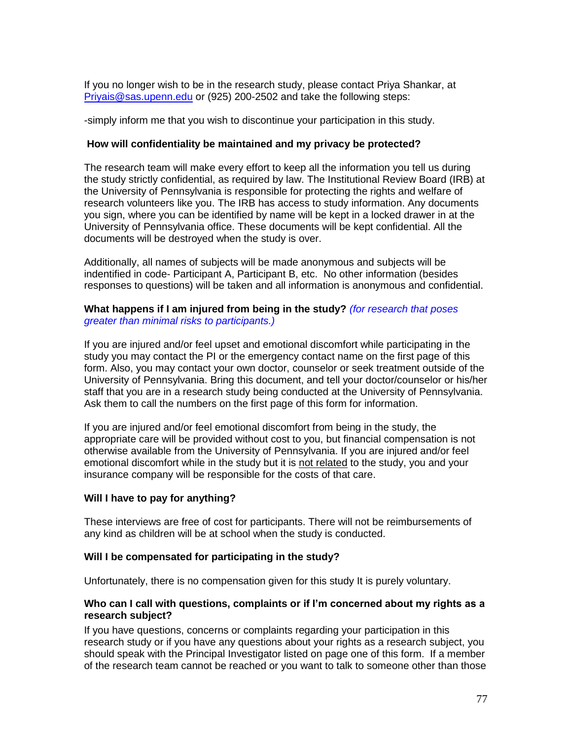If you no longer wish to be in the research study, please contact Priya Shankar, at Priyais@sas.upenn.edu or (925) 200-2502 and take the following steps:

-simply inform me that you wish to discontinue your participation in this study.

**How will confidentiality be maintained and my privacy be protected?**

The research team will make every effort to keep all the information you tell us during the study strictly confidential, as required by law. The Institutional Review Board (IRB) at the University of Pennsylvania is responsible for protecting the rights and welfare of research volunteers like you. The IRB has access to study information. Any documents you sign, where you can be identified by name will be kept in a locked drawer in at the University of Pennsylvania office. These documents will be kept confidential. All the documents will be destroyed when the study is over.

Additionally, all names of subjects will be made anonymous and subjects will be indentified in code- Participant A, Participant B, etc. No other information (besides responses to questions) will be taken and all information is anonymous and confidential.

**What happens if I am injured from being in the study?** *(for research that poses greater than minimal risks to participants.)*

If you are injured and/or feel upset and emotional discomfort while participating in the study you may contact the PI or the emergency contact name on the first page of this form. Also, you may contact your own doctor, counselor or seek treatment outside of the University of Pennsylvania. Bring this document, and tell your doctor/counselor or his/her staff that you are in a research study being conducted at the University of Pennsylvania. Ask them to call the numbers on the first page of this form for information.

If you are injured and/or feel emotional discomfort from being in the study, the appropriate care will be provided without cost to you, but financial compensation is not otherwise available from the University of Pennsylvania. If you are injured and/or feel emotional discomfort while in the study but it is not related to the study, you and your insurance company will be responsible for the costs of that care.

**Will I have to pay for anything?**

These interviews are free of cost for participants. There will not be reimbursements of any kind as children will be at school when the study is conducted.

**Will I be compensated for participating in the study?**

Unfortunately, there is no compensation given for this study It is purely voluntary.

**Who can I call with questions, complaints or if I'm concerned about my rights as a research subject?**

If you have questions, concerns or complaints regarding your participation in this research study or if you have any questions about your rights as a research subject, you should speak with the Principal Investigator listed on page one of this form. If a member of the research team cannot be reached or you want to talk to someone other than those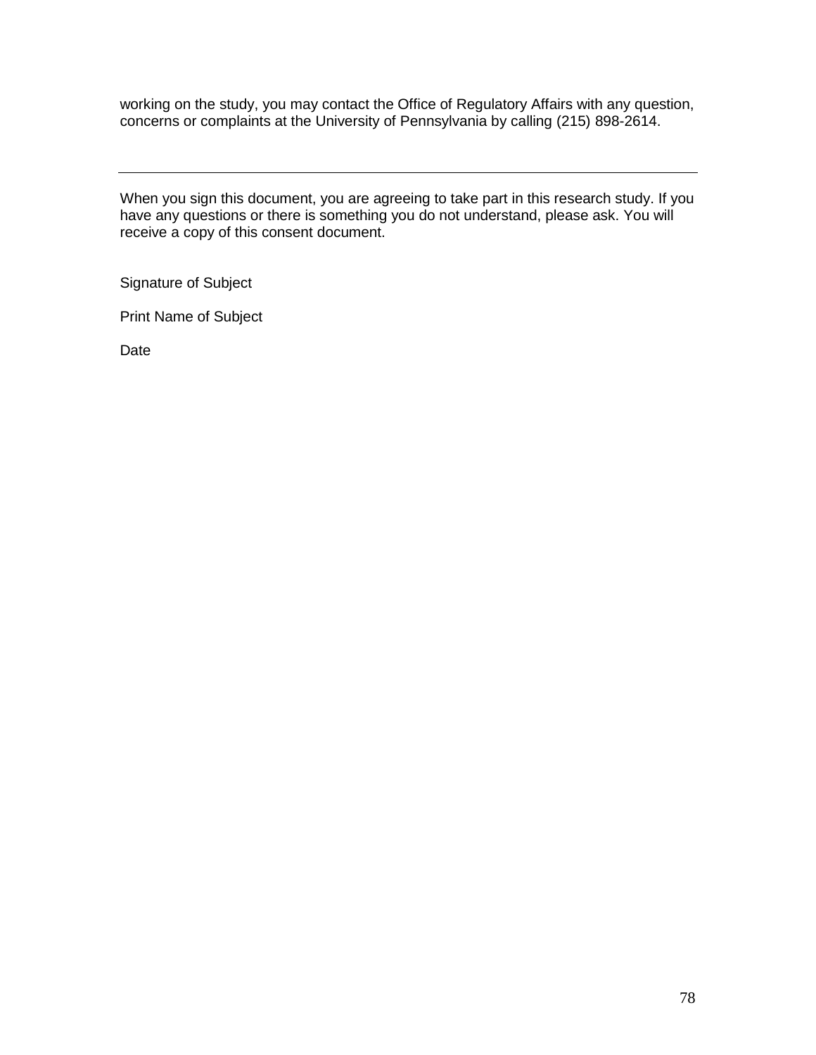working on the study, you may contact the Office of Regulatory Affairs with any question, concerns or complaints at the University of Pennsylvania by calling (215) 898-2614.

---

When you sign this document, you are agreeing to take part in this research study. If you have any questions or there is something you do not understand, please ask. You will receive a copy of this consent document.

Signature of Subject

Print Name of Subject

Date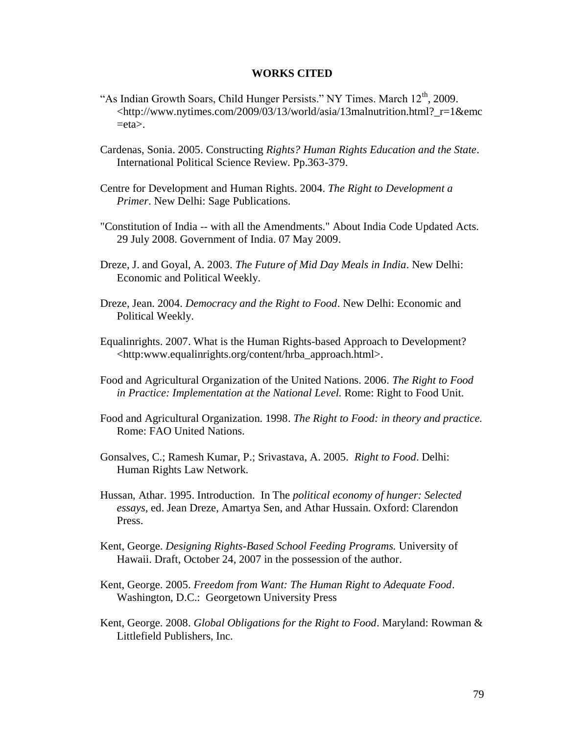# WORKS CITED

"As Indian Growth Soars, Child Hunger Persists." NY Times. March 12th, 2009. <http://www.nytimes.com/2009/03/13/world/asia/13malnutrition.html?_r=1&emc=eta>.

Cardenas, Sonia. 2005. Constructing *Rights? Human Rights Education and the State*. International Political Science Review. Pp.363-379.

Centre for Development and Human Rights. 2004. *The Right to Development a Primer*. New Delhi: Sage Publications.

"Constitution of India -- with all the Amendments." About India Code Updated Acts. 29 July 2008. Government of India. 07 May 2009.

Dreze, J. and Goyal, A. 2003. *The Future of Mid Day Meals in India*. New Delhi: Economic and Political Weekly.

Dreze, Jean. 2004. *Democracy and the Right to Food*. New Delhi: Economic and Political Weekly.

Equalinrights. 2007. What is the Human Rights-based Approach to Development? <http:www.equalinrights.org/content/hrba_approach.html>.

Food and Agricultural Organization of the United Nations. 2006. *The Right to Food in Practice: Implementation at the National Level.* Rome: Right to Food Unit.

Food and Agricultural Organization. 1998. *The Right to Food: in theory and practice.* Rome: FAO United Nations.

Gonsalves, C.; Ramesh Kumar, P.; Srivastava, A. 2005. *Right to Food*. Delhi: Human Rights Law Network.

Hussan, Athar. 1995. Introduction. In The *political economy of hunger: Selected essays*, ed. Jean Dreze, Amartya Sen, and Athar Hussain. Oxford: Clarendon Press.

Kent, George. *Designing Rights-Based School Feeding Programs.* University of Hawaii. Draft, October 24, 2007 in the possession of the author.

Kent, George. 2005. *Freedom from Want: The Human Right to Adequate Food*. Washington, D.C.: Georgetown University Press

Kent, George. 2008. *Global Obligations for the Right to Food*. Maryland: Rowman & Littlefield Publishers, Inc.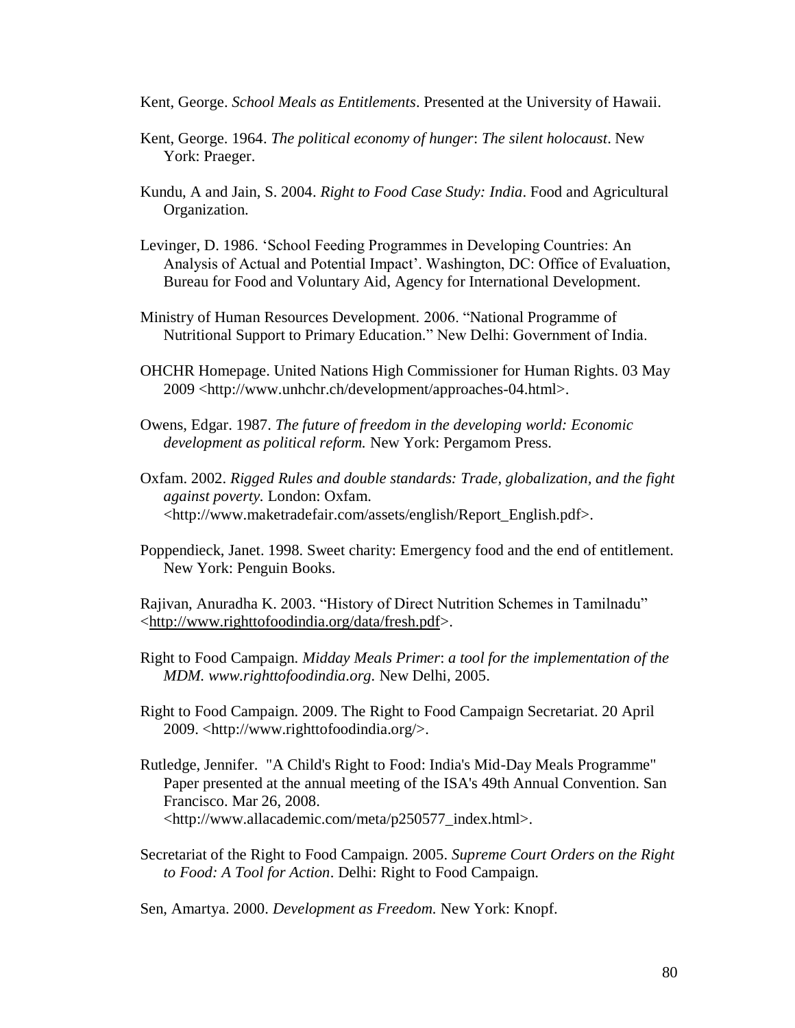Kent, George. *School Meals as Entitlements*. Presented at the University of Hawaii.

Kent, George. 1964. *The political economy of hunger*: *The silent holocaust*. New York: Praeger.

Kundu, A and Jain, S. 2004. *Right to Food Case Study: India*. Food and Agricultural Organization.

Levinger, D. 1986. 'School Feeding Programmes in Developing Countries: An Analysis of Actual and Potential Impact'. Washington, DC: Office of Evaluation, Bureau for Food and Voluntary Aid, Agency for International Development.

Ministry of Human Resources Development. 2006. "National Programme of Nutritional Support to Primary Education." New Delhi: Government of India.

OHCHR Homepage. United Nations High Commissioner for Human Rights. 03 May 2009 <http://www.unhchr.ch/development/approaches-04.html>.

Owens, Edgar. 1987. *The future of freedom in the developing world: Economic development as political reform.* New York: Pergamom Press.

Oxfam. 2002. *Rigged Rules and double standards: Trade, globalization, and the fight against poverty.* London: Oxfam. <http://www.maketradefair.com/assets/english/Report_English.pdf>.

Poppendieck, Janet. 1998. Sweet charity: Emergency food and the end of entitlement. New York: Penguin Books.

Rajivan, Anuradha K. 2003. "History of Direct Nutrition Schemes in Tamilnadu" <http://www.righttofoodindia.org/data/fresh.pdf>.

Right to Food Campaign. *Midday Meals Primer*: *a tool for the implementation of the MDM. www.righttofoodindia.org.* New Delhi, 2005.

Right to Food Campaign. 2009. The Right to Food Campaign Secretariat. 20 April 2009. <http://www.righttofoodindia.org/>.

Rutledge, Jennifer. "A Child's Right to Food: India's Mid-Day Meals Programme" Paper presented at the annual meeting of the ISA's 49th Annual Convention. San Francisco. Mar 26, 2008. <http://www.allacademic.com/meta/p250577_index.html>.

Secretariat of the Right to Food Campaign. 2005. *Supreme Court Orders on the Right to Food: A Tool for Action*. Delhi: Right to Food Campaign.

Sen, Amartya. 2000. *Development as Freedom.* New York: Knopf.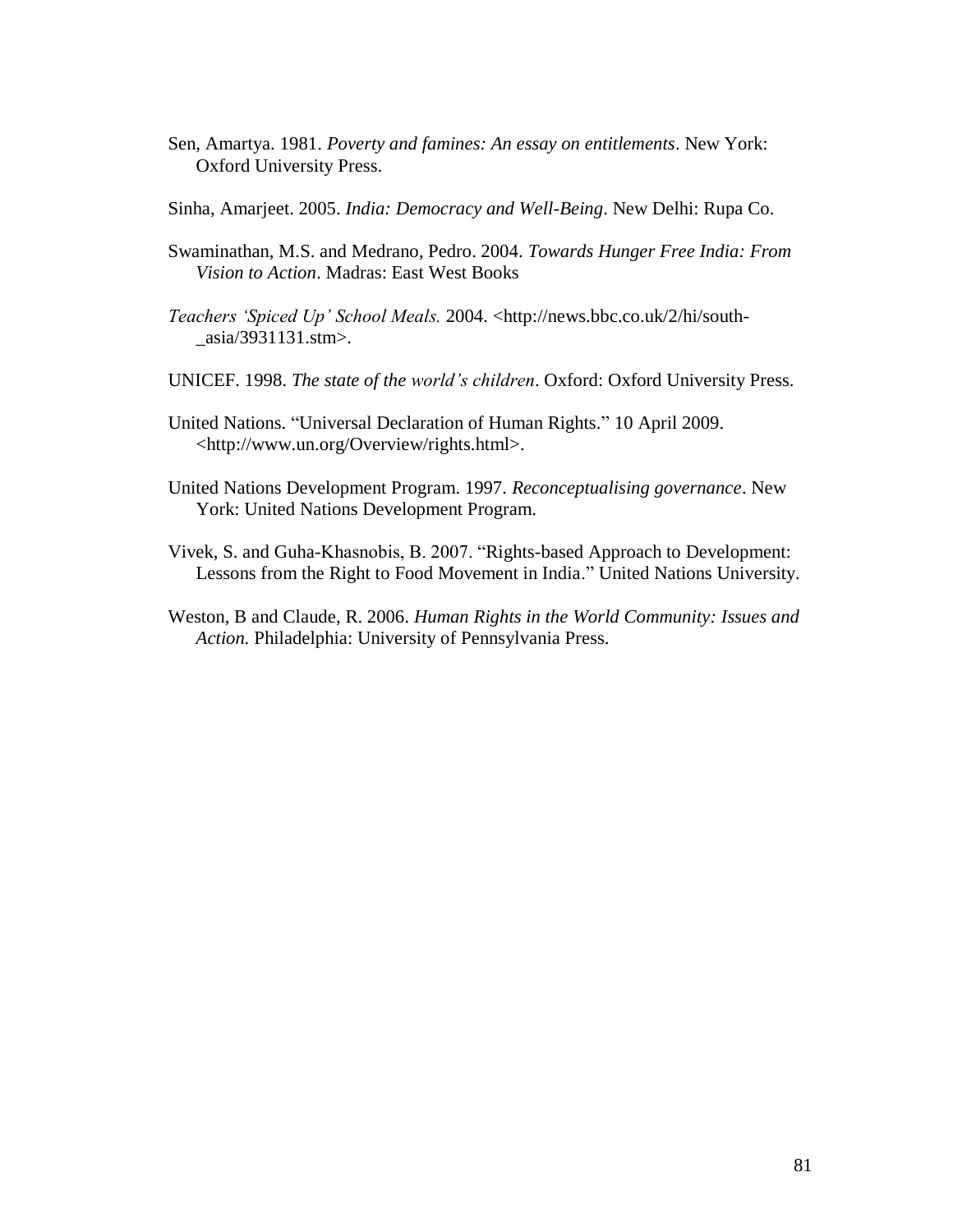Sen, Amartya. 1981. *Poverty and famines: An essay on entitlements*. New York: Oxford University Press.

Sinha, Amarjeet. 2005. *India: Democracy and Well-Being*. New Delhi: Rupa Co.

Swaminathan, M.S. and Medrano, Pedro. 2004. *Towards Hunger Free India: From Vision to Action*. Madras: East West Books

*Teachers 'Spiced Up' School Meals.* 2004. <http://news.bbc.co.uk/2/hi/south-_asia/3931131.stm>.

UNICEF. 1998. *The state of the world's children*. Oxford: Oxford University Press.

United Nations. "Universal Declaration of Human Rights." 10 April 2009. <http://www.un.org/Overview/rights.html>.

United Nations Development Program. 1997. *Reconceptualising governance*. New York: United Nations Development Program.

Vivek, S. and Guha-Khasnobis, B. 2007. "Rights-based Approach to Development: Lessons from the Right to Food Movement in India." United Nations University.

Weston, B and Claude, R. 2006. *Human Rights in the World Community: Issues and Action.* Philadelphia: University of Pennsylvania Press.